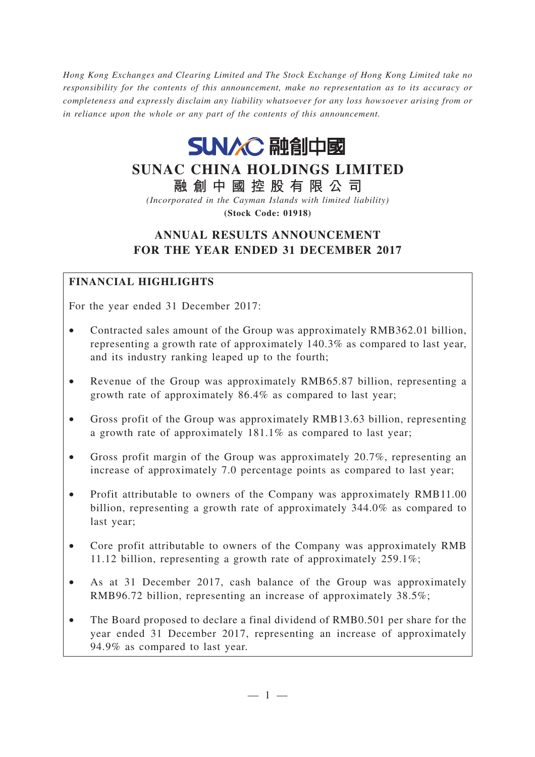*Hong Kong Exchanges and Clearing Limited and The Stock Exchange of Hong Kong Limited take no responsibility for the contents of this announcement, make no representation as to its accuracy or completeness and expressly disclaim any liability whatsoever for any loss howsoever arising from or in reliance upon the whole or any part of the contents of this announcement.*

SUNAC 融創中國

# SUNAC CHINA HOLDINGS LIMITED

## 融創中國控股有限公司

*(Incorporated in the Cayman Islands with limited liability)*

**(Stock Code: 01918)**

## ANNUAL RESULTS ANNOUNCEMENT FOR THE YEAR ENDED 31 DECEMBER 2017

### FINANCIAL HIGHLIGHTS

For the year ended 31 December 2017:

- Contracted sales amount of the Group was approximately RMB362.01 billion, representing a growth rate of approximately 140.3% as compared to last year, and its industry ranking leaped up to the fourth;
- Revenue of the Group was approximately RMB65.87 billion, representing a growth rate of approximately 86.4% as compared to last year;
- Gross profit of the Group was approximately RMB13.63 billion, representing a growth rate of approximately 181.1% as compared to last year;
- Gross profit margin of the Group was approximately 20.7%, representing an increase of approximately 7.0 percentage points as compared to last year;
- Profit attributable to owners of the Company was approximately RMB11.00 billion, representing a growth rate of approximately 344.0% as compared to last year;
- Core profit attributable to owners of the Company was approximately RMB 11.12 billion, representing a growth rate of approximately 259.1%;
- As at 31 December 2017, cash balance of the Group was approximately RMB96.72 billion, representing an increase of approximately 38.5%;
- The Board proposed to declare a final dividend of RMB0.501 per share for the year ended 31 December 2017, representing an increase of approximately 94.9% as compared to last year.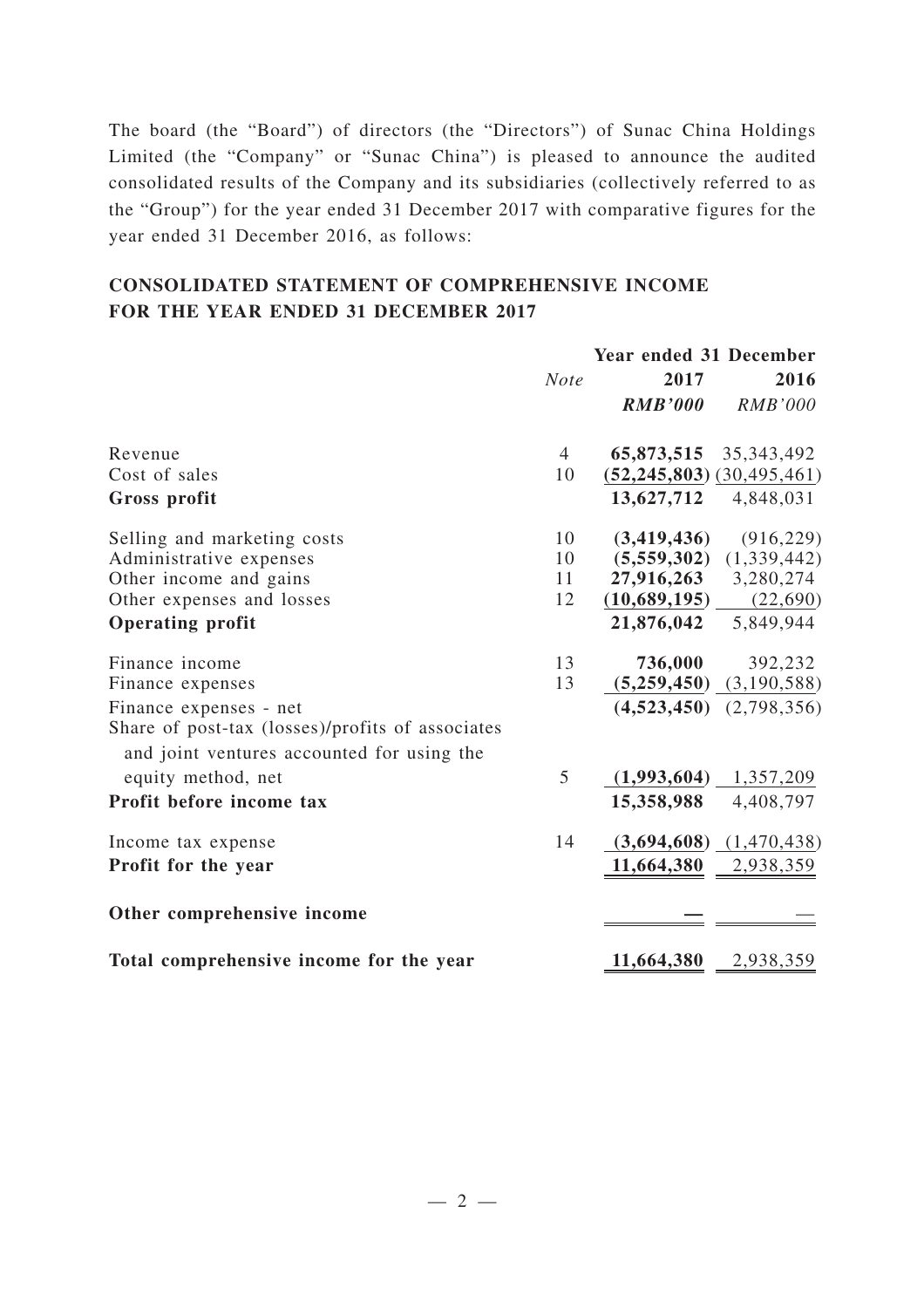The board (the "Board") of directors (the "Directors") of Sunac China Holdings Limited (the "Company" or "Sunac China") is pleased to announce the audited consolidated results of the Company and its subsidiaries (collectively referred to as the "Group") for the year ended 31 December 2017 with comparative figures for the year ended 31 December 2016, as follows:

## CONSOLIDATED STATEMENT OF COMPREHENSIVE INCOME FOR THE YEAR ENDED 31 DECEMBER 2017

| | | Year ended 31 December | |
|---|---|---|---|
| | *Note* | **2017** | **2016** |
| | | ***RMB'000*** | *RMB'000* |
| Revenue | 4 | **65,873,515** | 35,343,492 |
| Cost of sales | 10 | **(52,245,803)** | (30,495,461) |
| **Gross profit** | | **13,627,712** | 4,848,031 |
| Selling and marketing costs | 10 | **(3,419,436)** | (916,229) |
| Administrative expenses | 10 | **(5,559,302)** | (1,339,442) |
| Other income and gains | 11 | **27,916,263** | 3,280,274 |
| Other expenses and losses | 12 | **(10,689,195)** | (22,690) |
| **Operating profit** | | **21,876,042** | 5,849,944 |
| Finance income | 13 | **736,000** | 392,232 |
| Finance expenses | 13 | **(5,259,450)** | (3,190,588) |
| Finance expenses - net | | **(4,523,450)** | (2,798,356) |
| Share of post-tax (losses)/profits of associates and joint ventures accounted for using the equity method, net | 5 | **(1,993,604)** | 1,357,209 |
| **Profit before income tax** | | **15,358,988** | 4,408,797 |
| Income tax expense | 14 | **(3,694,608)** | (1,470,438) |
| **Profit for the year** | | **11,664,380** | 2,938,359 |
| **Other comprehensive income** | | **—** | — |
| **Total comprehensive income for the year** | | **11,664,380** | 2,938,359 |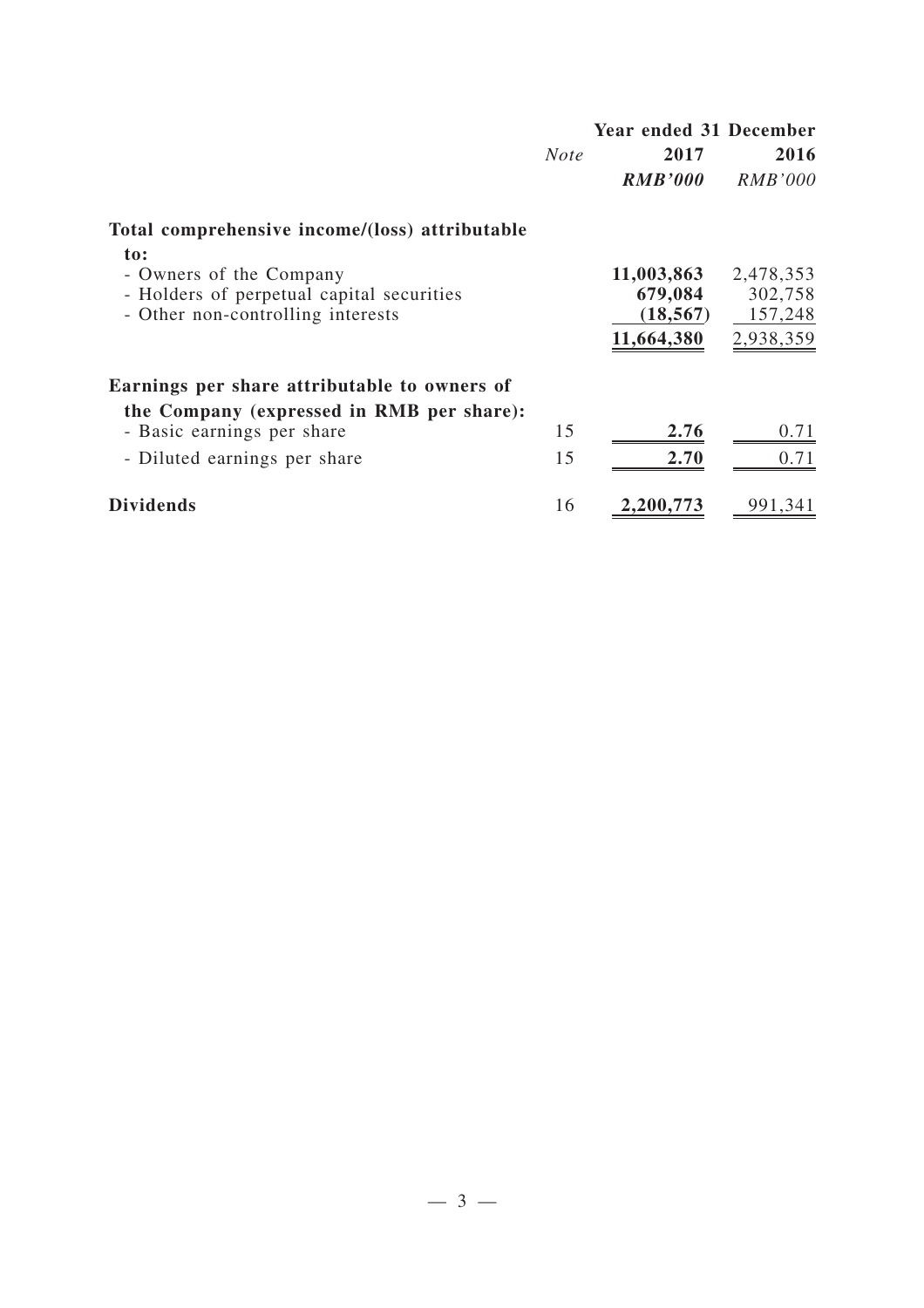| | Note | Year ended 31 December 2017 | 2016 |
|---|---|---|---|
| | | ***RMB'000*** | *RMB'000* |
| **Total comprehensive income/(loss) attributable to:** | | | |
| - Owners of the Company | | **11,003,863** | 2,478,353 |
| - Holders of perpetual capital securities | | **679,084** | 302,758 |
| - Other non-controlling interests | | **(18,567)** | 157,248 |
| | | **11,664,380** | 2,938,359 |
| **Earnings per share attributable to owners of the Company (expressed in RMB per share):** | | | |
| - Basic earnings per share | 15 | **2.76** | 0.71 |
| - Diluted earnings per share | 15 | **2.70** | 0.71 |
| **Dividends** | 16 | **2,200,773** | 991,341 |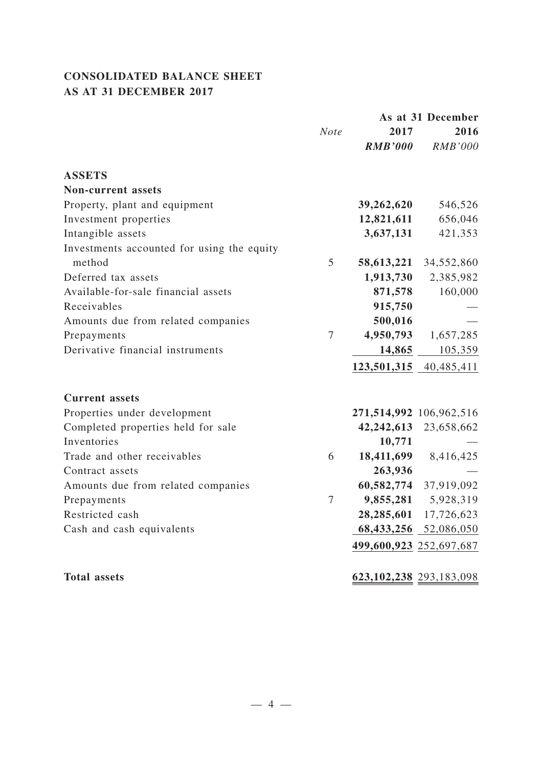# CONSOLIDATED BALANCE SHEET
# AS AT 31 DECEMBER 2017

| | Note | As at 31 December 2017 | 2016 |
|---|---|---|---|
| | | ***RMB'000*** | *RMB'000* |
| **ASSETS** | | | |
| **Non-current assets** | | | |
| Property, plant and equipment | | **39,262,620** | 546,526 |
| Investment properties | | **12,821,611** | 656,046 |
| Intangible assets | | **3,637,131** | 421,353 |
| Investments accounted for using the equity method | 5 | **58,613,221** | 34,552,860 |
| Deferred tax assets | | **1,913,730** | 2,385,982 |
| Available-for-sale financial assets | | **871,578** | 160,000 |
| Receivables | | **915,750** | — |
| Amounts due from related companies | | **500,016** | — |
| Prepayments | 7 | **4,950,793** | 1,657,285 |
| Derivative financial instruments | | **14,865** | 105,359 |
| | | **123,501,315** | 40,485,411 |
| **Current assets** | | | |
| Properties under development | | **271,514,992** | 106,962,516 |
| Completed properties held for sale | | **42,242,613** | 23,658,662 |
| Inventories | | **10,771** | — |
| Trade and other receivables | 6 | **18,411,699** | 8,416,425 |
| Contract assets | | **263,936** | — |
| Amounts due from related companies | | **60,582,774** | 37,919,092 |
| Prepayments | 7 | **9,855,281** | 5,928,319 |
| Restricted cash | | **28,285,601** | 17,726,623 |
| Cash and cash equivalents | | **68,433,256** | 52,086,050 |
| | | **499,600,923** | 252,697,687 |
| **Total assets** | | **623,102,238** | 293,183,098 |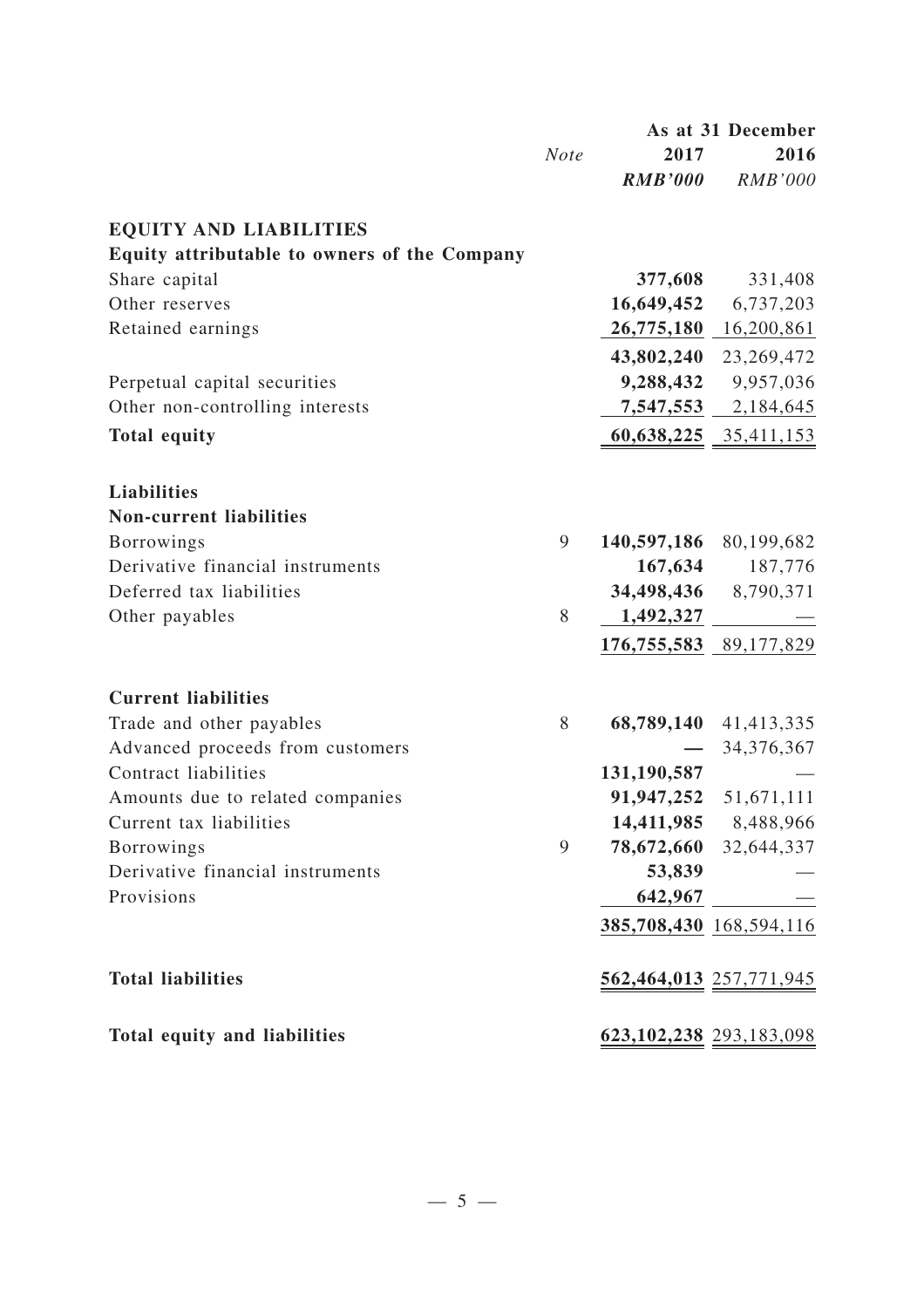| | Note | As at 31 December 2017 RMB'000 | As at 31 December 2016 RMB'000 |
|---|---|---|---|
| **EQUITY AND LIABILITIES** | | | |
| **Equity attributable to owners of the Company** | | | |
| Share capital | | **377,608** | 331,408 |
| Other reserves | | **16,649,452** | 6,737,203 |
| Retained earnings | | **26,775,180** | 16,200,861 |
| | | **43,802,240** | 23,269,472 |
| Perpetual capital securities | | **9,288,432** | 9,957,036 |
| Other non-controlling interests | | **7,547,553** | 2,184,645 |
| **Total equity** | | **60,638,225** | 35,411,153 |
| **Liabilities** | | | |
| **Non-current liabilities** | | | |
| Borrowings | 9 | **140,597,186** | 80,199,682 |
| Derivative financial instruments | | **167,634** | 187,776 |
| Deferred tax liabilities | | **34,498,436** | 8,790,371 |
| Other payables | 8 | **1,492,327** | — |
| | | **176,755,583** | 89,177,829 |
| **Current liabilities** | | | |
| Trade and other payables | 8 | **68,789,140** | 41,413,335 |
| Advanced proceeds from customers | | **—** | 34,376,367 |
| Contract liabilities | | **131,190,587** | — |
| Amounts due to related companies | | **91,947,252** | 51,671,111 |
| Current tax liabilities | | **14,411,985** | 8,488,966 |
| Borrowings | 9 | **78,672,660** | 32,644,337 |
| Derivative financial instruments | | **53,839** | — |
| Provisions | | **642,967** | — |
| | | **385,708,430** | 168,594,116 |
| **Total liabilities** | | **562,464,013** | 257,771,945 |
| **Total equity and liabilities** | | **623,102,238** | 293,183,098 |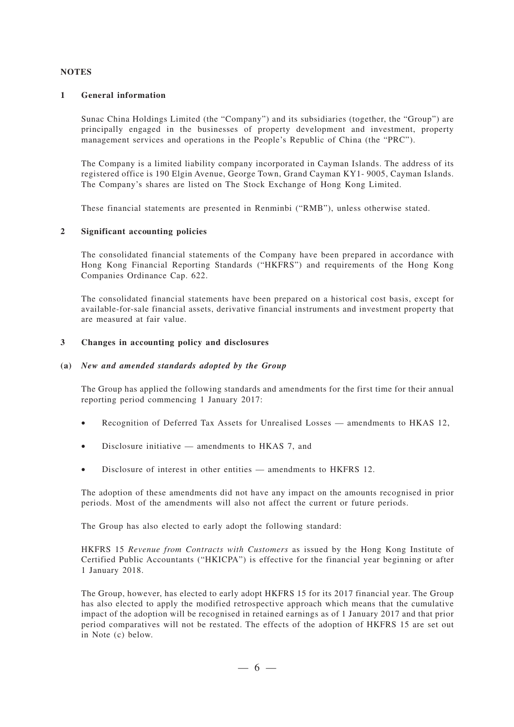## NOTES

### 1 General information

Sunac China Holdings Limited (the "Company") and its subsidiaries (together, the "Group") are principally engaged in the businesses of property development and investment, property management services and operations in the People's Republic of China (the "PRC").

The Company is a limited liability company incorporated in Cayman Islands. The address of its registered office is 190 Elgin Avenue, George Town, Grand Cayman KY1- 9005, Cayman Islands. The Company's shares are listed on The Stock Exchange of Hong Kong Limited.

These financial statements are presented in Renminbi ("RMB"), unless otherwise stated.

### 2 Significant accounting policies

The consolidated financial statements of the Company have been prepared in accordance with Hong Kong Financial Reporting Standards ("HKFRS") and requirements of the Hong Kong Companies Ordinance Cap. 622.

The consolidated financial statements have been prepared on a historical cost basis, except for available-for-sale financial assets, derivative financial instruments and investment property that are measured at fair value.

### 3 Changes in accounting policy and disclosures

#### (a) *New and amended standards adopted by the Group*

The Group has applied the following standards and amendments for the first time for their annual reporting period commencing 1 January 2017:

- Recognition of Deferred Tax Assets for Unrealised Losses — amendments to HKAS 12,
- Disclosure initiative — amendments to HKAS 7, and
- Disclosure of interest in other entities — amendments to HKFRS 12.

The adoption of these amendments did not have any impact on the amounts recognised in prior periods. Most of the amendments will also not affect the current or future periods.

The Group has also elected to early adopt the following standard:

HKFRS 15 *Revenue from Contracts with Customers* as issued by the Hong Kong Institute of Certified Public Accountants ("HKICPA") is effective for the financial year beginning or after 1 January 2018.

The Group, however, has elected to early adopt HKFRS 15 for its 2017 financial year. The Group has also elected to apply the modified retrospective approach which means that the cumulative impact of the adoption will be recognised in retained earnings as of 1 January 2017 and that prior period comparatives will not be restated. The effects of the adoption of HKFRS 15 are set out in Note (c) below.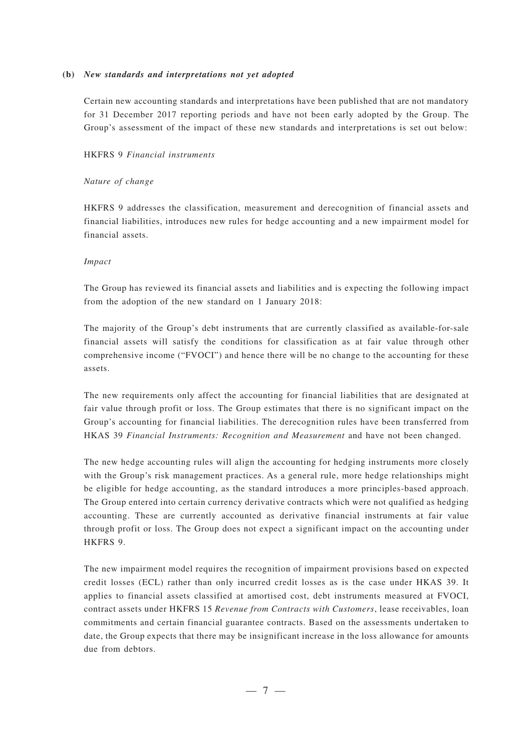**(b) *New standards and interpretations not yet adopted***

Certain new accounting standards and interpretations have been published that are not mandatory for 31 December 2017 reporting periods and have not been early adopted by the Group. The Group's assessment of the impact of these new standards and interpretations is set out below:

HKFRS 9 *Financial instruments*

*Nature of change*

HKFRS 9 addresses the classification, measurement and derecognition of financial assets and financial liabilities, introduces new rules for hedge accounting and a new impairment model for financial assets.

*Impact*

The Group has reviewed its financial assets and liabilities and is expecting the following impact from the adoption of the new standard on 1 January 2018:

The majority of the Group's debt instruments that are currently classified as available-for-sale financial assets will satisfy the conditions for classification as at fair value through other comprehensive income ("FVOCI") and hence there will be no change to the accounting for these assets.

The new requirements only affect the accounting for financial liabilities that are designated at fair value through profit or loss. The Group estimates that there is no significant impact on the Group's accounting for financial liabilities. The derecognition rules have been transferred from HKAS 39 *Financial Instruments: Recognition and Measurement* and have not been changed.

The new hedge accounting rules will align the accounting for hedging instruments more closely with the Group's risk management practices. As a general rule, more hedge relationships might be eligible for hedge accounting, as the standard introduces a more principles-based approach. The Group entered into certain currency derivative contracts which were not qualified as hedging accounting. These are currently accounted as derivative financial instruments at fair value through profit or loss. The Group does not expect a significant impact on the accounting under HKFRS 9.

The new impairment model requires the recognition of impairment provisions based on expected credit losses (ECL) rather than only incurred credit losses as is the case under HKAS 39. It applies to financial assets classified at amortised cost, debt instruments measured at FVOCI, contract assets under HKFRS 15 *Revenue from Contracts with Customers*, lease receivables, loan commitments and certain financial guarantee contracts. Based on the assessments undertaken to date, the Group expects that there may be insignificant increase in the loss allowance for amounts due from debtors.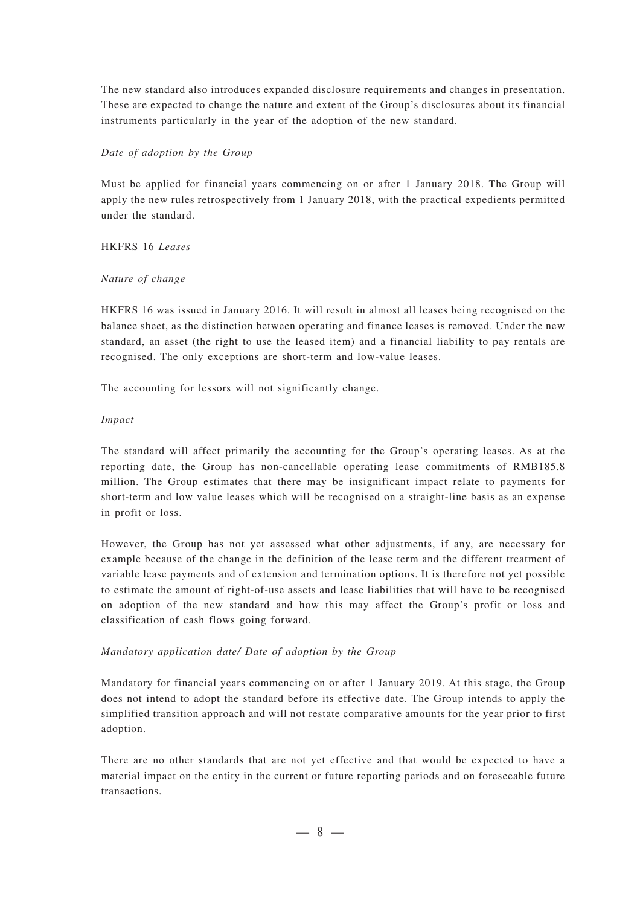The new standard also introduces expanded disclosure requirements and changes in presentation. These are expected to change the nature and extent of the Group's disclosures about its financial instruments particularly in the year of the adoption of the new standard.

*Date of adoption by the Group*

Must be applied for financial years commencing on or after 1 January 2018. The Group will apply the new rules retrospectively from 1 January 2018, with the practical expedients permitted under the standard.

HKFRS 16 *Leases*

*Nature of change*

HKFRS 16 was issued in January 2016. It will result in almost all leases being recognised on the balance sheet, as the distinction between operating and finance leases is removed. Under the new standard, an asset (the right to use the leased item) and a financial liability to pay rentals are recognised. The only exceptions are short-term and low-value leases.

The accounting for lessors will not significantly change.

*Impact*

The standard will affect primarily the accounting for the Group's operating leases. As at the reporting date, the Group has non-cancellable operating lease commitments of RMB185.8 million. The Group estimates that there may be insignificant impact relate to payments for short-term and low value leases which will be recognised on a straight-line basis as an expense in profit or loss.

However, the Group has not yet assessed what other adjustments, if any, are necessary for example because of the change in the definition of the lease term and the different treatment of variable lease payments and of extension and termination options. It is therefore not yet possible to estimate the amount of right-of-use assets and lease liabilities that will have to be recognised on adoption of the new standard and how this may affect the Group's profit or loss and classification of cash flows going forward.

*Mandatory application date/ Date of adoption by the Group*

Mandatory for financial years commencing on or after 1 January 2019. At this stage, the Group does not intend to adopt the standard before its effective date. The Group intends to apply the simplified transition approach and will not restate comparative amounts for the year prior to first adoption.

There are no other standards that are not yet effective and that would be expected to have a material impact on the entity in the current or future reporting periods and on foreseeable future transactions.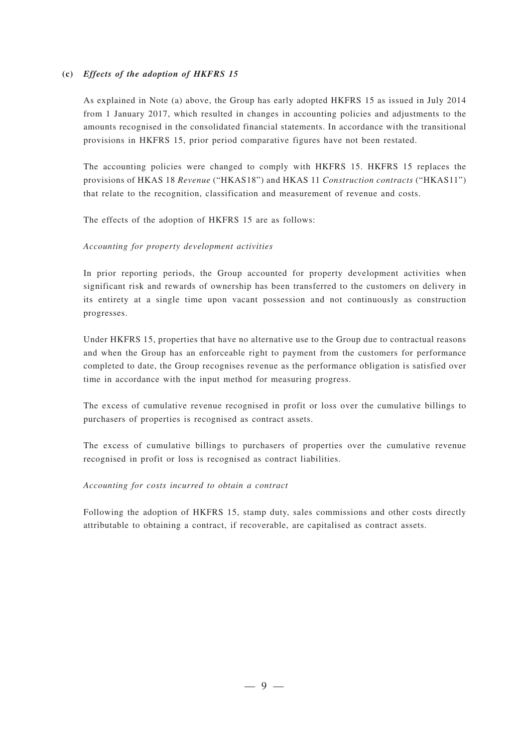**(c) *Effects of the adoption of HKFRS 15***

As explained in Note (a) above, the Group has early adopted HKFRS 15 as issued in July 2014 from 1 January 2017, which resulted in changes in accounting policies and adjustments to the amounts recognised in the consolidated financial statements. In accordance with the transitional provisions in HKFRS 15, prior period comparative figures have not been restated.

The accounting policies were changed to comply with HKFRS 15. HKFRS 15 replaces the provisions of HKAS 18 *Revenue* ("HKAS18") and HKAS 11 *Construction contracts* ("HKAS11") that relate to the recognition, classification and measurement of revenue and costs.

The effects of the adoption of HKFRS 15 are as follows:

*Accounting for property development activities*

In prior reporting periods, the Group accounted for property development activities when significant risk and rewards of ownership has been transferred to the customers on delivery in its entirety at a single time upon vacant possession and not continuously as construction progresses.

Under HKFRS 15, properties that have no alternative use to the Group due to contractual reasons and when the Group has an enforceable right to payment from the customers for performance completed to date, the Group recognises revenue as the performance obligation is satisfied over time in accordance with the input method for measuring progress.

The excess of cumulative revenue recognised in profit or loss over the cumulative billings to purchasers of properties is recognised as contract assets.

The excess of cumulative billings to purchasers of properties over the cumulative revenue recognised in profit or loss is recognised as contract liabilities.

*Accounting for costs incurred to obtain a contract*

Following the adoption of HKFRS 15, stamp duty, sales commissions and other costs directly attributable to obtaining a contract, if recoverable, are capitalised as contract assets.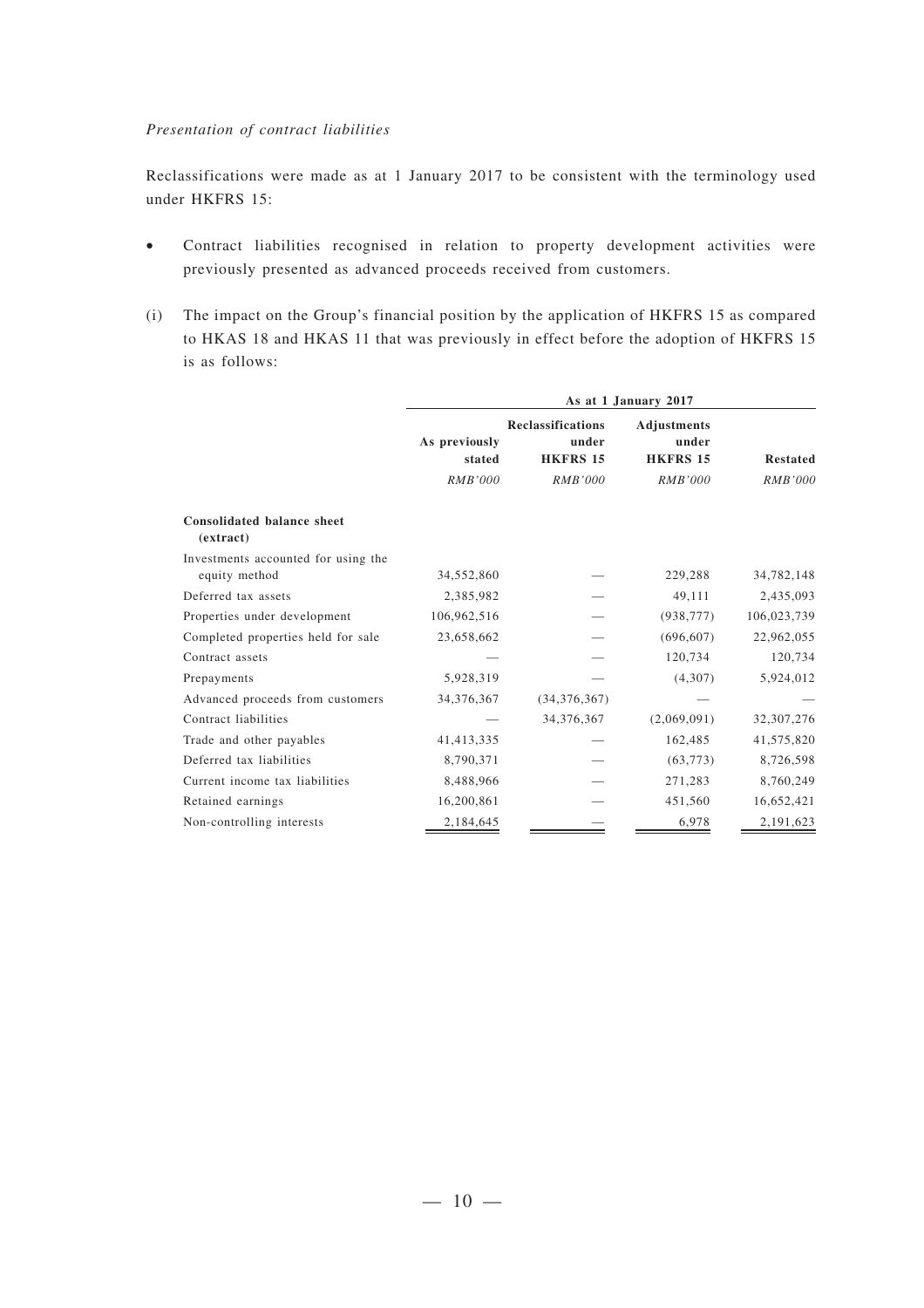*Presentation of contract liabilities*

Reclassifications were made as at 1 January 2017 to be consistent with the terminology used under HKFRS 15:

- Contract liabilities recognised in relation to property development activities were previously presented as advanced proceeds received from customers.

(i) The impact on the Group's financial position by the application of HKFRS 15 as compared to HKAS 18 and HKAS 11 that was previously in effect before the adoption of HKFRS 15 is as follows:

| | As at 1 January 2017 | | | |
|---|---|---|---|---|
| | **As previously stated** | **Reclassifications under HKFRS 15** | **Adjustments under HKFRS 15** | **Restated** |
| | *RMB'000* | *RMB'000* | *RMB'000* | *RMB'000* |
| **Consolidated balance sheet (extract)** | | | | |
| Investments accounted for using the equity method | 34,552,860 | — | 229,288 | 34,782,148 |
| Deferred tax assets | 2,385,982 | — | 49,111 | 2,435,093 |
| Properties under development | 106,962,516 | — | (938,777) | 106,023,739 |
| Completed properties held for sale | 23,658,662 | — | (696,607) | 22,962,055 |
| Contract assets | — | — | 120,734 | 120,734 |
| Prepayments | 5,928,319 | — | (4,307) | 5,924,012 |
| Advanced proceeds from customers | 34,376,367 | (34,376,367) | — | — |
| Contract liabilities | — | 34,376,367 | (2,069,091) | 32,307,276 |
| Trade and other payables | 41,413,335 | — | 162,485 | 41,575,820 |
| Deferred tax liabilities | 8,790,371 | — | (63,773) | 8,726,598 |
| Current income tax liabilities | 8,488,966 | — | 271,283 | 8,760,249 |
| Retained earnings | 16,200,861 | — | 451,560 | 16,652,421 |
| Non-controlling interests | 2,184,645 | — | 6,978 | 2,191,623 |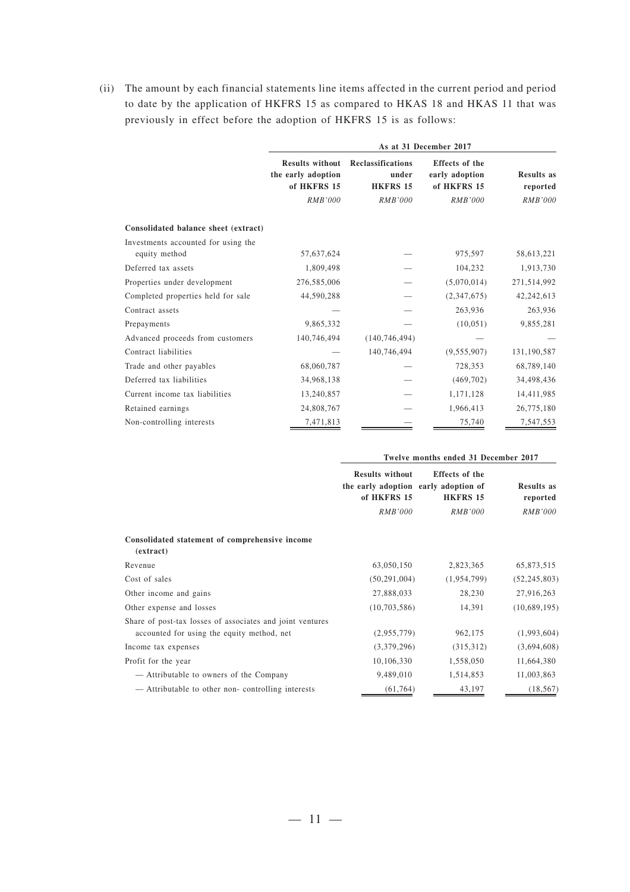(ii) The amount by each financial statements line items affected in the current period and period to date by the application of HKFRS 15 as compared to HKAS 18 and HKAS 11 that was previously in effect before the adoption of HKFRS 15 is as follows:

| | As at 31 December 2017 | | | |
|---|---|---|---|---|
| | **Results without the early adoption of HKFRS 15** | **Reclassifications under HKFRS 15** | **Effects of the early adoption of HKFRS 15** | **Results as reported** |
| | *RMB'000* | *RMB'000* | *RMB'000* | *RMB'000* |
| **Consolidated balance sheet (extract)** | | | | |
| Investments accounted for using the equity method | 57,637,624 | — | 975,597 | 58,613,221 |
| Deferred tax assets | 1,809,498 | — | 104,232 | 1,913,730 |
| Properties under development | 276,585,006 | — | (5,070,014) | 271,514,992 |
| Completed properties held for sale | 44,590,288 | — | (2,347,675) | 42,242,613 |
| Contract assets | — | — | 263,936 | 263,936 |
| Prepayments | 9,865,332 | — | (10,051) | 9,855,281 |
| Advanced proceeds from customers | 140,746,494 | (140,746,494) | — | — |
| Contract liabilities | — | 140,746,494 | (9,555,907) | 131,190,587 |
| Trade and other payables | 68,060,787 | — | 728,353 | 68,789,140 |
| Deferred tax liabilities | 34,968,138 | — | (469,702) | 34,498,436 |
| Current income tax liabilities | 13,240,857 | — | 1,171,128 | 14,411,985 |
| Retained earnings | 24,808,767 | — | 1,966,413 | 26,775,180 |
| Non-controlling interests | 7,471,813 | — | 75,740 | 7,547,553 |

| | Twelve months ended 31 December 2017 | | |
|---|---|---|---|
| | **Results without the early adoption of HKFRS 15** | **Effects of the early adoption of HKFRS 15** | **Results as reported** |
| | *RMB'000* | *RMB'000* | *RMB'000* |
| **Consolidated statement of comprehensive income (extract)** | | | |
| Revenue | 63,050,150 | 2,823,365 | 65,873,515 |
| Cost of sales | (50,291,004) | (1,954,799) | (52,245,803) |
| Other income and gains | 27,888,033 | 28,230 | 27,916,263 |
| Other expense and losses | (10,703,586) | 14,391 | (10,689,195) |
| Share of post-tax losses of associates and joint ventures accounted for using the equity method, net | (2,955,779) | 962,175 | (1,993,604) |
| Income tax expenses | (3,379,296) | (315,312) | (3,694,608) |
| Profit for the year | 10,106,330 | 1,558,050 | 11,664,380 |
| — Attributable to owners of the Company | 9,489,010 | 1,514,853 | 11,003,863 |
| — Attributable to other non- controlling interests | (61,764) | 43,197 | (18,567) |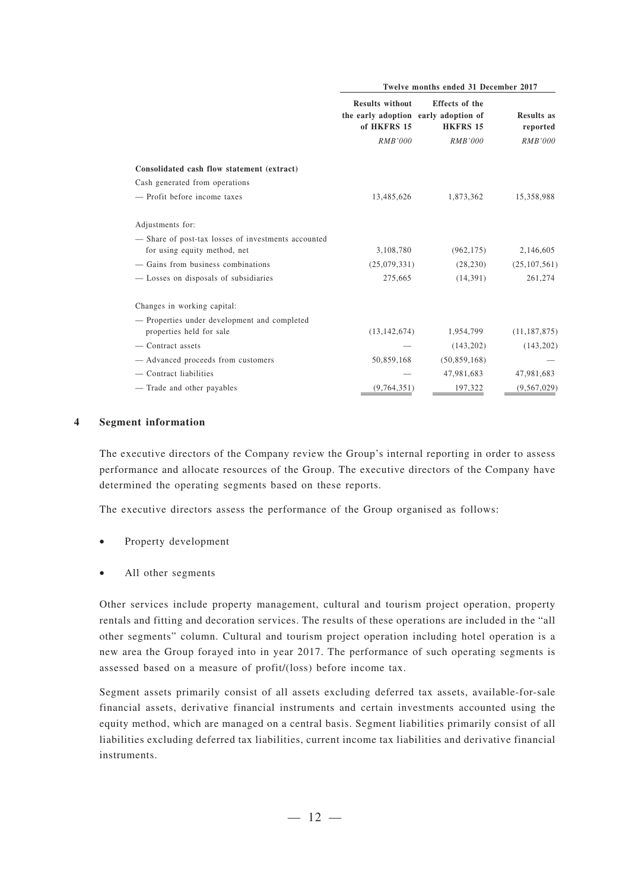| | Twelve months ended 31 December 2017 | | |
|---|---|---|---|
| | Results without the early adoption of HKFRS 15 | Effects of the early adoption of HKFRS 15 | Results as reported |
| | *RMB'000* | *RMB'000* | *RMB'000* |
| **Consolidated cash flow statement (extract)** | | | |
| Cash generated from operations | | | |
| — Profit before income taxes | 13,485,626 | 1,873,362 | 15,358,988 |
| Adjustments for: | | | |
| — Share of post-tax losses of investments accounted for using equity method, net | 3,108,780 | (962,175) | 2,146,605 |
| — Gains from business combinations | (25,079,331) | (28,230) | (25,107,561) |
| — Losses on disposals of subsidiaries | 275,665 | (14,391) | 261,274 |
| Changes in working capital: | | | |
| — Properties under development and completed properties held for sale | (13,142,674) | 1,954,799 | (11,187,875) |
| — Contract assets | — | (143,202) | (143,202) |
| — Advanced proceeds from customers | 50,859,168 | (50,859,168) | — |
| — Contract liabilities | — | 47,981,683 | 47,981,683 |
| — Trade and other payables | (9,764,351) | 197,322 | (9,567,029) |

## 4 Segment information

The executive directors of the Company review the Group's internal reporting in order to assess performance and allocate resources of the Group. The executive directors of the Company have determined the operating segments based on these reports.

The executive directors assess the performance of the Group organised as follows:

- Property development
- All other segments

Other services include property management, cultural and tourism project operation, property rentals and fitting and decoration services. The results of these operations are included in the "all other segments" column. Cultural and tourism project operation including hotel operation is a new area the Group forayed into in year 2017. The performance of such operating segments is assessed based on a measure of profit/(loss) before income tax.

Segment assets primarily consist of all assets excluding deferred tax assets, available-for-sale financial assets, derivative financial instruments and certain investments accounted using the equity method, which are managed on a central basis. Segment liabilities primarily consist of all liabilities excluding deferred tax liabilities, current income tax liabilities and derivative financial instruments.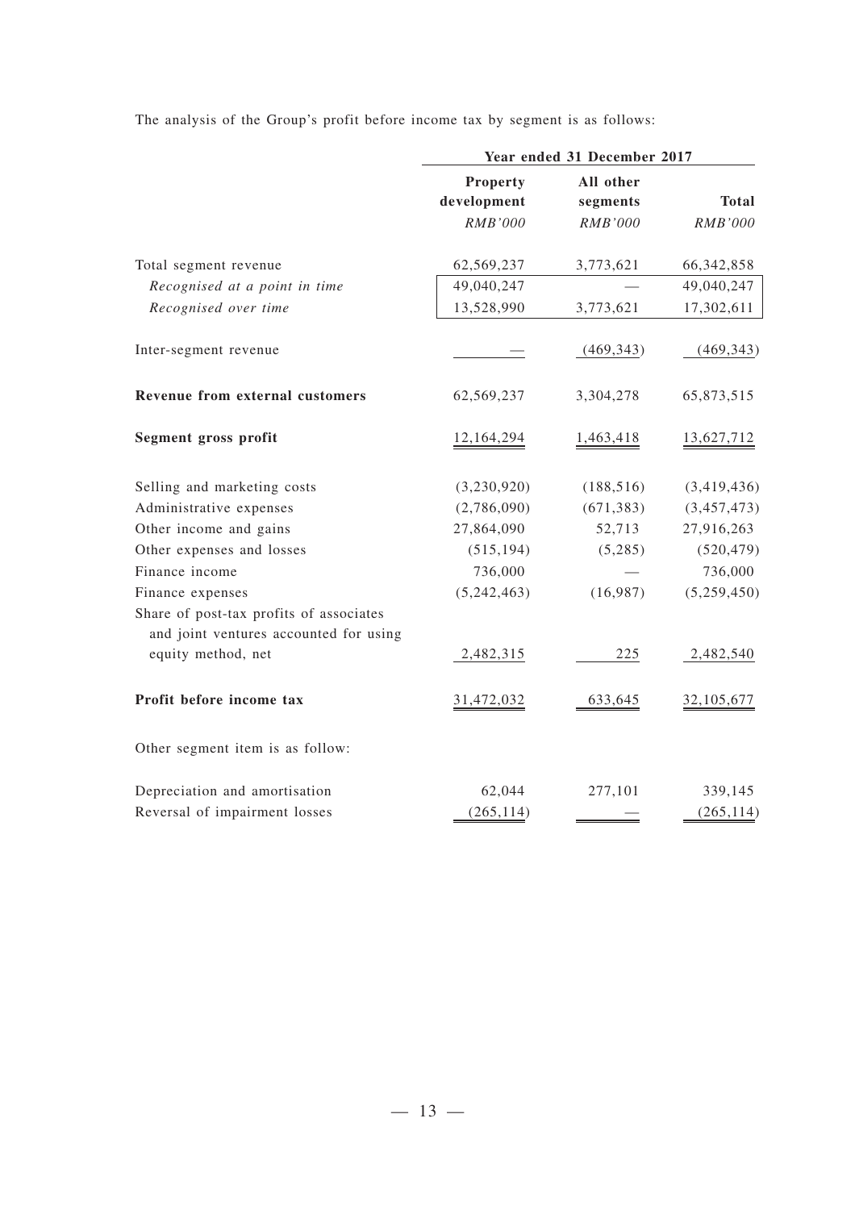The analysis of the Group's profit before income tax by segment is as follows:

| | Year ended 31 December 2017 | | |
|---|---|---|---|
| | **Property development** | **All other segments** | **Total** |
| | *RMB'000* | *RMB'000* | *RMB'000* |
| Total segment revenue | 62,569,237 | 3,773,621 | 66,342,858 |
| *Recognised at a point in time* | 49,040,247 | — | 49,040,247 |
| *Recognised over time* | 13,528,990 | 3,773,621 | 17,302,611 |
| Inter-segment revenue | — | (469,343) | (469,343) |
| **Revenue from external customers** | 62,569,237 | 3,304,278 | 65,873,515 |
| **Segment gross profit** | 12,164,294 | 1,463,418 | 13,627,712 |
| Selling and marketing costs | (3,230,920) | (188,516) | (3,419,436) |
| Administrative expenses | (2,786,090) | (671,383) | (3,457,473) |
| Other income and gains | 27,864,090 | 52,713 | 27,916,263 |
| Other expenses and losses | (515,194) | (5,285) | (520,479) |
| Finance income | 736,000 | — | 736,000 |
| Finance expenses | (5,242,463) | (16,987) | (5,259,450) |
| Share of post-tax profits of associates and joint ventures accounted for using equity method, net | 2,482,315 | 225 | 2,482,540 |
| **Profit before income tax** | 31,472,032 | 633,645 | 32,105,677 |

Other segment item is as follow:

| | Property development | All other segments | Total |
|---|---|---|---|
| Depreciation and amortisation | 62,044 | 277,101 | 339,145 |
| Reversal of impairment losses | (265,114) | — | (265,114) |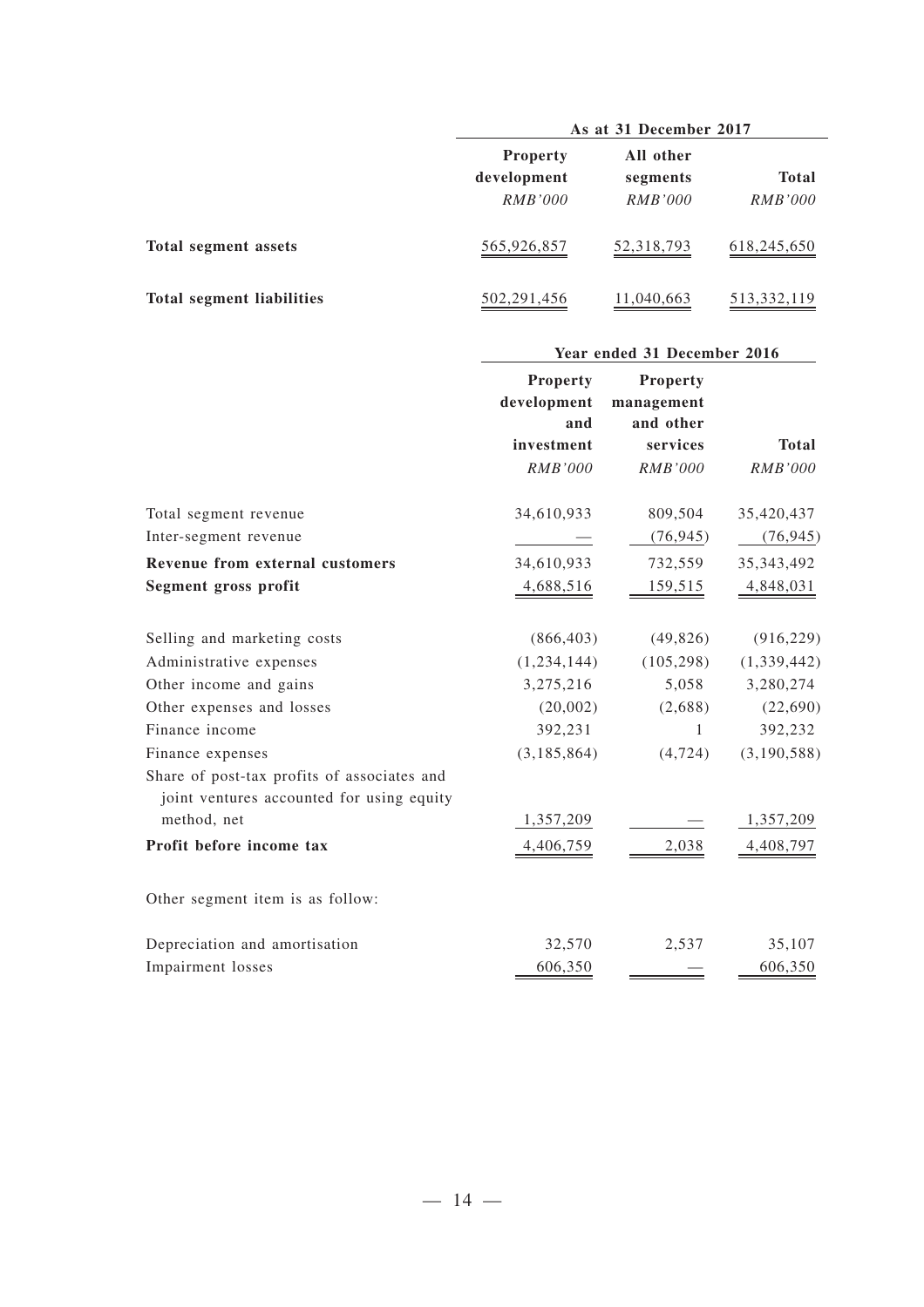| | As at 31 December 2017 | | |
|---|---|---|---|
| | Property development | All other segments | Total |
| | *RMB'000* | *RMB'000* | *RMB'000* |
| **Total segment assets** | 565,926,857 | 52,318,793 | 618,245,650 |
| **Total segment liabilities** | 502,291,456 | 11,040,663 | 513,332,119 |

| | Year ended 31 December 2016 | | |
|---|---|---|---|
| | Property development and investment | Property management and other services | Total |
| | *RMB'000* | *RMB'000* | *RMB'000* |
| Total segment revenue | 34,610,933 | 809,504 | 35,420,437 |
| Inter-segment revenue | — | (76,945) | (76,945) |
| **Revenue from external customers** | 34,610,933 | 732,559 | 35,343,492 |
| **Segment gross profit** | 4,688,516 | 159,515 | 4,848,031 |
| Selling and marketing costs | (866,403) | (49,826) | (916,229) |
| Administrative expenses | (1,234,144) | (105,298) | (1,339,442) |
| Other income and gains | 3,275,216 | 5,058 | 3,280,274 |
| Other expenses and losses | (20,002) | (2,688) | (22,690) |
| Finance income | 392,231 | 1 | 392,232 |
| Finance expenses | (3,185,864) | (4,724) | (3,190,588) |
| Share of post-tax profits of associates and joint ventures accounted for using equity method, net | 1,357,209 | — | 1,357,209 |
| **Profit before income tax** | 4,406,759 | 2,038 | 4,408,797 |

Other segment item is as follow:

| | | | |
|---|---|---|---|
| Depreciation and amortisation | 32,570 | 2,537 | 35,107 |
| Impairment losses | 606,350 | — | 606,350 |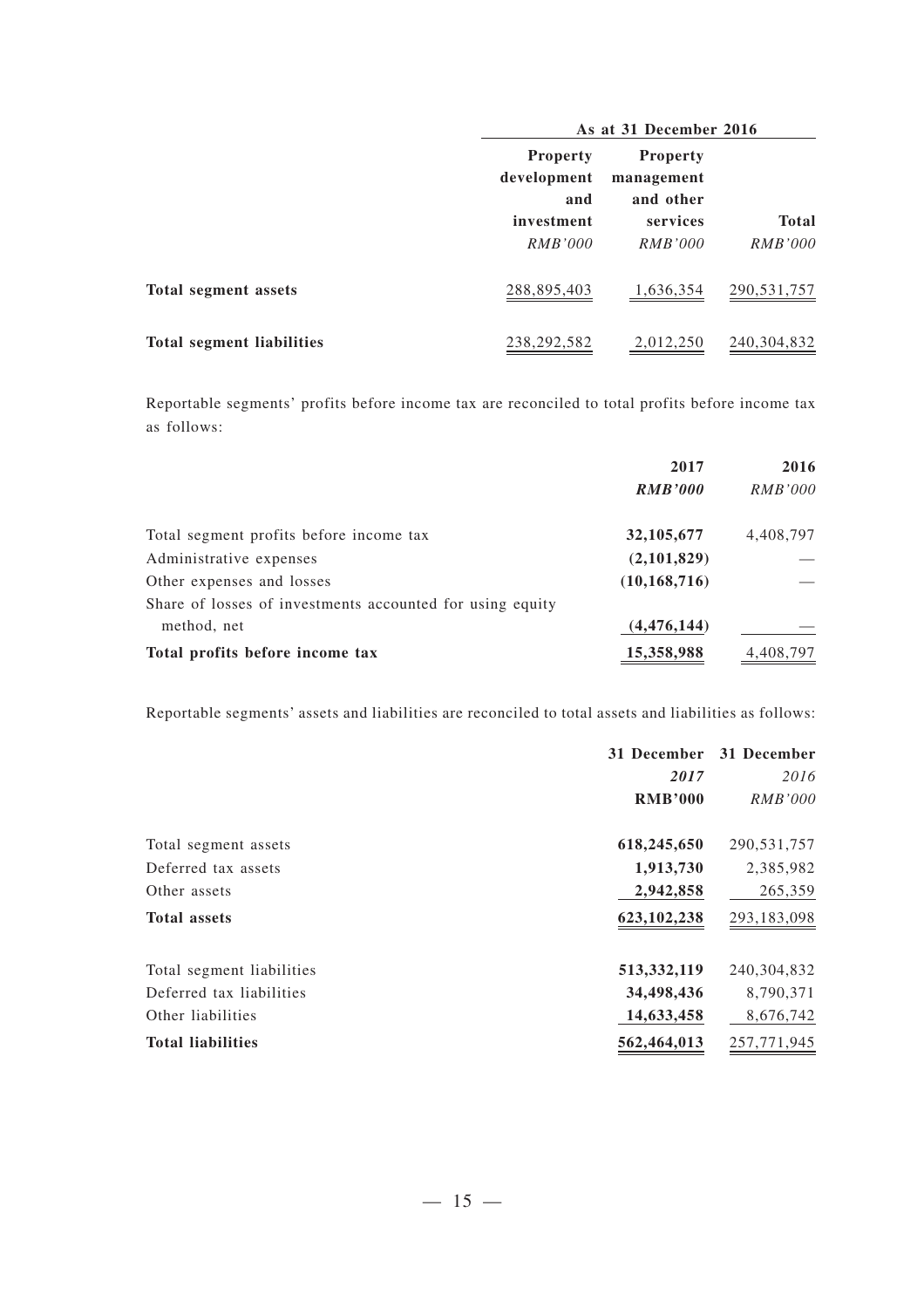| | As at 31 December 2016 | | |
|---|---|---|---|
| | **Property development and investment** | **Property management and other services** | **Total** |
| | *RMB'000* | *RMB'000* | *RMB'000* |
| **Total segment assets** | 288,895,403 | 1,636,354 | 290,531,757 |
| **Total segment liabilities** | 238,292,582 | 2,012,250 | 240,304,832 |

Reportable segments' profits before income tax are reconciled to total profits before income tax as follows:

| | **2017** | **2016** |
|---|---|---|
| | ***RMB'000*** | *RMB'000* |
| Total segment profits before income tax | **32,105,677** | 4,408,797 |
| Administrative expenses | **(2,101,829)** | — |
| Other expenses and losses | **(10,168,716)** | — |
| Share of losses of investments accounted for using equity method, net | **(4,476,144)** | — |
| **Total profits before income tax** | **15,358,988** | 4,408,797 |

Reportable segments' assets and liabilities are reconciled to total assets and liabilities as follows:

| | **31 December 2017** | **31 December** *2016* |
|---|---|---|
| | **RMB'000** | *RMB'000* |
| Total segment assets | **618,245,650** | 290,531,757 |
| Deferred tax assets | **1,913,730** | 2,385,982 |
| Other assets | **2,942,858** | 265,359 |
| **Total assets** | **623,102,238** | 293,183,098 |
| | | |
| Total segment liabilities | **513,332,119** | 240,304,832 |
| Deferred tax liabilities | **34,498,436** | 8,790,371 |
| Other liabilities | **14,633,458** | 8,676,742 |
| **Total liabilities** | **562,464,013** | 257,771,945 |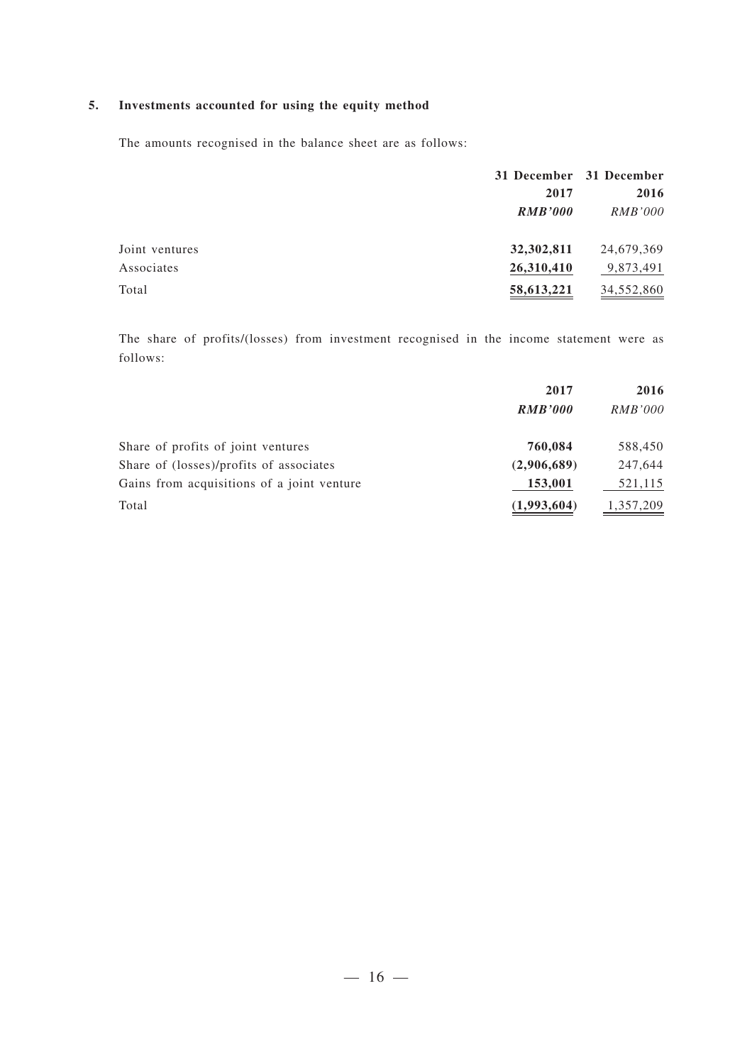## 5. Investments accounted for using the equity method

The amounts recognised in the balance sheet are as follows:

| | 31 December 2017 | 31 December 2016 |
|---|---|---|
| | ***RMB'000*** | *RMB'000* |
| Joint ventures | **32,302,811** | 24,679,369 |
| Associates | **26,310,410** | 9,873,491 |
| Total | **58,613,221** | 34,552,860 |

The share of profits/(losses) from investment recognised in the income statement were as follows:

| | 2017 | 2016 |
|---|---|---|
| | ***RMB'000*** | *RMB'000* |
| Share of profits of joint ventures | **760,084** | 588,450 |
| Share of (losses)/profits of associates | **(2,906,689)** | 247,644 |
| Gains from acquisitions of a joint venture | **153,001** | 521,115 |
| Total | **(1,993,604)** | 1,357,209 |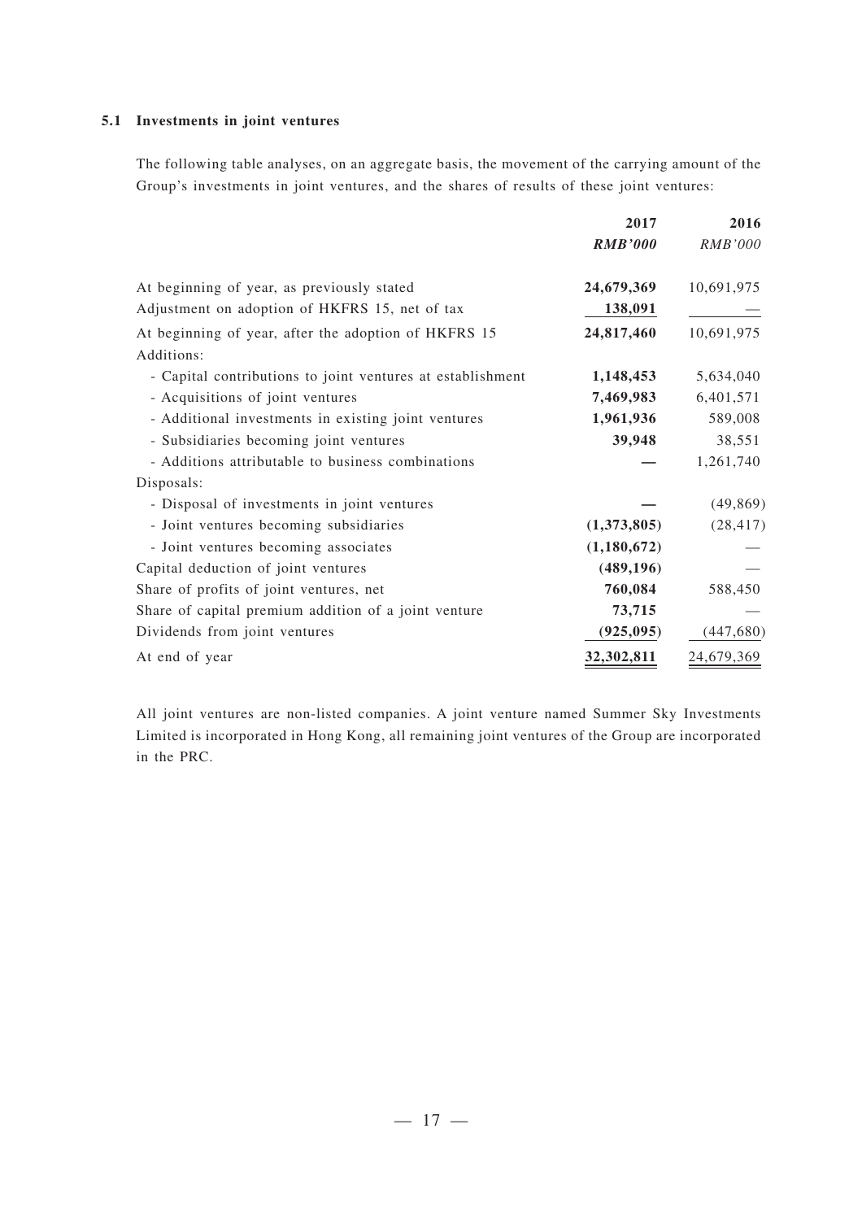### 5.1 Investments in joint ventures

The following table analyses, on an aggregate basis, the movement of the carrying amount of the Group's investments in joint ventures, and the shares of results of these joint ventures:

| | 2017 | 2016 |
|---|---|---|
| | ***RMB'000*** | *RMB'000* |
| At beginning of year, as previously stated | **24,679,369** | 10,691,975 |
| Adjustment on adoption of HKFRS 15, net of tax | **138,091** | — |
| At beginning of year, after the adoption of HKFRS 15 | **24,817,460** | 10,691,975 |
| Additions: | | |
| - Capital contributions to joint ventures at establishment | **1,148,453** | 5,634,040 |
| - Acquisitions of joint ventures | **7,469,983** | 6,401,571 |
| - Additional investments in existing joint ventures | **1,961,936** | 589,008 |
| - Subsidiaries becoming joint ventures | **39,948** | 38,551 |
| - Additions attributable to business combinations | **—** | 1,261,740 |
| Disposals: | | |
| - Disposal of investments in joint ventures | **—** | (49,869) |
| - Joint ventures becoming subsidiaries | **(1,373,805)** | (28,417) |
| - Joint ventures becoming associates | **(1,180,672)** | — |
| Capital deduction of joint ventures | **(489,196)** | — |
| Share of profits of joint ventures, net | **760,084** | 588,450 |
| Share of capital premium addition of a joint venture | **73,715** | — |
| Dividends from joint ventures | **(925,095)** | (447,680) |
| At end of year | **32,302,811** | 24,679,369 |

All joint ventures are non-listed companies. A joint venture named Summer Sky Investments Limited is incorporated in Hong Kong, all remaining joint ventures of the Group are incorporated in the PRC.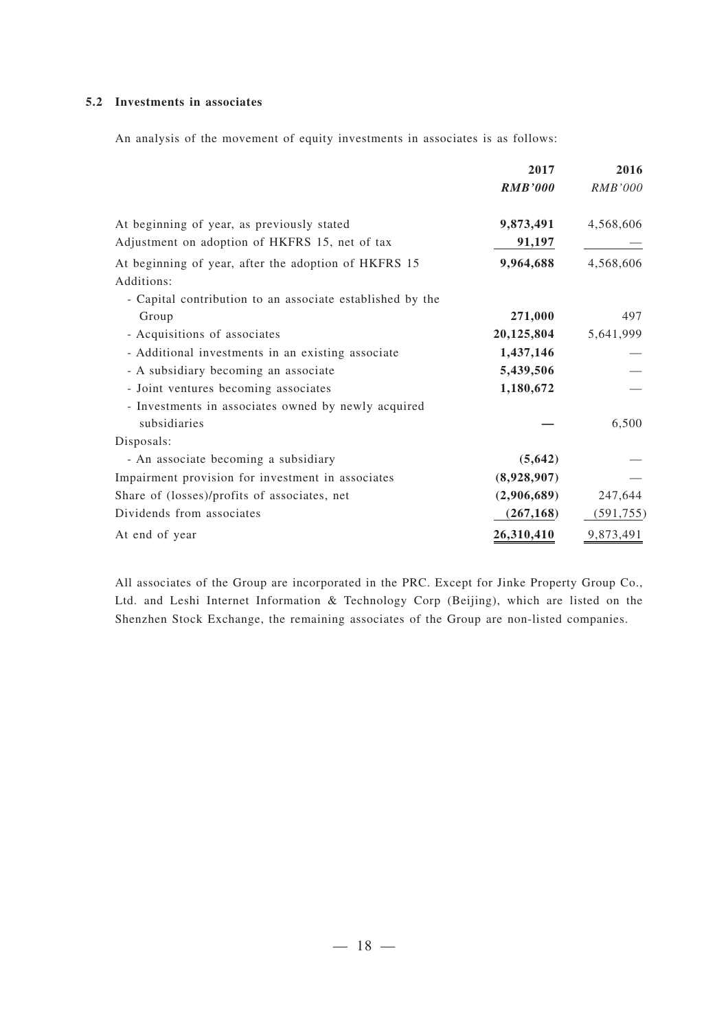### 5.2 Investments in associates

An analysis of the movement of equity investments in associates is as follows:

| | 2017 | 2016 |
|---|---|---|
| | *RMB'000* | *RMB'000* |
| At beginning of year, as previously stated | **9,873,491** | 4,568,606 |
| Adjustment on adoption of HKFRS 15, net of tax | **91,197** | — |
| At beginning of year, after the adoption of HKFRS 15 | **9,964,688** | 4,568,606 |
| Additions: | | |
| - Capital contribution to an associate established by the Group | **271,000** | 497 |
| - Acquisitions of associates | **20,125,804** | 5,641,999 |
| - Additional investments in an existing associate | **1,437,146** | — |
| - A subsidiary becoming an associate | **5,439,506** | — |
| - Joint ventures becoming associates | **1,180,672** | — |
| - Investments in associates owned by newly acquired subsidiaries | **—** | 6,500 |
| Disposals: | | |
| - An associate becoming a subsidiary | **(5,642)** | — |
| Impairment provision for investment in associates | **(8,928,907)** | — |
| Share of (losses)/profits of associates, net | **(2,906,689)** | 247,644 |
| Dividends from associates | **(267,168)** | (591,755) |
| At end of year | **26,310,410** | 9,873,491 |

All associates of the Group are incorporated in the PRC. Except for Jinke Property Group Co., Ltd. and Leshi Internet Information & Technology Corp (Beijing), which are listed on the Shenzhen Stock Exchange, the remaining associates of the Group are non-listed companies.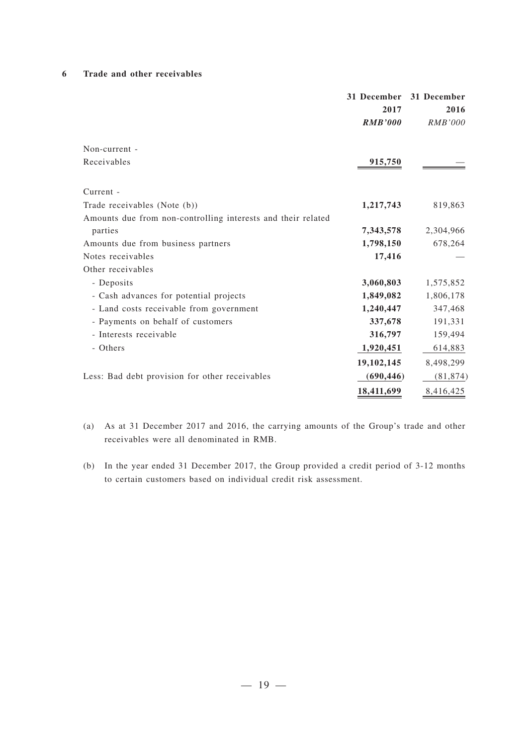## 6 Trade and other receivables

| | 31 December 2017 | 31 December 2016 |
|---|---|---|
| | ***RMB'000*** | *RMB'000* |
| Non-current - | | |
| Receivables | **915,750** | — |
| Current - | | |
| Trade receivables (Note (b)) | **1,217,743** | 819,863 |
| Amounts due from non-controlling interests and their related parties | **7,343,578** | 2,304,966 |
| Amounts due from business partners | **1,798,150** | 678,264 |
| Notes receivables | **17,416** | — |
| Other receivables | | |
| - Deposits | **3,060,803** | 1,575,852 |
| - Cash advances for potential projects | **1,849,082** | 1,806,178 |
| - Land costs receivable from government | **1,240,447** | 347,468 |
| - Payments on behalf of customers | **337,678** | 191,331 |
| - Interests receivable | **316,797** | 159,494 |
| - Others | **1,920,451** | 614,883 |
| | **19,102,145** | 8,498,299 |
| Less: Bad debt provision for other receivables | **(690,446)** | (81,874) |
| | **18,411,699** | 8,416,425 |

(a) As at 31 December 2017 and 2016, the carrying amounts of the Group's trade and other receivables were all denominated in RMB.

(b) In the year ended 31 December 2017, the Group provided a credit period of 3-12 months to certain customers based on individual credit risk assessment.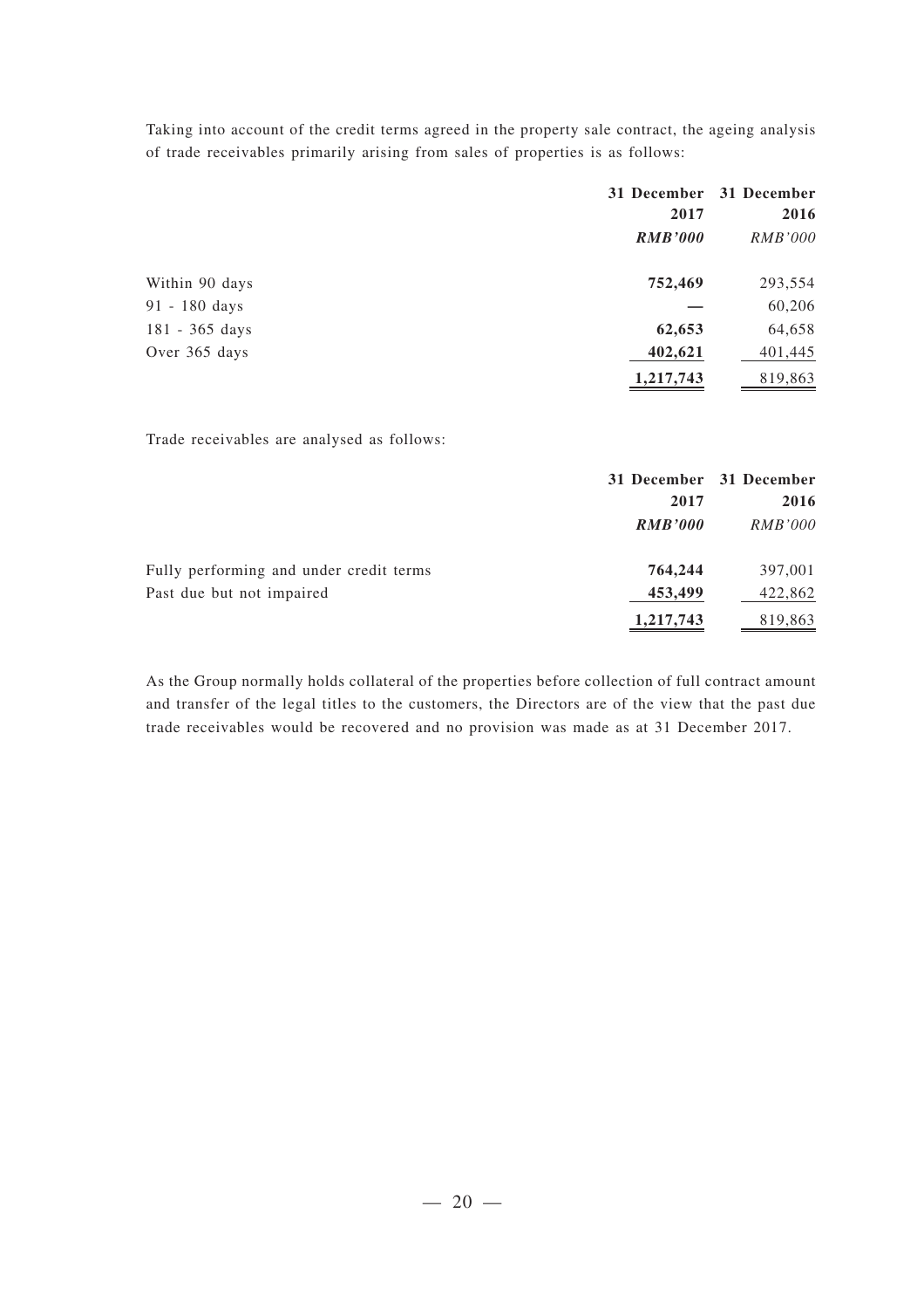Taking into account of the credit terms agreed in the property sale contract, the ageing analysis of trade receivables primarily arising from sales of properties is as follows:

| | 31 December 2017 | 31 December 2016 |
|---|---|---|
| | ***RMB'000*** | *RMB'000* |
| Within 90 days | **752,469** | 293,554 |
| 91 - 180 days | **—** | 60,206 |
| 181 - 365 days | **62,653** | 64,658 |
| Over 365 days | **402,621** | 401,445 |
| | **1,217,743** | 819,863 |

Trade receivables are analysed as follows:

| | 31 December 2017 | 31 December 2016 |
|---|---|---|
| | ***RMB'000*** | *RMB'000* |
| Fully performing and under credit terms | **764,244** | 397,001 |
| Past due but not impaired | **453,499** | 422,862 |
| | **1,217,743** | 819,863 |

As the Group normally holds collateral of the properties before collection of full contract amount and transfer of the legal titles to the customers, the Directors are of the view that the past due trade receivables would be recovered and no provision was made as at 31 December 2017.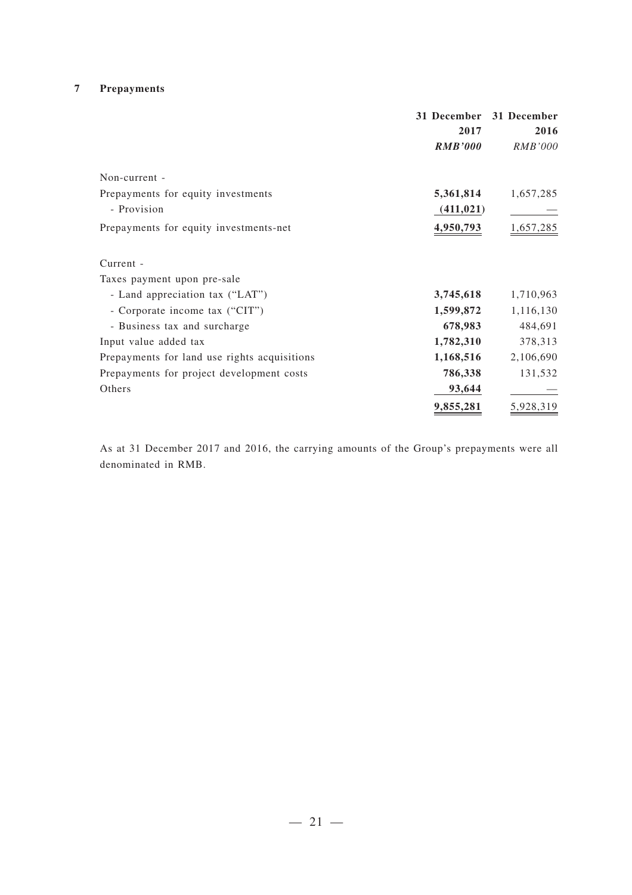## 7 Prepayments

| | 31 December 2017 | 31 December 2016 |
|---|---|---|
| | ***RMB'000*** | *RMB'000* |
| Non-current - | | |
| Prepayments for equity investments | **5,361,814** | 1,657,285 |
| - Provision | **(411,021)** | — |
| Prepayments for equity investments-net | **4,950,793** | 1,657,285 |
| | | |
| Current - | | |
| Taxes payment upon pre-sale | | |
| - Land appreciation tax ("LAT") | **3,745,618** | 1,710,963 |
| - Corporate income tax ("CIT") | **1,599,872** | 1,116,130 |
| - Business tax and surcharge | **678,983** | 484,691 |
| Input value added tax | **1,782,310** | 378,313 |
| Prepayments for land use rights acquisitions | **1,168,516** | 2,106,690 |
| Prepayments for project development costs | **786,338** | 131,532 |
| Others | **93,644** | — |
| | **9,855,281** | 5,928,319 |

As at 31 December 2017 and 2016, the carrying amounts of the Group's prepayments were all denominated in RMB.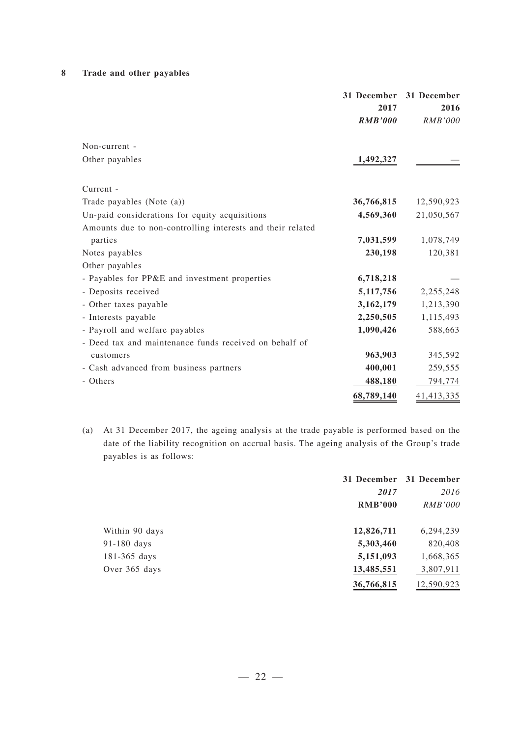## 8 Trade and other payables

| | 31 December 2017 | 31 December 2016 |
|---|---|---|
| | ***RMB'000*** | *RMB'000* |
| Non-current - | | |
| Other payables | **1,492,327** | — |
| | | |
| Current - | | |
| Trade payables (Note (a)) | **36,766,815** | 12,590,923 |
| Un-paid considerations for equity acquisitions | **4,569,360** | 21,050,567 |
| Amounts due to non-controlling interests and their related parties | **7,031,599** | 1,078,749 |
| Notes payables | **230,198** | 120,381 |
| Other payables | | |
| - Payables for PP&E and investment properties | **6,718,218** | — |
| - Deposits received | **5,117,756** | 2,255,248 |
| - Other taxes payable | **3,162,179** | 1,213,390 |
| - Interests payable | **2,250,505** | 1,115,493 |
| - Payroll and welfare payables | **1,090,426** | 588,663 |
| - Deed tax and maintenance funds received on behalf of customers | **963,903** | 345,592 |
| - Cash advanced from business partners | **400,001** | 259,555 |
| - Others | **488,180** | 794,774 |
| | **68,789,140** | 41,413,335 |

(a) At 31 December 2017, the ageing analysis at the trade payable is performed based on the date of the liability recognition on accrual basis. The ageing analysis of the Group's trade payables is as follows:

| | 31 December *2017* | 31 December *2016* |
|---|---|---|
| | **RMB'000** | *RMB'000* |
| Within 90 days | **12,826,711** | 6,294,239 |
| 91-180 days | **5,303,460** | 820,408 |
| 181-365 days | **5,151,093** | 1,668,365 |
| Over 365 days | **13,485,551** | 3,807,911 |
| | **36,766,815** | 12,590,923 |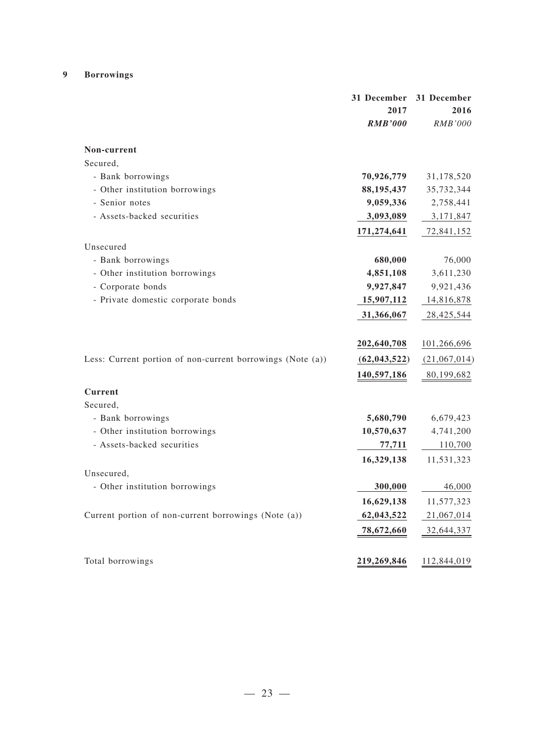## 9 Borrowings

| | 31 December 2017 | 31 December 2016 |
|---|---|---|
| | ***RMB'000*** | *RMB'000* |
| **Non-current** | | |
| Secured, | | |
| - Bank borrowings | **70,926,779** | 31,178,520 |
| - Other institution borrowings | **88,195,437** | 35,732,344 |
| - Senior notes | **9,059,336** | 2,758,441 |
| - Assets-backed securities | **3,093,089** | 3,171,847 |
| | **171,274,641** | 72,841,152 |
| Unsecured | | |
| - Bank borrowings | **680,000** | 76,000 |
| - Other institution borrowings | **4,851,108** | 3,611,230 |
| - Corporate bonds | **9,927,847** | 9,921,436 |
| - Private domestic corporate bonds | **15,907,112** | 14,816,878 |
| | **31,366,067** | 28,425,544 |
| | **202,640,708** | 101,266,696 |
| Less: Current portion of non-current borrowings (Note (a)) | **(62,043,522)** | (21,067,014) |
| | **140,597,186** | 80,199,682 |
| **Current** | | |
| Secured, | | |
| - Bank borrowings | **5,680,790** | 6,679,423 |
| - Other institution borrowings | **10,570,637** | 4,741,200 |
| - Assets-backed securities | **77,711** | 110,700 |
| | **16,329,138** | 11,531,323 |
| Unsecured, | | |
| - Other institution borrowings | **300,000** | 46,000 |
| | **16,629,138** | 11,577,323 |
| Current portion of non-current borrowings (Note (a)) | **62,043,522** | 21,067,014 |
| | **78,672,660** | 32,644,337 |
| Total borrowings | **219,269,846** | 112,844,019 |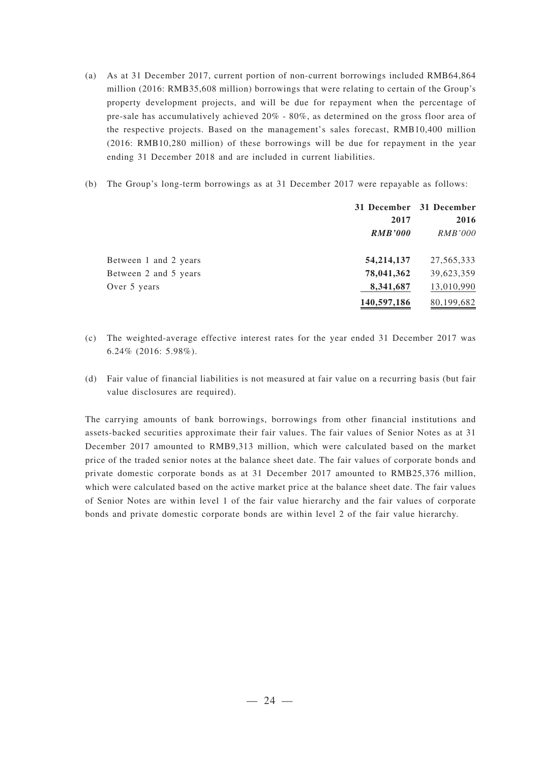(a) As at 31 December 2017, current portion of non-current borrowings included RMB64,864 million (2016: RMB35,608 million) borrowings that were relating to certain of the Group's property development projects, and will be due for repayment when the percentage of pre-sale has accumulatively achieved 20% - 80%, as determined on the gross floor area of the respective projects. Based on the management's sales forecast, RMB10,400 million (2016: RMB10,280 million) of these borrowings will be due for repayment in the year ending 31 December 2018 and are included in current liabilities.

(b) The Group's long-term borrowings as at 31 December 2017 were repayable as follows:

| | 31 December 2017 | 31 December 2016 |
|---|---|---|
| | ***RMB'000*** | *RMB'000* |
| Between 1 and 2 years | **54,214,137** | 27,565,333 |
| Between 2 and 5 years | **78,041,362** | 39,623,359 |
| Over 5 years | **8,341,687** | 13,010,990 |
| | **140,597,186** | 80,199,682 |

(c) The weighted-average effective interest rates for the year ended 31 December 2017 was 6.24% (2016: 5.98%).

(d) Fair value of financial liabilities is not measured at fair value on a recurring basis (but fair value disclosures are required).

The carrying amounts of bank borrowings, borrowings from other financial institutions and assets-backed securities approximate their fair values. The fair values of Senior Notes as at 31 December 2017 amounted to RMB9,313 million, which were calculated based on the market price of the traded senior notes at the balance sheet date. The fair values of corporate bonds and private domestic corporate bonds as at 31 December 2017 amounted to RMB25,376 million, which were calculated based on the active market price at the balance sheet date. The fair values of Senior Notes are within level 1 of the fair value hierarchy and the fair values of corporate bonds and private domestic corporate bonds are within level 2 of the fair value hierarchy.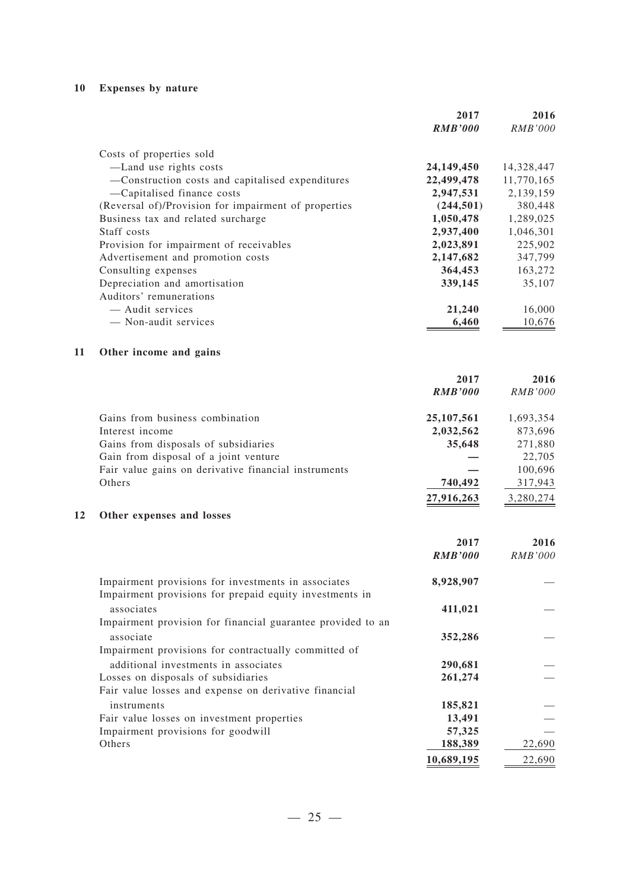## 10 Expenses by nature

| | 2017 | 2016 |
|---|---|---|
| | ***RMB'000*** | *RMB'000* |
| Costs of properties sold | | |
| —Land use rights costs | **24,149,450** | 14,328,447 |
| —Construction costs and capitalised expenditures | **22,499,478** | 11,770,165 |
| —Capitalised finance costs | **2,947,531** | 2,139,159 |
| (Reversal of)/Provision for impairment of properties | **(244,501)** | 380,448 |
| Business tax and related surcharge | **1,050,478** | 1,289,025 |
| Staff costs | **2,937,400** | 1,046,301 |
| Provision for impairment of receivables | **2,023,891** | 225,902 |
| Advertisement and promotion costs | **2,147,682** | 347,799 |
| Consulting expenses | **364,453** | 163,272 |
| Depreciation and amortisation | **339,145** | 35,107 |
| Auditors' remunerations | | |
| — Audit services | **21,240** | 16,000 |
| — Non-audit services | **6,460** | 10,676 |

## 11 Other income and gains

| | 2017 | 2016 |
|---|---|---|
| | ***RMB'000*** | *RMB'000* |
| Gains from business combination | **25,107,561** | 1,693,354 |
| Interest income | **2,032,562** | 873,696 |
| Gains from disposals of subsidiaries | **35,648** | 271,880 |
| Gain from disposal of a joint venture | **—** | 22,705 |
| Fair value gains on derivative financial instruments | **—** | 100,696 |
| Others | **740,492** | 317,943 |
| | **27,916,263** | 3,280,274 |

## 12 Other expenses and losses

| | 2017 | 2016 |
|---|---|---|
| | ***RMB'000*** | *RMB'000* |
| Impairment provisions for investments in associates | **8,928,907** | — |
| Impairment provisions for prepaid equity investments in associates | **411,021** | — |
| Impairment provision for financial guarantee provided to an associate | **352,286** | — |
| Impairment provisions for contractually committed of additional investments in associates | **290,681** | — |
| Losses on disposals of subsidiaries | **261,274** | — |
| Fair value losses and expense on derivative financial instruments | **185,821** | — |
| Fair value losses on investment properties | **13,491** | — |
| Impairment provisions for goodwill | **57,325** | — |
| Others | **188,389** | 22,690 |
| | **10,689,195** | 22,690 |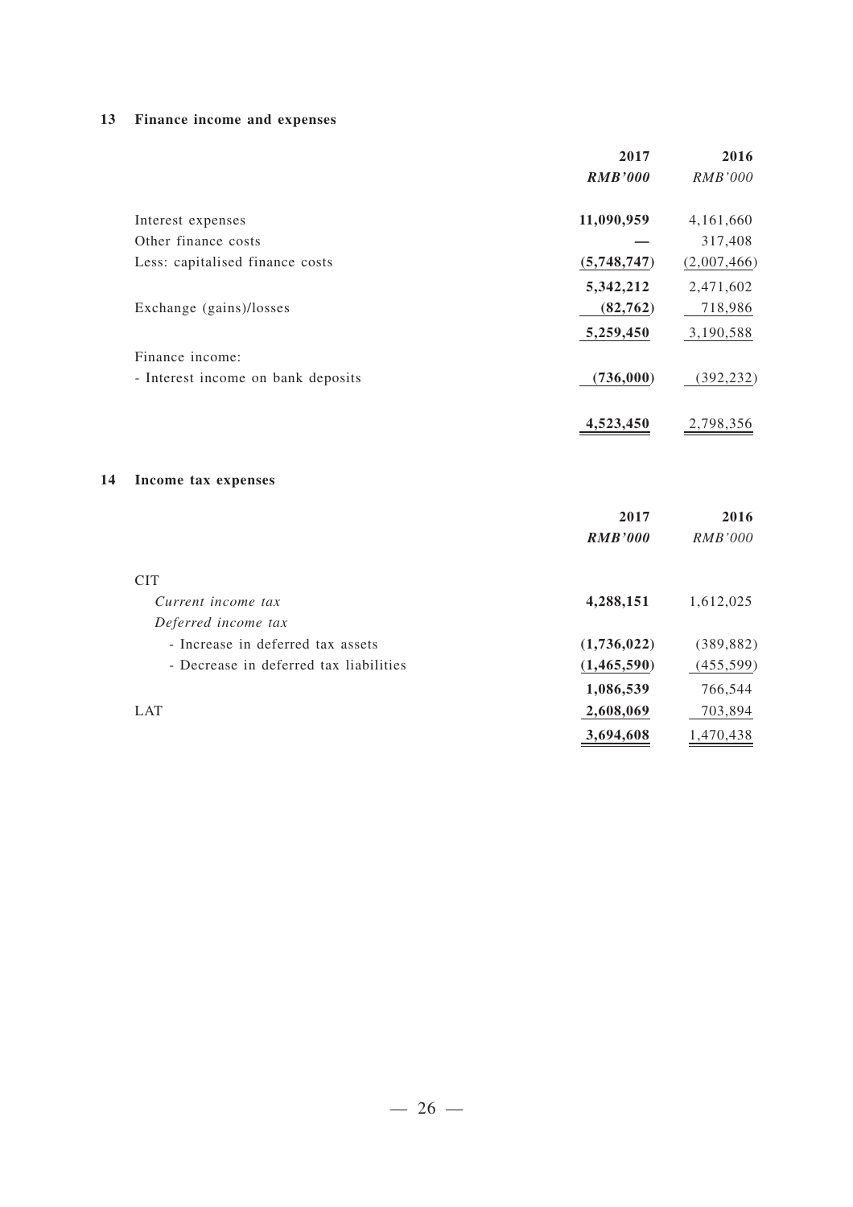## 13 Finance income and expenses

| | 2017 | 2016 |
|---|---|---|
| | ***RMB'000*** | *RMB'000* |
| Interest expenses | **11,090,959** | 4,161,660 |
| Other finance costs | **—** | 317,408 |
| Less: capitalised finance costs | **(5,748,747)** | (2,007,466) |
| | **5,342,212** | 2,471,602 |
| Exchange (gains)/losses | **(82,762)** | 718,986 |
| | **5,259,450** | 3,190,588 |
| Finance income: | | |
| - Interest income on bank deposits | **(736,000)** | (392,232) |
| | **4,523,450** | 2,798,356 |

## 14 Income tax expenses

| | 2017 | 2016 |
|---|---|---|
| | ***RMB'000*** | *RMB'000* |
| CIT | | |
| *Current income tax* | **4,288,151** | 1,612,025 |
| *Deferred income tax* | | |
| - Increase in deferred tax assets | **(1,736,022)** | (389,882) |
| - Decrease in deferred tax liabilities | **(1,465,590)** | (455,599) |
| | **1,086,539** | 766,544 |
| LAT | **2,608,069** | 703,894 |
| | **3,694,608** | 1,470,438 |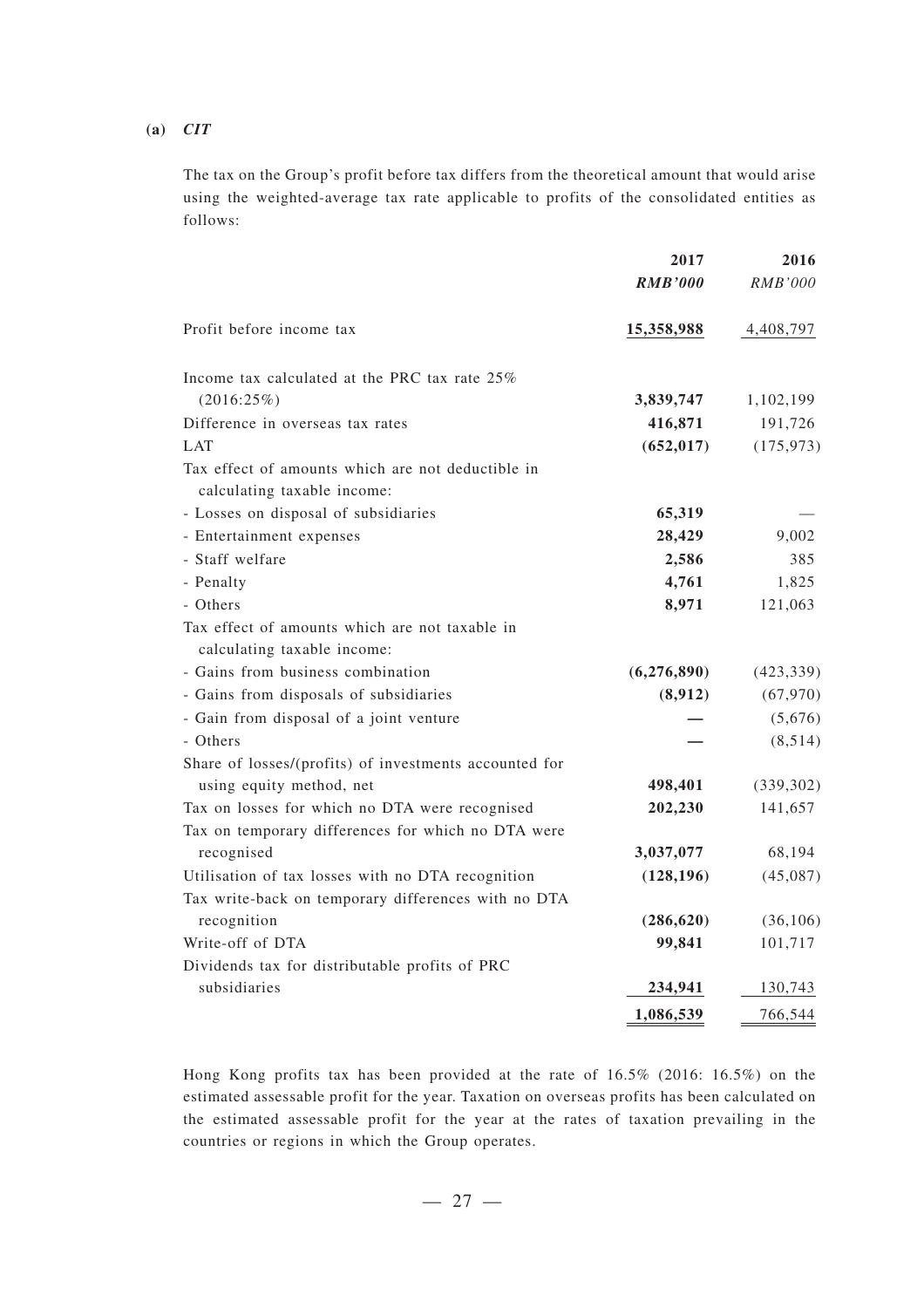**(a) *CIT***

The tax on the Group's profit before tax differs from the theoretical amount that would arise using the weighted-average tax rate applicable to profits of the consolidated entities as follows:

| | 2017 | 2016 |
|---|---|---|
| | ***RMB'000*** | *RMB'000* |
| Profit before income tax | **15,358,988** | 4,408,797 |
| Income tax calculated at the PRC tax rate 25% (2016:25%) | **3,839,747** | 1,102,199 |
| Difference in overseas tax rates | **416,871** | 191,726 |
| LAT | **(652,017)** | (175,973) |
| Tax effect of amounts which are not deductible in calculating taxable income: | | |
| - Losses on disposal of subsidiaries | **65,319** | — |
| - Entertainment expenses | **28,429** | 9,002 |
| - Staff welfare | **2,586** | 385 |
| - Penalty | **4,761** | 1,825 |
| - Others | **8,971** | 121,063 |
| Tax effect of amounts which are not taxable in calculating taxable income: | | |
| - Gains from business combination | **(6,276,890)** | (423,339) |
| - Gains from disposals of subsidiaries | **(8,912)** | (67,970) |
| - Gain from disposal of a joint venture | **—** | (5,676) |
| - Others | **—** | (8,514) |
| Share of losses/(profits) of investments accounted for using equity method, net | **498,401** | (339,302) |
| Tax on losses for which no DTA were recognised | **202,230** | 141,657 |
| Tax on temporary differences for which no DTA were recognised | **3,037,077** | 68,194 |
| Utilisation of tax losses with no DTA recognition | **(128,196)** | (45,087) |
| Tax write-back on temporary differences with no DTA recognition | **(286,620)** | (36,106) |
| Write-off of DTA | **99,841** | 101,717 |
| Dividends tax for distributable profits of PRC subsidiaries | **234,941** | 130,743 |
| | **1,086,539** | 766,544 |

Hong Kong profits tax has been provided at the rate of 16.5% (2016: 16.5%) on the estimated assessable profit for the year. Taxation on overseas profits has been calculated on the estimated assessable profit for the year at the rates of taxation prevailing in the countries or regions in which the Group operates.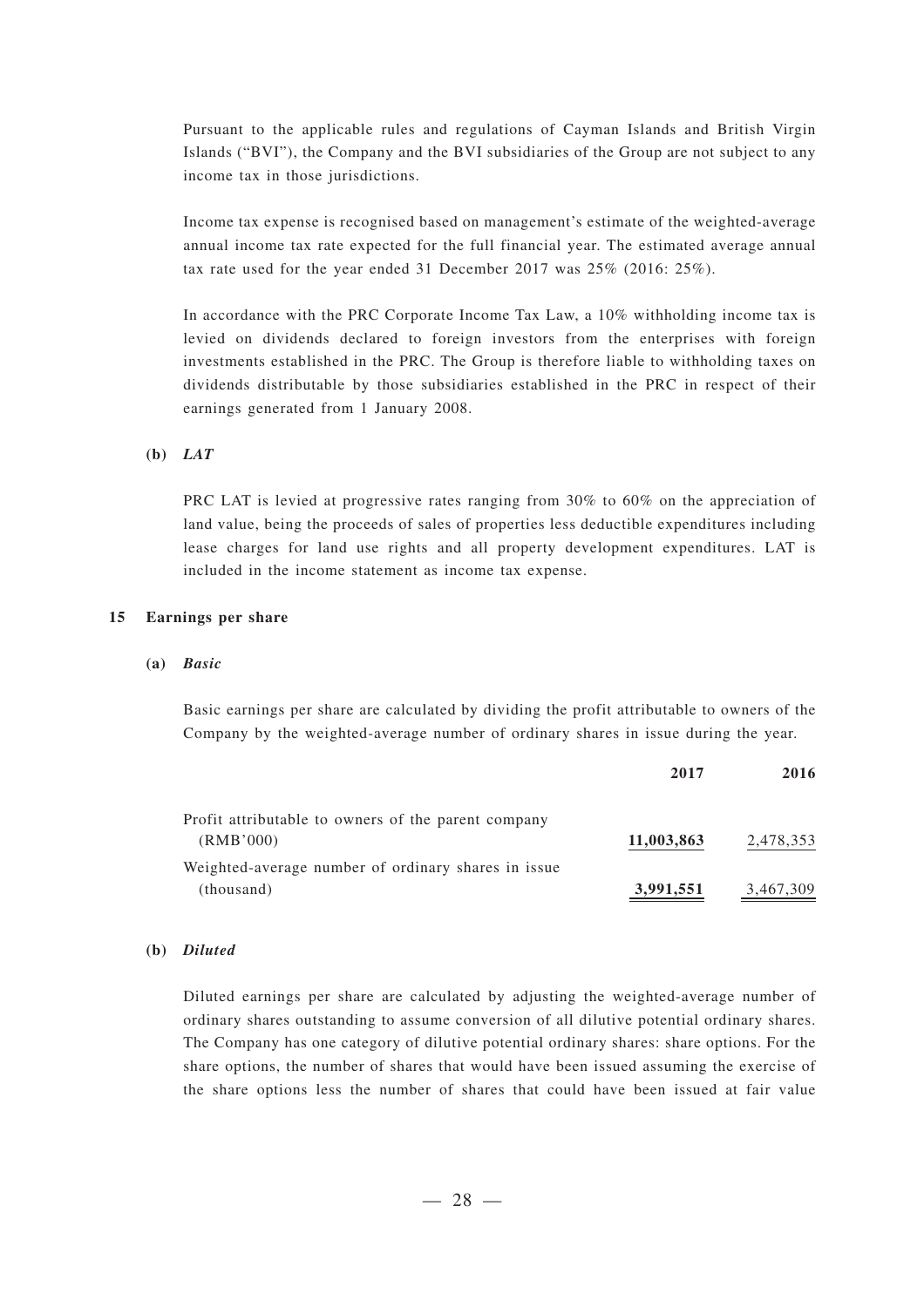Pursuant to the applicable rules and regulations of Cayman Islands and British Virgin Islands ("BVI"), the Company and the BVI subsidiaries of the Group are not subject to any income tax in those jurisdictions.

Income tax expense is recognised based on management's estimate of the weighted-average annual income tax rate expected for the full financial year. The estimated average annual tax rate used for the year ended 31 December 2017 was 25% (2016: 25%).

In accordance with the PRC Corporate Income Tax Law, a 10% withholding income tax is levied on dividends declared to foreign investors from the enterprises with foreign investments established in the PRC. The Group is therefore liable to withholding taxes on dividends distributable by those subsidiaries established in the PRC in respect of their earnings generated from 1 January 2008.

**(b)** ***LAT***

PRC LAT is levied at progressive rates ranging from 30% to 60% on the appreciation of land value, being the proceeds of sales of properties less deductible expenditures including lease charges for land use rights and all property development expenditures. LAT is included in the income statement as income tax expense.

## 15 Earnings per share

**(a)** ***Basic***

Basic earnings per share are calculated by dividing the profit attributable to owners of the Company by the weighted-average number of ordinary shares in issue during the year.

| | 2017 | 2016 |
|---|---|---|
| Profit attributable to owners of the parent company (RMB'000) | **11,003,863** | 2,478,353 |
| Weighted-average number of ordinary shares in issue (thousand) | **3,991,551** | 3,467,309 |

**(b)** ***Diluted***

Diluted earnings per share are calculated by adjusting the weighted-average number of ordinary shares outstanding to assume conversion of all dilutive potential ordinary shares. The Company has one category of dilutive potential ordinary shares: share options. For the share options, the number of shares that would have been issued assuming the exercise of the share options less the number of shares that could have been issued at fair value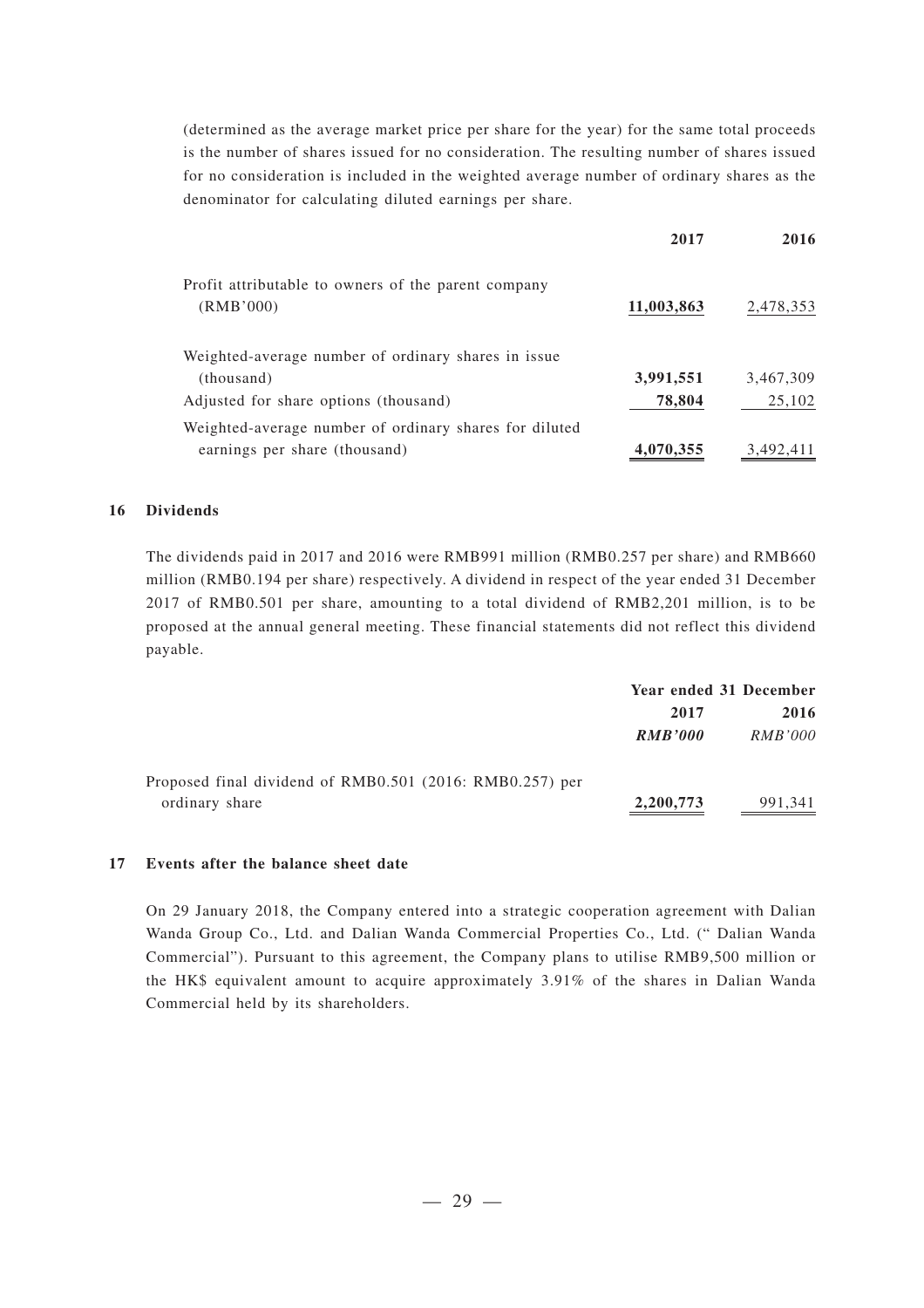(determined as the average market price per share for the year) for the same total proceeds is the number of shares issued for no consideration. The resulting number of shares issued for no consideration is included in the weighted average number of ordinary shares as the denominator for calculating diluted earnings per share.

| | 2017 | 2016 |
|---|---|---|
| Profit attributable to owners of the parent company (RMB'000) | **11,003,863** | 2,478,353 |
| Weighted-average number of ordinary shares in issue (thousand) | **3,991,551** | 3,467,309 |
| Adjusted for share options (thousand) | **78,804** | 25,102 |
| Weighted-average number of ordinary shares for diluted earnings per share (thousand) | **4,070,355** | 3,492,411 |

## 16 Dividends

The dividends paid in 2017 and 2016 were RMB991 million (RMB0.257 per share) and RMB660 million (RMB0.194 per share) respectively. A dividend in respect of the year ended 31 December 2017 of RMB0.501 per share, amounting to a total dividend of RMB2,201 million, is to be proposed at the annual general meeting. These financial statements did not reflect this dividend payable.

| | Year ended 31 December | |
|---|---|---|
| | **2017** | **2016** |
| | ***RMB'000*** | *RMB'000* |
| Proposed final dividend of RMB0.501 (2016: RMB0.257) per ordinary share | **2,200,773** | 991,341 |

## 17 Events after the balance sheet date

On 29 January 2018, the Company entered into a strategic cooperation agreement with Dalian Wanda Group Co., Ltd. and Dalian Wanda Commercial Properties Co., Ltd. (" Dalian Wanda Commercial"). Pursuant to this agreement, the Company plans to utilise RMB9,500 million or the HK$ equivalent amount to acquire approximately 3.91% of the shares in Dalian Wanda Commercial held by its shareholders.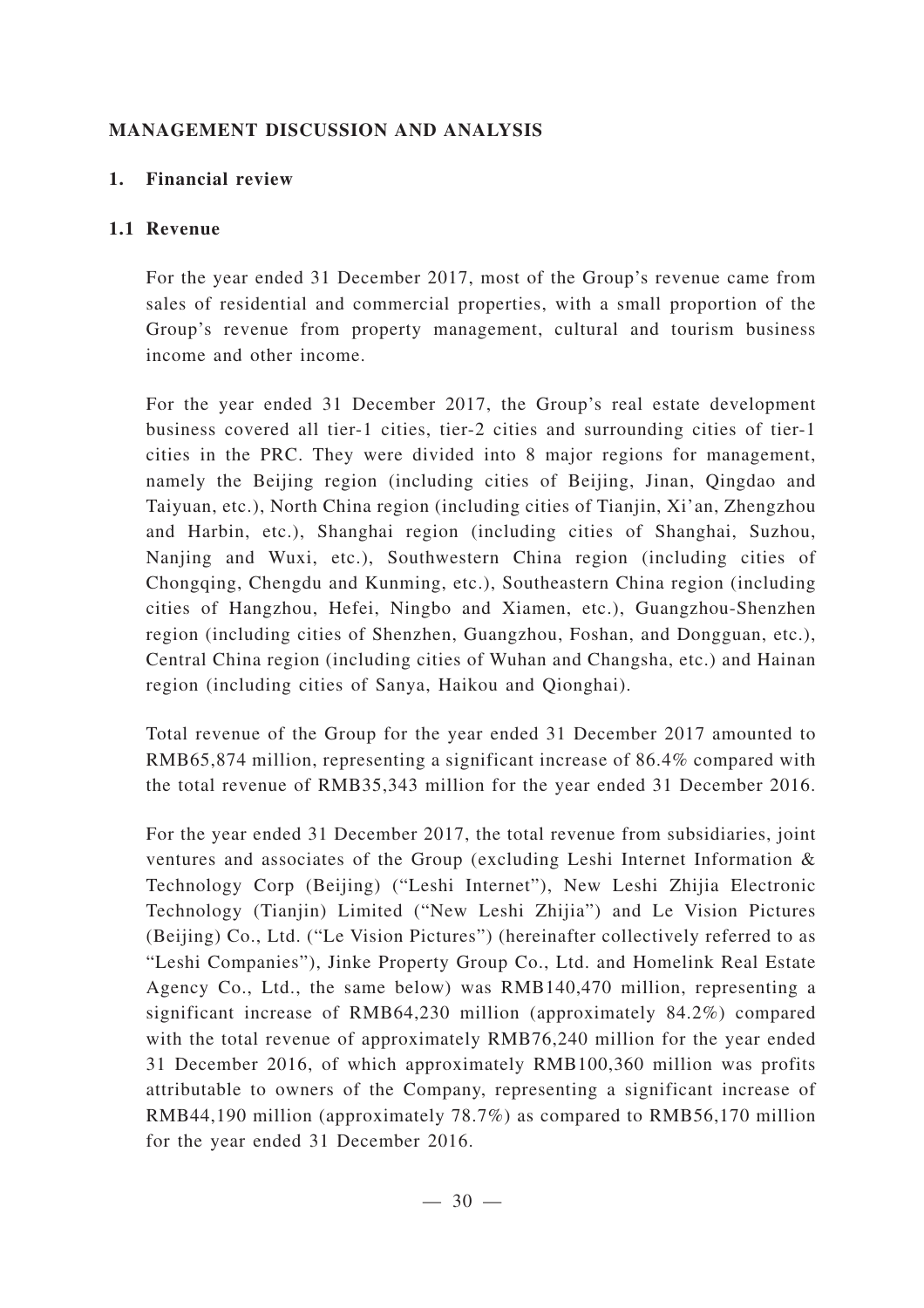## MANAGEMENT DISCUSSION AND ANALYSIS

### 1. Financial review

#### 1.1 Revenue

For the year ended 31 December 2017, most of the Group's revenue came from sales of residential and commercial properties, with a small proportion of the Group's revenue from property management, cultural and tourism business income and other income.

For the year ended 31 December 2017, the Group's real estate development business covered all tier-1 cities, tier-2 cities and surrounding cities of tier-1 cities in the PRC. They were divided into 8 major regions for management, namely the Beijing region (including cities of Beijing, Jinan, Qingdao and Taiyuan, etc.), North China region (including cities of Tianjin, Xi'an, Zhengzhou and Harbin, etc.), Shanghai region (including cities of Shanghai, Suzhou, Nanjing and Wuxi, etc.), Southwestern China region (including cities of Chongqing, Chengdu and Kunming, etc.), Southeastern China region (including cities of Hangzhou, Hefei, Ningbo and Xiamen, etc.), Guangzhou-Shenzhen region (including cities of Shenzhen, Guangzhou, Foshan, and Dongguan, etc.), Central China region (including cities of Wuhan and Changsha, etc.) and Hainan region (including cities of Sanya, Haikou and Qionghai).

Total revenue of the Group for the year ended 31 December 2017 amounted to RMB65,874 million, representing a significant increase of 86.4% compared with the total revenue of RMB35,343 million for the year ended 31 December 2016.

For the year ended 31 December 2017, the total revenue from subsidiaries, joint ventures and associates of the Group (excluding Leshi Internet Information & Technology Corp (Beijing) ("Leshi Internet"), New Leshi Zhijia Electronic Technology (Tianjin) Limited ("New Leshi Zhijia") and Le Vision Pictures (Beijing) Co., Ltd. ("Le Vision Pictures") (hereinafter collectively referred to as "Leshi Companies"), Jinke Property Group Co., Ltd. and Homelink Real Estate Agency Co., Ltd., the same below) was RMB140,470 million, representing a significant increase of RMB64,230 million (approximately 84.2%) compared with the total revenue of approximately RMB76,240 million for the year ended 31 December 2016, of which approximately RMB100,360 million was profits attributable to owners of the Company, representing a significant increase of RMB44,190 million (approximately 78.7%) as compared to RMB56,170 million for the year ended 31 December 2016.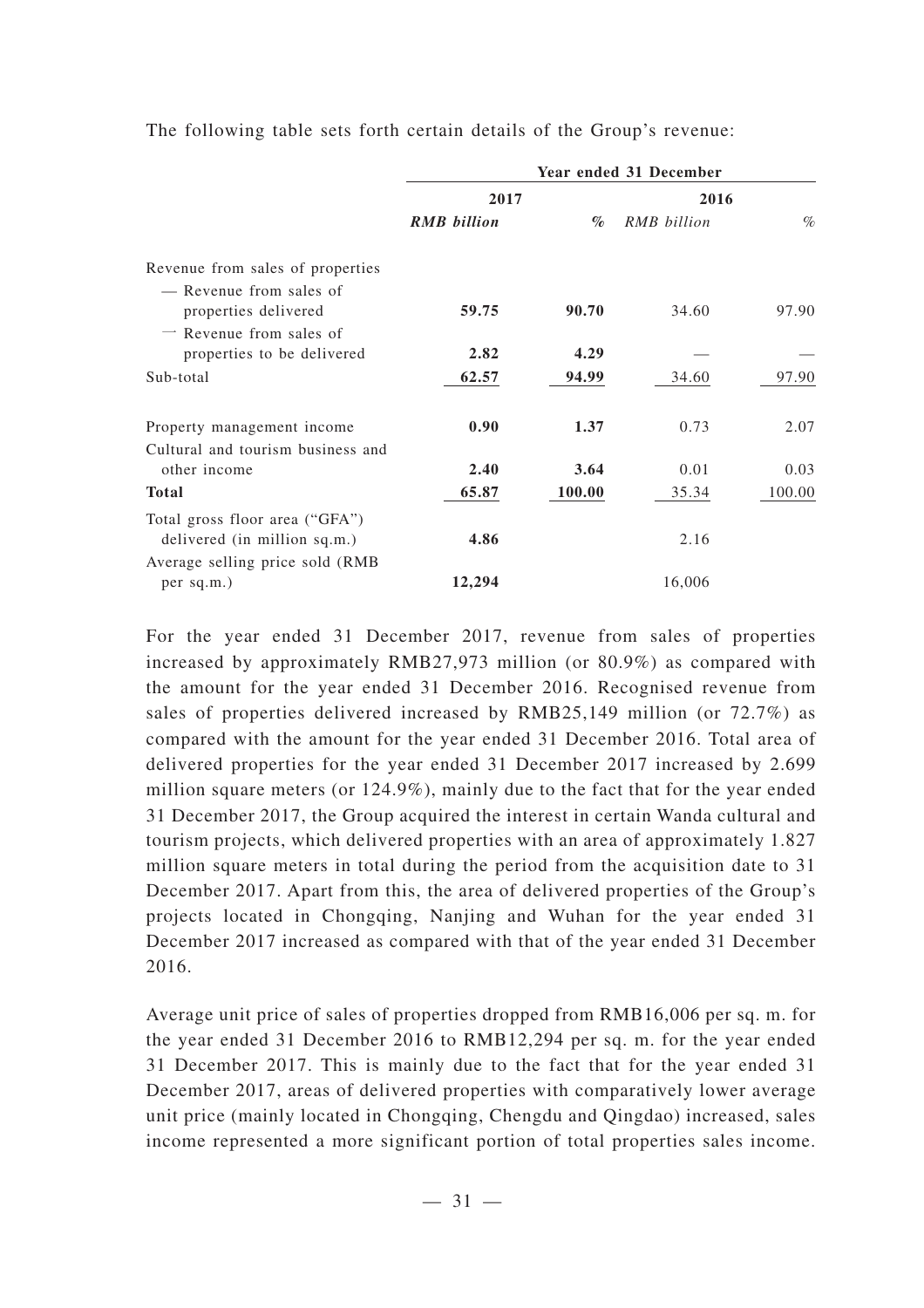The following table sets forth certain details of the Group's revenue:

| | Year ended 31 December | | | |
|---|---|---|---|---|
| | 2017 | | 2016 | |
| | ***RMB billion*** | ***%*** | *RMB billion* | *%* |
| Revenue from sales of properties | | | | |
| — Revenue from sales of properties delivered | **59.75** | **90.70** | 34.60 | 97.90 |
| — Revenue from sales of properties to be delivered | **2.82** | **4.29** | — | — |
| Sub-total | **62.57** | **94.99** | 34.60 | 97.90 |
| Property management income | **0.90** | **1.37** | 0.73 | 2.07 |
| Cultural and tourism business and other income | **2.40** | **3.64** | 0.01 | 0.03 |
| **Total** | **65.87** | **100.00** | 35.34 | 100.00 |
| Total gross floor area ("GFA") delivered (in million sq.m.) | **4.86** | | 2.16 | |
| Average selling price sold (RMB per sq.m.) | **12,294** | | 16,006 | |

For the year ended 31 December 2017, revenue from sales of properties increased by approximately RMB27,973 million (or 80.9%) as compared with the amount for the year ended 31 December 2016. Recognised revenue from sales of properties delivered increased by RMB25,149 million (or 72.7%) as compared with the amount for the year ended 31 December 2016. Total area of delivered properties for the year ended 31 December 2017 increased by 2.699 million square meters (or 124.9%), mainly due to the fact that for the year ended 31 December 2017, the Group acquired the interest in certain Wanda cultural and tourism projects, which delivered properties with an area of approximately 1.827 million square meters in total during the period from the acquisition date to 31 December 2017. Apart from this, the area of delivered properties of the Group's projects located in Chongqing, Nanjing and Wuhan for the year ended 31 December 2017 increased as compared with that of the year ended 31 December 2016.

Average unit price of sales of properties dropped from RMB16,006 per sq. m. for the year ended 31 December 2016 to RMB12,294 per sq. m. for the year ended 31 December 2017. This is mainly due to the fact that for the year ended 31 December 2017, areas of delivered properties with comparatively lower average unit price (mainly located in Chongqing, Chengdu and Qingdao) increased, sales income represented a more significant portion of total properties sales income.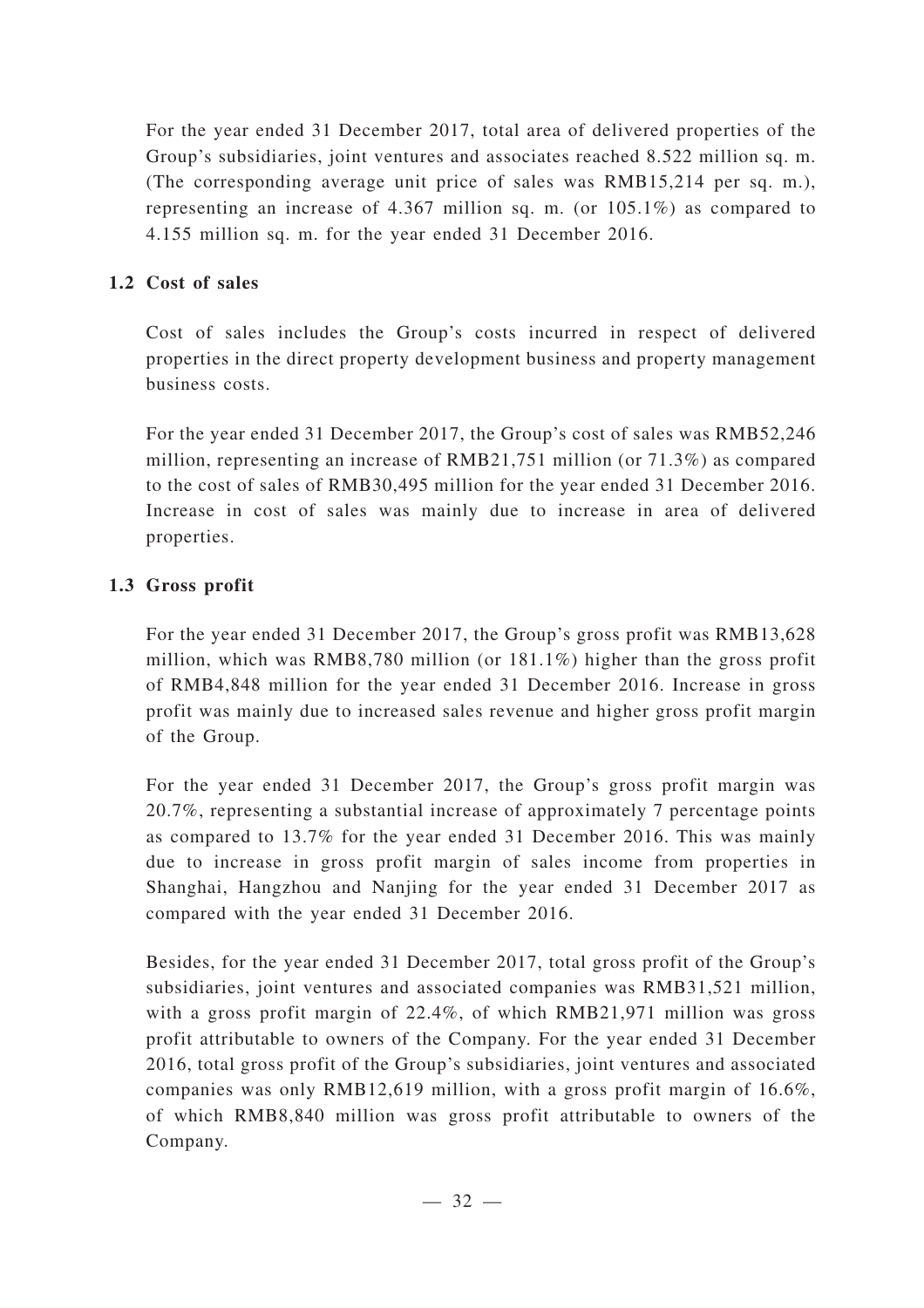For the year ended 31 December 2017, total area of delivered properties of the Group's subsidiaries, joint ventures and associates reached 8.522 million sq. m. (The corresponding average unit price of sales was RMB15,214 per sq. m.), representing an increase of 4.367 million sq. m. (or 105.1%) as compared to 4.155 million sq. m. for the year ended 31 December 2016.

### 1.2 Cost of sales

Cost of sales includes the Group's costs incurred in respect of delivered properties in the direct property development business and property management business costs.

For the year ended 31 December 2017, the Group's cost of sales was RMB52,246 million, representing an increase of RMB21,751 million (or 71.3%) as compared to the cost of sales of RMB30,495 million for the year ended 31 December 2016. Increase in cost of sales was mainly due to increase in area of delivered properties.

### 1.3 Gross profit

For the year ended 31 December 2017, the Group's gross profit was RMB13,628 million, which was RMB8,780 million (or 181.1%) higher than the gross profit of RMB4,848 million for the year ended 31 December 2016. Increase in gross profit was mainly due to increased sales revenue and higher gross profit margin of the Group.

For the year ended 31 December 2017, the Group's gross profit margin was 20.7%, representing a substantial increase of approximately 7 percentage points as compared to 13.7% for the year ended 31 December 2016. This was mainly due to increase in gross profit margin of sales income from properties in Shanghai, Hangzhou and Nanjing for the year ended 31 December 2017 as compared with the year ended 31 December 2016.

Besides, for the year ended 31 December 2017, total gross profit of the Group's subsidiaries, joint ventures and associated companies was RMB31,521 million, with a gross profit margin of 22.4%, of which RMB21,971 million was gross profit attributable to owners of the Company. For the year ended 31 December 2016, total gross profit of the Group's subsidiaries, joint ventures and associated companies was only RMB12,619 million, with a gross profit margin of 16.6%, of which RMB8,840 million was gross profit attributable to owners of the Company.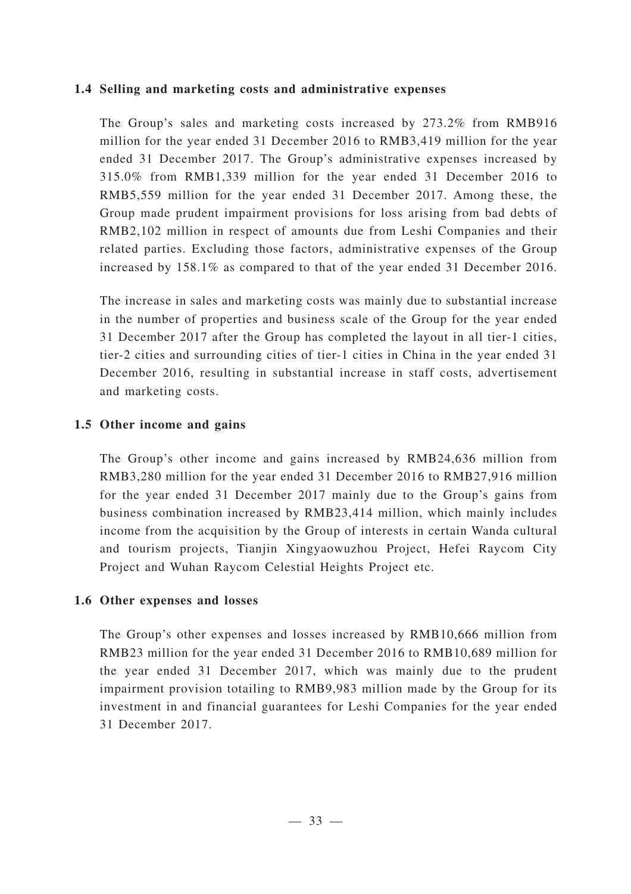### 1.4 Selling and marketing costs and administrative expenses

The Group's sales and marketing costs increased by 273.2% from RMB916 million for the year ended 31 December 2016 to RMB3,419 million for the year ended 31 December 2017. The Group's administrative expenses increased by 315.0% from RMB1,339 million for the year ended 31 December 2016 to RMB5,559 million for the year ended 31 December 2017. Among these, the Group made prudent impairment provisions for loss arising from bad debts of RMB2,102 million in respect of amounts due from Leshi Companies and their related parties. Excluding those factors, administrative expenses of the Group increased by 158.1% as compared to that of the year ended 31 December 2016.

The increase in sales and marketing costs was mainly due to substantial increase in the number of properties and business scale of the Group for the year ended 31 December 2017 after the Group has completed the layout in all tier-1 cities, tier-2 cities and surrounding cities of tier-1 cities in China in the year ended 31 December 2016, resulting in substantial increase in staff costs, advertisement and marketing costs.

### 1.5 Other income and gains

The Group's other income and gains increased by RMB24,636 million from RMB3,280 million for the year ended 31 December 2016 to RMB27,916 million for the year ended 31 December 2017 mainly due to the Group's gains from business combination increased by RMB23,414 million, which mainly includes income from the acquisition by the Group of interests in certain Wanda cultural and tourism projects, Tianjin Xingyaowuzhou Project, Hefei Raycom City Project and Wuhan Raycom Celestial Heights Project etc.

### 1.6 Other expenses and losses

The Group's other expenses and losses increased by RMB10,666 million from RMB23 million for the year ended 31 December 2016 to RMB10,689 million for the year ended 31 December 2017, which was mainly due to the prudent impairment provision totailing to RMB9,983 million made by the Group for its investment in and financial guarantees for Leshi Companies for the year ended 31 December 2017.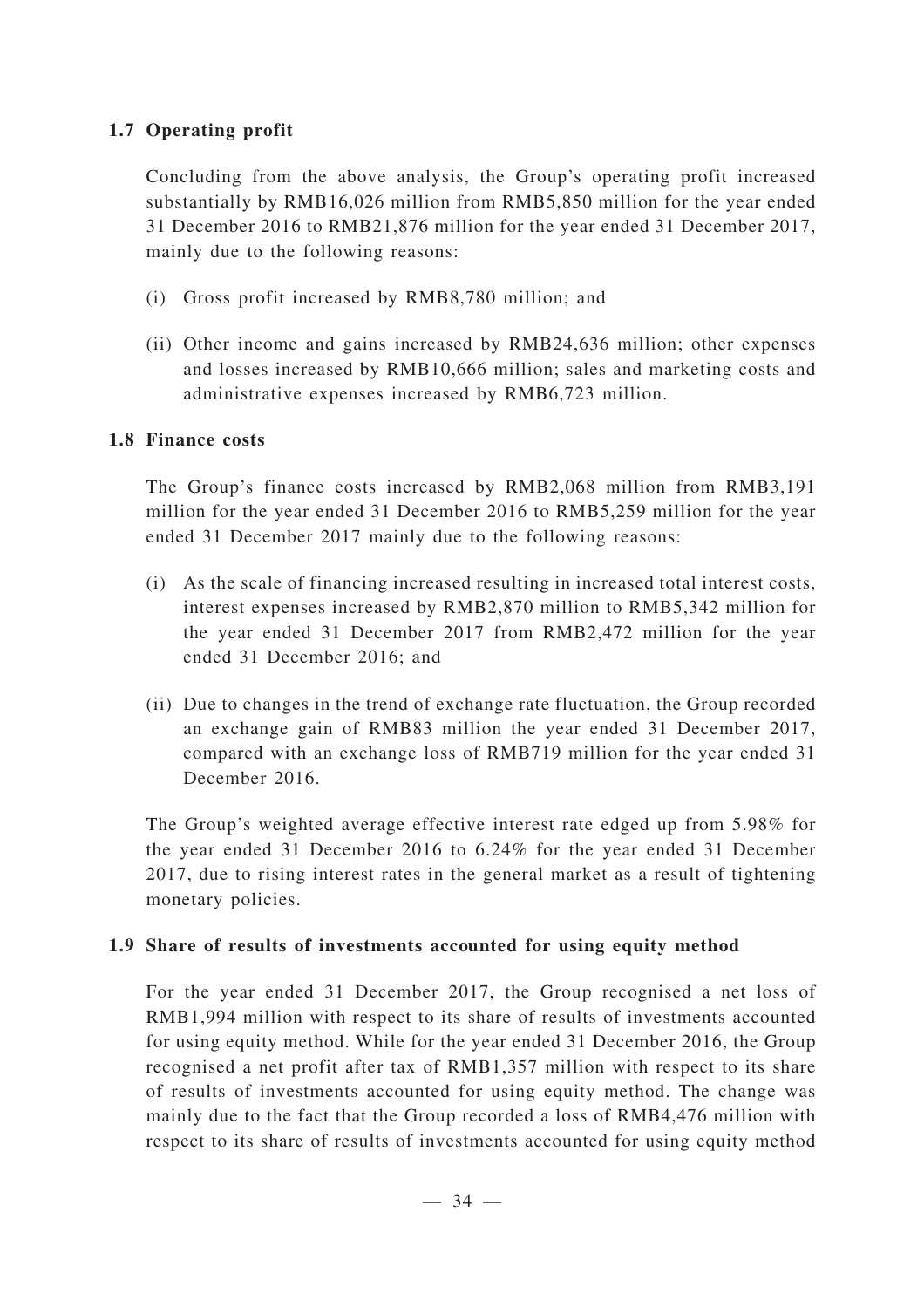### 1.7 Operating profit

Concluding from the above analysis, the Group's operating profit increased substantially by RMB16,026 million from RMB5,850 million for the year ended 31 December 2016 to RMB21,876 million for the year ended 31 December 2017, mainly due to the following reasons:

(i) Gross profit increased by RMB8,780 million; and

(ii) Other income and gains increased by RMB24,636 million; other expenses and losses increased by RMB10,666 million; sales and marketing costs and administrative expenses increased by RMB6,723 million.

### 1.8 Finance costs

The Group's finance costs increased by RMB2,068 million from RMB3,191 million for the year ended 31 December 2016 to RMB5,259 million for the year ended 31 December 2017 mainly due to the following reasons:

(i) As the scale of financing increased resulting in increased total interest costs, interest expenses increased by RMB2,870 million to RMB5,342 million for the year ended 31 December 2017 from RMB2,472 million for the year ended 31 December 2016; and

(ii) Due to changes in the trend of exchange rate fluctuation, the Group recorded an exchange gain of RMB83 million the year ended 31 December 2017, compared with an exchange loss of RMB719 million for the year ended 31 December 2016.

The Group's weighted average effective interest rate edged up from 5.98% for the year ended 31 December 2016 to 6.24% for the year ended 31 December 2017, due to rising interest rates in the general market as a result of tightening monetary policies.

### 1.9 Share of results of investments accounted for using equity method

For the year ended 31 December 2017, the Group recognised a net loss of RMB1,994 million with respect to its share of results of investments accounted for using equity method. While for the year ended 31 December 2016, the Group recognised a net profit after tax of RMB1,357 million with respect to its share of results of investments accounted for using equity method. The change was mainly due to the fact that the Group recorded a loss of RMB4,476 million with respect to its share of results of investments accounted for using equity method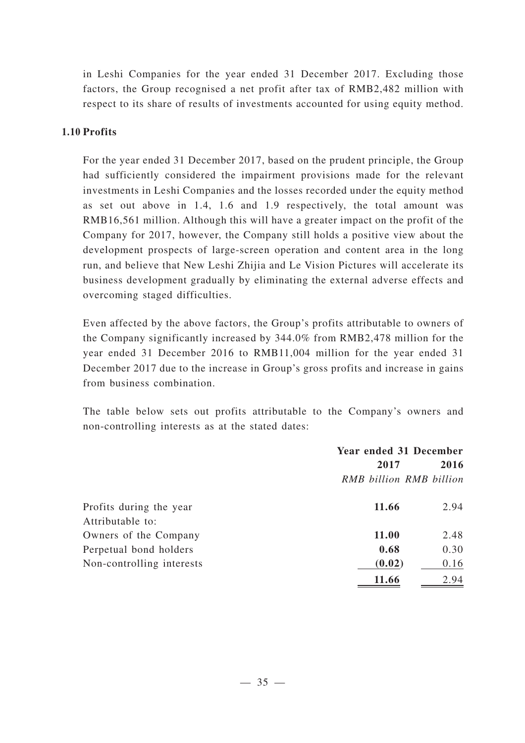in Leshi Companies for the year ended 31 December 2017. Excluding those factors, the Group recognised a net profit after tax of RMB2,482 million with respect to its share of results of investments accounted for using equity method.

### 1.10 Profits

For the year ended 31 December 2017, based on the prudent principle, the Group had sufficiently considered the impairment provisions made for the relevant investments in Leshi Companies and the losses recorded under the equity method as set out above in 1.4, 1.6 and 1.9 respectively, the total amount was RMB16,561 million. Although this will have a greater impact on the profit of the Company for 2017, however, the Company still holds a positive view about the development prospects of large-screen operation and content area in the long run, and believe that New Leshi Zhijia and Le Vision Pictures will accelerate its business development gradually by eliminating the external adverse effects and overcoming staged difficulties.

Even affected by the above factors, the Group's profits attributable to owners of the Company significantly increased by 344.0% from RMB2,478 million for the year ended 31 December 2016 to RMB11,004 million for the year ended 31 December 2017 due to the increase in Group's gross profits and increase in gains from business combination.

The table below sets out profits attributable to the Company's owners and non-controlling interests as at the stated dates:

| | Year ended 31 December | |
|---|---|---|
| | **2017** | **2016** |
| | *RMB billion* | *RMB billion* |
| Profits during the year | **11.66** | 2.94 |
| Attributable to: | | |
| Owners of the Company | **11.00** | 2.48 |
| Perpetual bond holders | **0.68** | 0.30 |
| Non-controlling interests | **(0.02)** | 0.16 |
| | **11.66** | 2.94 |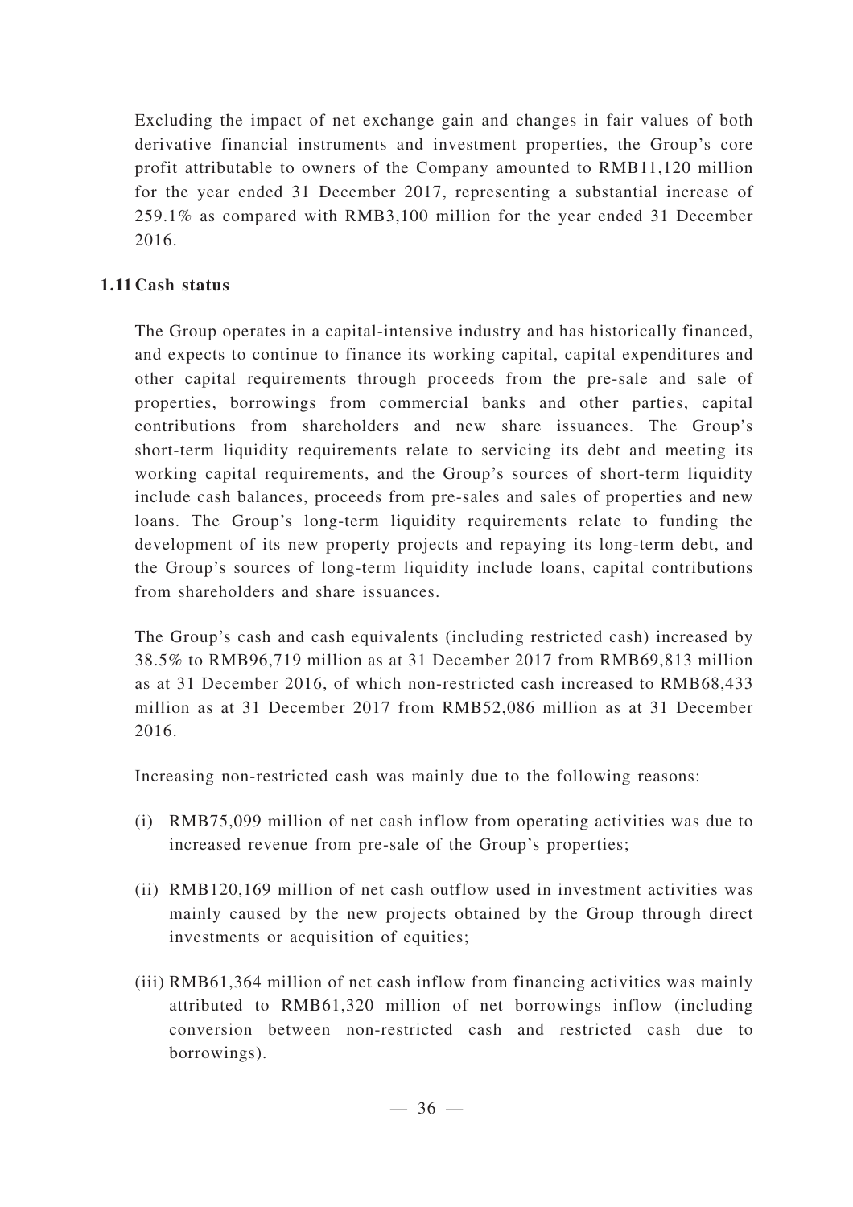Excluding the impact of net exchange gain and changes in fair values of both derivative financial instruments and investment properties, the Group's core profit attributable to owners of the Company amounted to RMB11,120 million for the year ended 31 December 2017, representing a substantial increase of 259.1% as compared with RMB3,100 million for the year ended 31 December 2016.

### 1.11 Cash status

The Group operates in a capital-intensive industry and has historically financed, and expects to continue to finance its working capital, capital expenditures and other capital requirements through proceeds from the pre-sale and sale of properties, borrowings from commercial banks and other parties, capital contributions from shareholders and new share issuances. The Group's short-term liquidity requirements relate to servicing its debt and meeting its working capital requirements, and the Group's sources of short-term liquidity include cash balances, proceeds from pre-sales and sales of properties and new loans. The Group's long-term liquidity requirements relate to funding the development of its new property projects and repaying its long-term debt, and the Group's sources of long-term liquidity include loans, capital contributions from shareholders and share issuances.

The Group's cash and cash equivalents (including restricted cash) increased by 38.5% to RMB96,719 million as at 31 December 2017 from RMB69,813 million as at 31 December 2016, of which non-restricted cash increased to RMB68,433 million as at 31 December 2017 from RMB52,086 million as at 31 December 2016.

Increasing non-restricted cash was mainly due to the following reasons:

(i) RMB75,099 million of net cash inflow from operating activities was due to increased revenue from pre-sale of the Group's properties;

(ii) RMB120,169 million of net cash outflow used in investment activities was mainly caused by the new projects obtained by the Group through direct investments or acquisition of equities;

(iii) RMB61,364 million of net cash inflow from financing activities was mainly attributed to RMB61,320 million of net borrowings inflow (including conversion between non-restricted cash and restricted cash due to borrowings).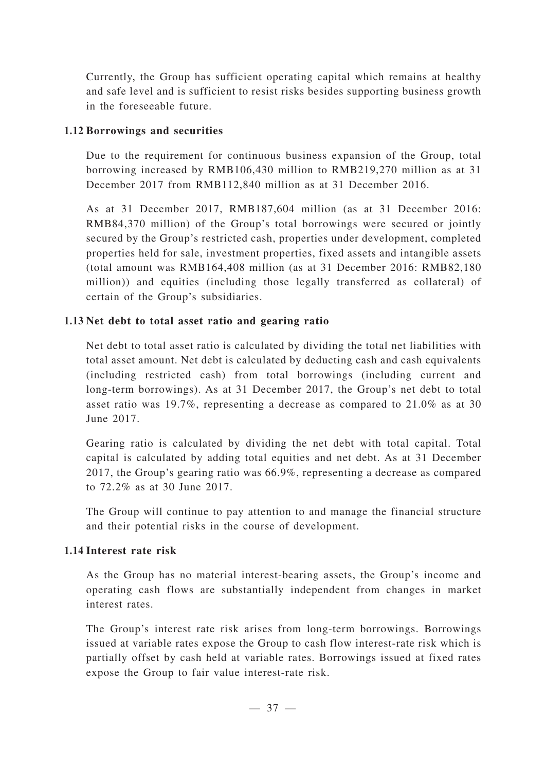Currently, the Group has sufficient operating capital which remains at healthy and safe level and is sufficient to resist risks besides supporting business growth in the foreseeable future.

### 1.12 Borrowings and securities

Due to the requirement for continuous business expansion of the Group, total borrowing increased by RMB106,430 million to RMB219,270 million as at 31 December 2017 from RMB112,840 million as at 31 December 2016.

As at 31 December 2017, RMB187,604 million (as at 31 December 2016: RMB84,370 million) of the Group's total borrowings were secured or jointly secured by the Group's restricted cash, properties under development, completed properties held for sale, investment properties, fixed assets and intangible assets (total amount was RMB164,408 million (as at 31 December 2016: RMB82,180 million)) and equities (including those legally transferred as collateral) of certain of the Group's subsidiaries.

### 1.13 Net debt to total asset ratio and gearing ratio

Net debt to total asset ratio is calculated by dividing the total net liabilities with total asset amount. Net debt is calculated by deducting cash and cash equivalents (including restricted cash) from total borrowings (including current and long-term borrowings). As at 31 December 2017, the Group's net debt to total asset ratio was 19.7%, representing a decrease as compared to 21.0% as at 30 June 2017.

Gearing ratio is calculated by dividing the net debt with total capital. Total capital is calculated by adding total equities and net debt. As at 31 December 2017, the Group's gearing ratio was 66.9%, representing a decrease as compared to 72.2% as at 30 June 2017.

The Group will continue to pay attention to and manage the financial structure and their potential risks in the course of development.

### 1.14 Interest rate risk

As the Group has no material interest-bearing assets, the Group's income and operating cash flows are substantially independent from changes in market interest rates.

The Group's interest rate risk arises from long-term borrowings. Borrowings issued at variable rates expose the Group to cash flow interest-rate risk which is partially offset by cash held at variable rates. Borrowings issued at fixed rates expose the Group to fair value interest-rate risk.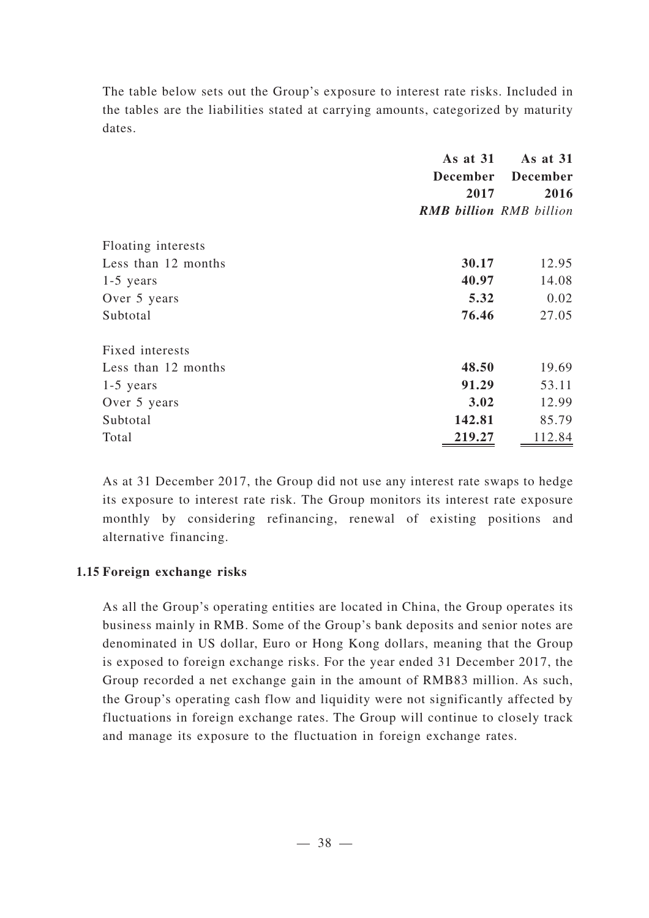The table below sets out the Group's exposure to interest rate risks. Included in the tables are the liabilities stated at carrying amounts, categorized by maturity dates.

| | **As at 31 December 2017** | As at 31 December 2016 |
|---|---|---|
| | ***RMB billion*** | *RMB billion* |
| Floating interests | | |
| Less than 12 months | **30.17** | 12.95 |
| 1-5 years | **40.97** | 14.08 |
| Over 5 years | **5.32** | 0.02 |
| Subtotal | **76.46** | 27.05 |
| Fixed interests | | |
| Less than 12 months | **48.50** | 19.69 |
| 1-5 years | **91.29** | 53.11 |
| Over 5 years | **3.02** | 12.99 |
| Subtotal | **142.81** | 85.79 |
| Total | **219.27** | 112.84 |

As at 31 December 2017, the Group did not use any interest rate swaps to hedge its exposure to interest rate risk. The Group monitors its interest rate exposure monthly by considering refinancing, renewal of existing positions and alternative financing.

### 1.15 Foreign exchange risks

As all the Group's operating entities are located in China, the Group operates its business mainly in RMB. Some of the Group's bank deposits and senior notes are denominated in US dollar, Euro or Hong Kong dollars, meaning that the Group is exposed to foreign exchange risks. For the year ended 31 December 2017, the Group recorded a net exchange gain in the amount of RMB83 million. As such, the Group's operating cash flow and liquidity were not significantly affected by fluctuations in foreign exchange rates. The Group will continue to closely track and manage its exposure to the fluctuation in foreign exchange rates.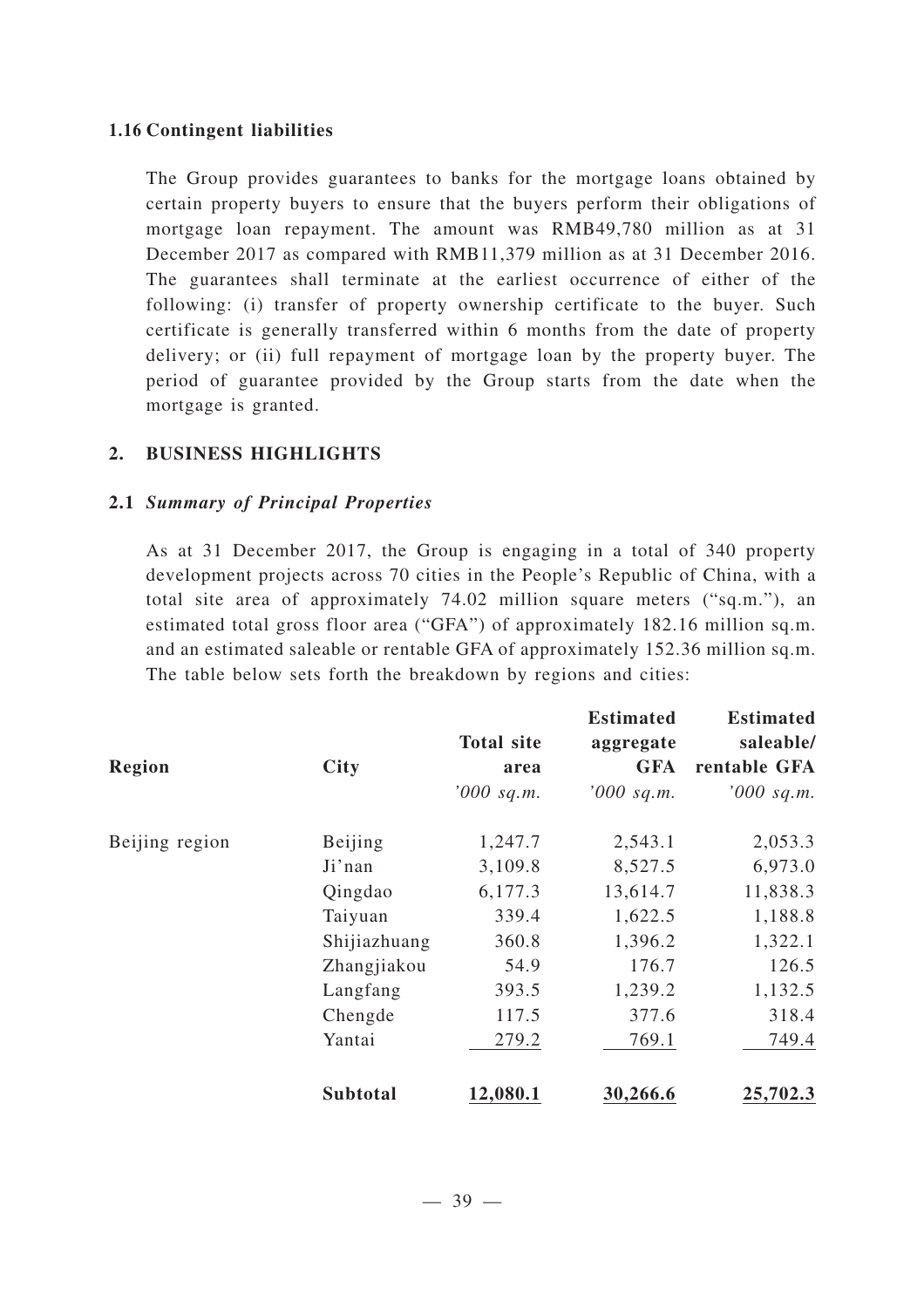### 1.16 Contingent liabilities

The Group provides guarantees to banks for the mortgage loans obtained by certain property buyers to ensure that the buyers perform their obligations of mortgage loan repayment. The amount was RMB49,780 million as at 31 December 2017 as compared with RMB11,379 million as at 31 December 2016. The guarantees shall terminate at the earliest occurrence of either of the following: (i) transfer of property ownership certificate to the buyer. Such certificate is generally transferred within 6 months from the date of property delivery; or (ii) full repayment of mortgage loan by the property buyer. The period of guarantee provided by the Group starts from the date when the mortgage is granted.

## 2. BUSINESS HIGHLIGHTS

### 2.1 *Summary of Principal Properties*

As at 31 December 2017, the Group is engaging in a total of 340 property development projects across 70 cities in the People's Republic of China, with a total site area of approximately 74.02 million square meters ("sq.m."), an estimated total gross floor area ("GFA") of approximately 182.16 million sq.m. and an estimated saleable or rentable GFA of approximately 152.36 million sq.m. The table below sets forth the breakdown by regions and cities:

| Region | City | Total site area | Estimated aggregate GFA | Estimated saleable/ rentable GFA |
|---|---|---|---|---|
| | | *'000 sq.m.* | *'000 sq.m.* | *'000 sq.m.* |
| Beijing region | Beijing | 1,247.7 | 2,543.1 | 2,053.3 |
| | Ji'nan | 3,109.8 | 8,527.5 | 6,973.0 |
| | Qingdao | 6,177.3 | 13,614.7 | 11,838.3 |
| | Taiyuan | 339.4 | 1,622.5 | 1,188.8 |
| | Shijiazhuang | 360.8 | 1,396.2 | 1,322.1 |
| | Zhangjiakou | 54.9 | 176.7 | 126.5 |
| | Langfang | 393.5 | 1,239.2 | 1,132.5 |
| | Chengde | 117.5 | 377.6 | 318.4 |
| | Yantai | 279.2 | 769.1 | 749.4 |
| | **Subtotal** | **12,080.1** | **30,266.6** | **25,702.3** |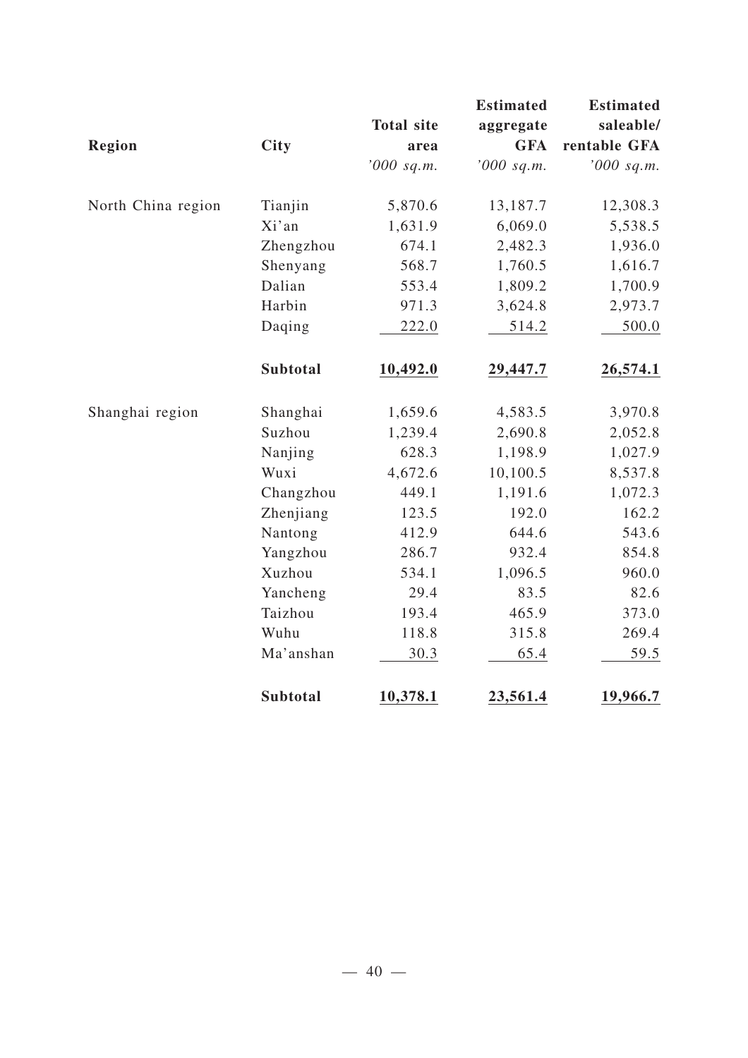| Region | City | Total site area | Estimated aggregate GFA | Estimated saleable/ rentable GFA |
|---|---|---|---|---|
| | | *'000 sq.m.* | *'000 sq.m.* | *'000 sq.m.* |
| North China region | Tianjin | 5,870.6 | 13,187.7 | 12,308.3 |
| | Xi'an | 1,631.9 | 6,069.0 | 5,538.5 |
| | Zhengzhou | 674.1 | 2,482.3 | 1,936.0 |
| | Shenyang | 568.7 | 1,760.5 | 1,616.7 |
| | Dalian | 553.4 | 1,809.2 | 1,700.9 |
| | Harbin | 971.3 | 3,624.8 | 2,973.7 |
| | Daqing | 222.0 | 514.2 | 500.0 |
| | **Subtotal** | **10,492.0** | **29,447.7** | **26,574.1** |
| Shanghai region | Shanghai | 1,659.6 | 4,583.5 | 3,970.8 |
| | Suzhou | 1,239.4 | 2,690.8 | 2,052.8 |
| | Nanjing | 628.3 | 1,198.9 | 1,027.9 |
| | Wuxi | 4,672.6 | 10,100.5 | 8,537.8 |
| | Changzhou | 449.1 | 1,191.6 | 1,072.3 |
| | Zhenjiang | 123.5 | 192.0 | 162.2 |
| | Nantong | 412.9 | 644.6 | 543.6 |
| | Yangzhou | 286.7 | 932.4 | 854.8 |
| | Xuzhou | 534.1 | 1,096.5 | 960.0 |
| | Yancheng | 29.4 | 83.5 | 82.6 |
| | Taizhou | 193.4 | 465.9 | 373.0 |
| | Wuhu | 118.8 | 315.8 | 269.4 |
| | Ma'anshan | 30.3 | 65.4 | 59.5 |
| | **Subtotal** | **10,378.1** | **23,561.4** | **19,966.7** |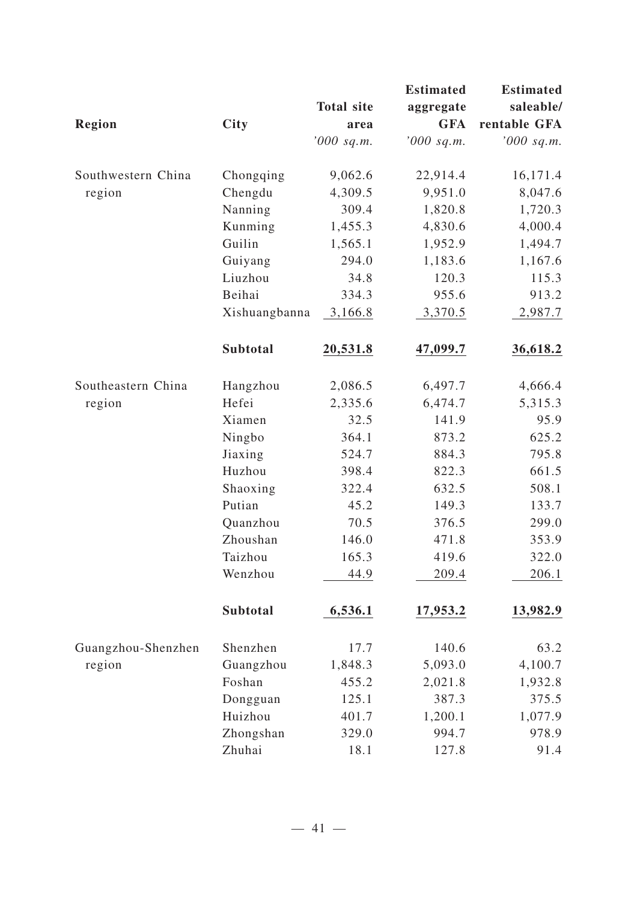| Region | City | Total site area | Estimated aggregate GFA | Estimated saleable/ rentable GFA |
|---|---|---|---|---|
| | | *'000 sq.m.* | *'000 sq.m.* | *'000 sq.m.* |
| Southwestern China region | Chongqing | 9,062.6 | 22,914.4 | 16,171.4 |
| | Chengdu | 4,309.5 | 9,951.0 | 8,047.6 |
| | Nanning | 309.4 | 1,820.8 | 1,720.3 |
| | Kunming | 1,455.3 | 4,830.6 | 4,000.4 |
| | Guilin | 1,565.1 | 1,952.9 | 1,494.7 |
| | Guiyang | 294.0 | 1,183.6 | 1,167.6 |
| | Liuzhou | 34.8 | 120.3 | 115.3 |
| | Beihai | 334.3 | 955.6 | 913.2 |
| | Xishuangbanna | 3,166.8 | 3,370.5 | 2,987.7 |
| | **Subtotal** | **20,531.8** | **47,099.7** | **36,618.2** |
| Southeastern China region | Hangzhou | 2,086.5 | 6,497.7 | 4,666.4 |
| | Hefei | 2,335.6 | 6,474.7 | 5,315.3 |
| | Xiamen | 32.5 | 141.9 | 95.9 |
| | Ningbo | 364.1 | 873.2 | 625.2 |
| | Jiaxing | 524.7 | 884.3 | 795.8 |
| | Huzhou | 398.4 | 822.3 | 661.5 |
| | Shaoxing | 322.4 | 632.5 | 508.1 |
| | Putian | 45.2 | 149.3 | 133.7 |
| | Quanzhou | 70.5 | 376.5 | 299.0 |
| | Zhoushan | 146.0 | 471.8 | 353.9 |
| | Taizhou | 165.3 | 419.6 | 322.0 |
| | Wenzhou | 44.9 | 209.4 | 206.1 |
| | **Subtotal** | **6,536.1** | **17,953.2** | **13,982.9** |
| Guangzhou-Shenzhen region | Shenzhen | 17.7 | 140.6 | 63.2 |
| | Guangzhou | 1,848.3 | 5,093.0 | 4,100.7 |
| | Foshan | 455.2 | 2,021.8 | 1,932.8 |
| | Dongguan | 125.1 | 387.3 | 375.5 |
| | Huizhou | 401.7 | 1,200.1 | 1,077.9 |
| | Zhongshan | 329.0 | 994.7 | 978.9 |
| | Zhuhai | 18.1 | 127.8 | 91.4 |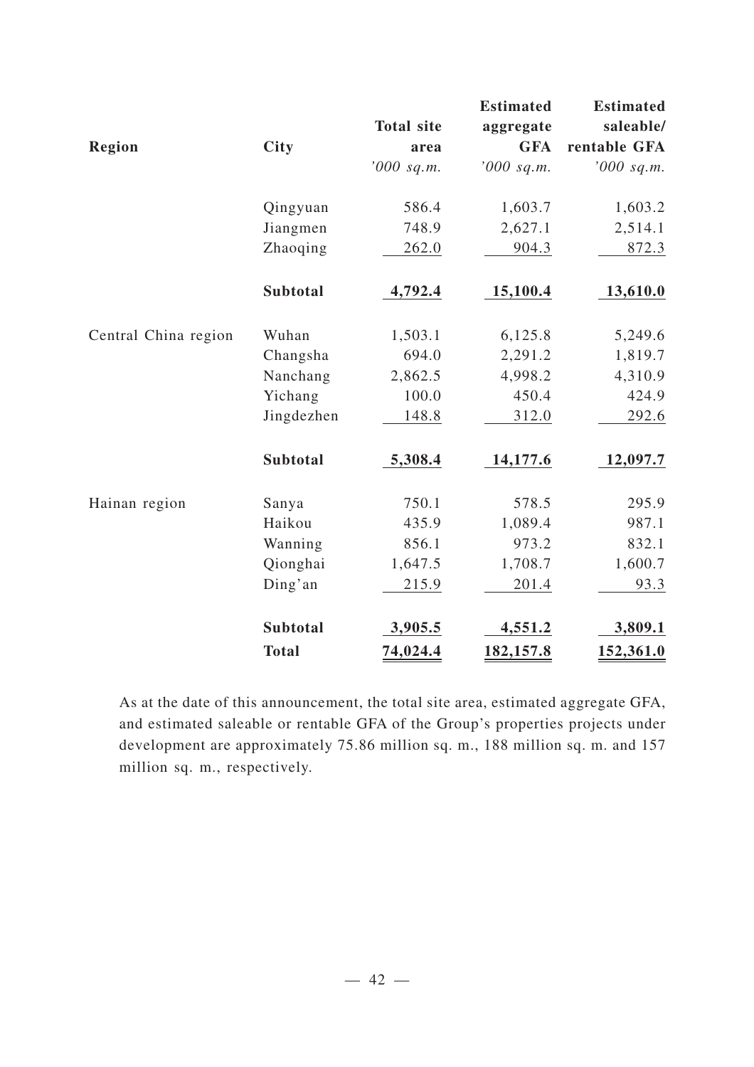| Region | City | Total site area | Estimated aggregate GFA | Estimated saleable/ rentable GFA |
|---|---|---|---|---|
| | | *'000 sq.m.* | *'000 sq.m.* | *'000 sq.m.* |
| | Qingyuan | 586.4 | 1,603.7 | 1,603.2 |
| | Jiangmen | 748.9 | 2,627.1 | 2,514.1 |
| | Zhaoqing | 262.0 | 904.3 | 872.3 |
| | **Subtotal** | **4,792.4** | **15,100.4** | **13,610.0** |
| Central China region | Wuhan | 1,503.1 | 6,125.8 | 5,249.6 |
| | Changsha | 694.0 | 2,291.2 | 1,819.7 |
| | Nanchang | 2,862.5 | 4,998.2 | 4,310.9 |
| | Yichang | 100.0 | 450.4 | 424.9 |
| | Jingdezhen | 148.8 | 312.0 | 292.6 |
| | **Subtotal** | **5,308.4** | **14,177.6** | **12,097.7** |
| Hainan region | Sanya | 750.1 | 578.5 | 295.9 |
| | Haikou | 435.9 | 1,089.4 | 987.1 |
| | Wanning | 856.1 | 973.2 | 832.1 |
| | Qionghai | 1,647.5 | 1,708.7 | 1,600.7 |
| | Ding'an | 215.9 | 201.4 | 93.3 |
| | **Subtotal** | **3,905.5** | **4,551.2** | **3,809.1** |
| | **Total** | **74,024.4** | **182,157.8** | **152,361.0** |

As at the date of this announcement, the total site area, estimated aggregate GFA, and estimated saleable or rentable GFA of the Group's properties projects under development are approximately 75.86 million sq. m., 188 million sq. m. and 157 million sq. m., respectively.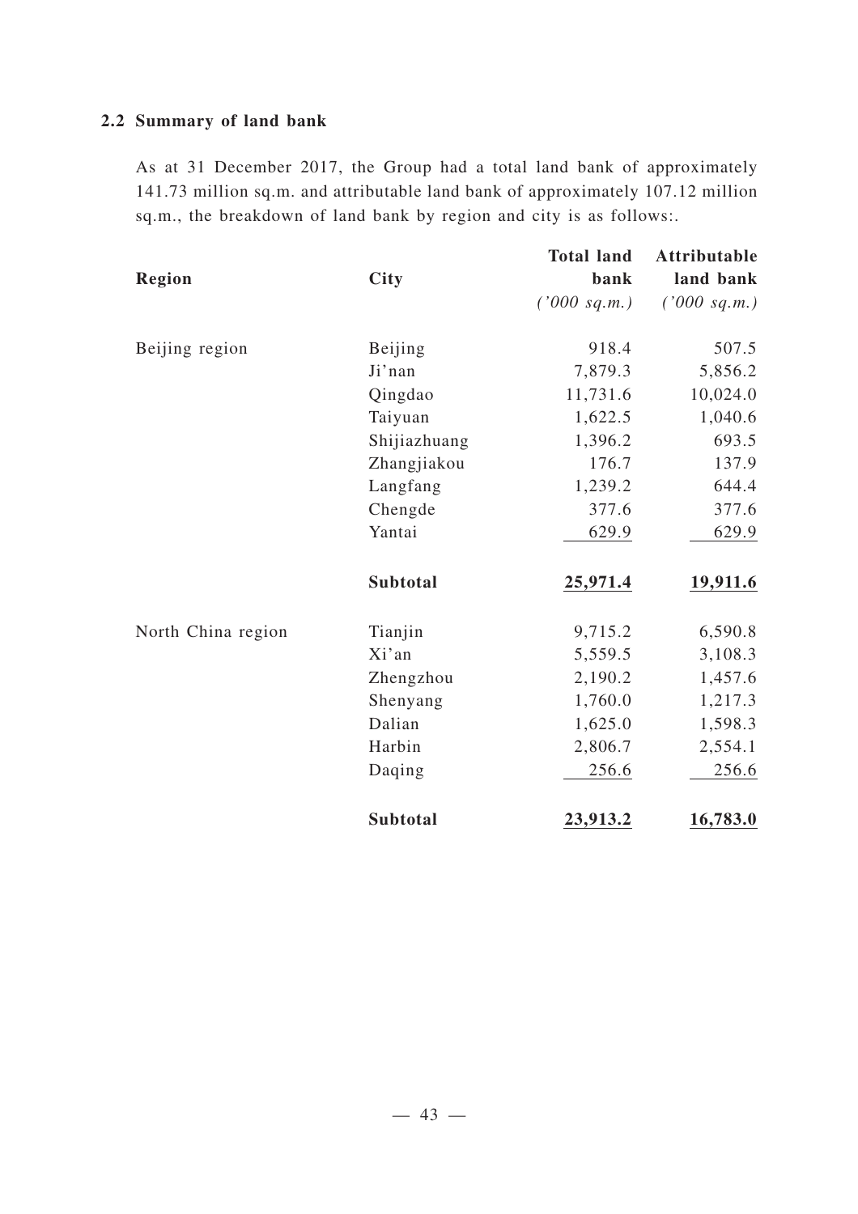## 2.2 Summary of land bank

As at 31 December 2017, the Group had a total land bank of approximately 141.73 million sq.m. and attributable land bank of approximately 107.12 million sq.m., the breakdown of land bank by region and city is as follows:.

| Region | City | Total land bank | Attributable land bank |
|---|---|---|---|
| | | *('000 sq.m.)* | *('000 sq.m.)* |
| Beijing region | Beijing | 918.4 | 507.5 |
| | Ji'nan | 7,879.3 | 5,856.2 |
| | Qingdao | 11,731.6 | 10,024.0 |
| | Taiyuan | 1,622.5 | 1,040.6 |
| | Shijiazhuang | 1,396.2 | 693.5 |
| | Zhangjiakou | 176.7 | 137.9 |
| | Langfang | 1,239.2 | 644.4 |
| | Chengde | 377.6 | 377.6 |
| | Yantai | 629.9 | 629.9 |
| | **Subtotal** | **25,971.4** | **19,911.6** |
| North China region | Tianjin | 9,715.2 | 6,590.8 |
| | Xi'an | 5,559.5 | 3,108.3 |
| | Zhengzhou | 2,190.2 | 1,457.6 |
| | Shenyang | 1,760.0 | 1,217.3 |
| | Dalian | 1,625.0 | 1,598.3 |
| | Harbin | 2,806.7 | 2,554.1 |
| | Daqing | 256.6 | 256.6 |
| | **Subtotal** | **23,913.2** | **16,783.0** |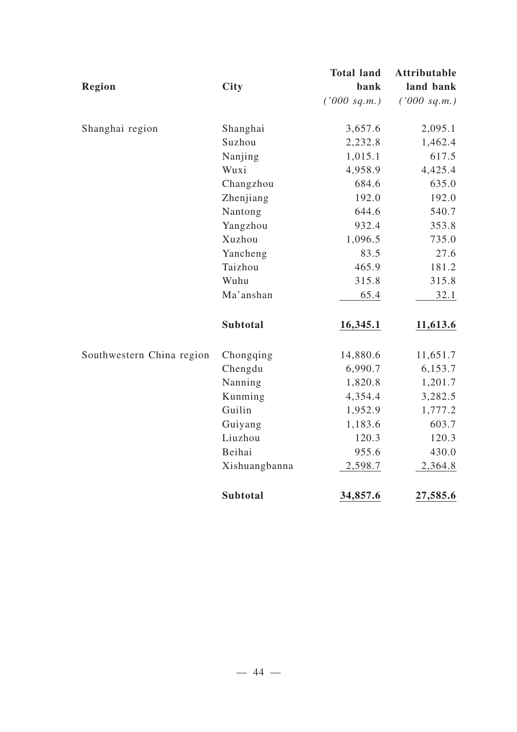| Region | City | Total land bank<br>*('000 sq.m.)* | Attributable land bank<br>*('000 sq.m.)* |
|---|---|---:|---:|
| Shanghai region | Shanghai | 3,657.6 | 2,095.1 |
| | Suzhou | 2,232.8 | 1,462.4 |
| | Nanjing | 1,015.1 | 617.5 |
| | Wuxi | 4,958.9 | 4,425.4 |
| | Changzhou | 684.6 | 635.0 |
| | Zhenjiang | 192.0 | 192.0 |
| | Nantong | 644.6 | 540.7 |
| | Yangzhou | 932.4 | 353.8 |
| | Xuzhou | 1,096.5 | 735.0 |
| | Yancheng | 83.5 | 27.6 |
| | Taizhou | 465.9 | 181.2 |
| | Wuhu | 315.8 | 315.8 |
| | Ma'anshan | 65.4 | 32.1 |
| | **Subtotal** | **16,345.1** | **11,613.6** |
| Southwestern China region | Chongqing | 14,880.6 | 11,651.7 |
| | Chengdu | 6,990.7 | 6,153.7 |
| | Nanning | 1,820.8 | 1,201.7 |
| | Kunming | 4,354.4 | 3,282.5 |
| | Guilin | 1,952.9 | 1,777.2 |
| | Guiyang | 1,183.6 | 603.7 |
| | Liuzhou | 120.3 | 120.3 |
| | Beihai | 955.6 | 430.0 |
| | Xishuangbanna | 2,598.7 | 2,364.8 |
| | **Subtotal** | **34,857.6** | **27,585.6** |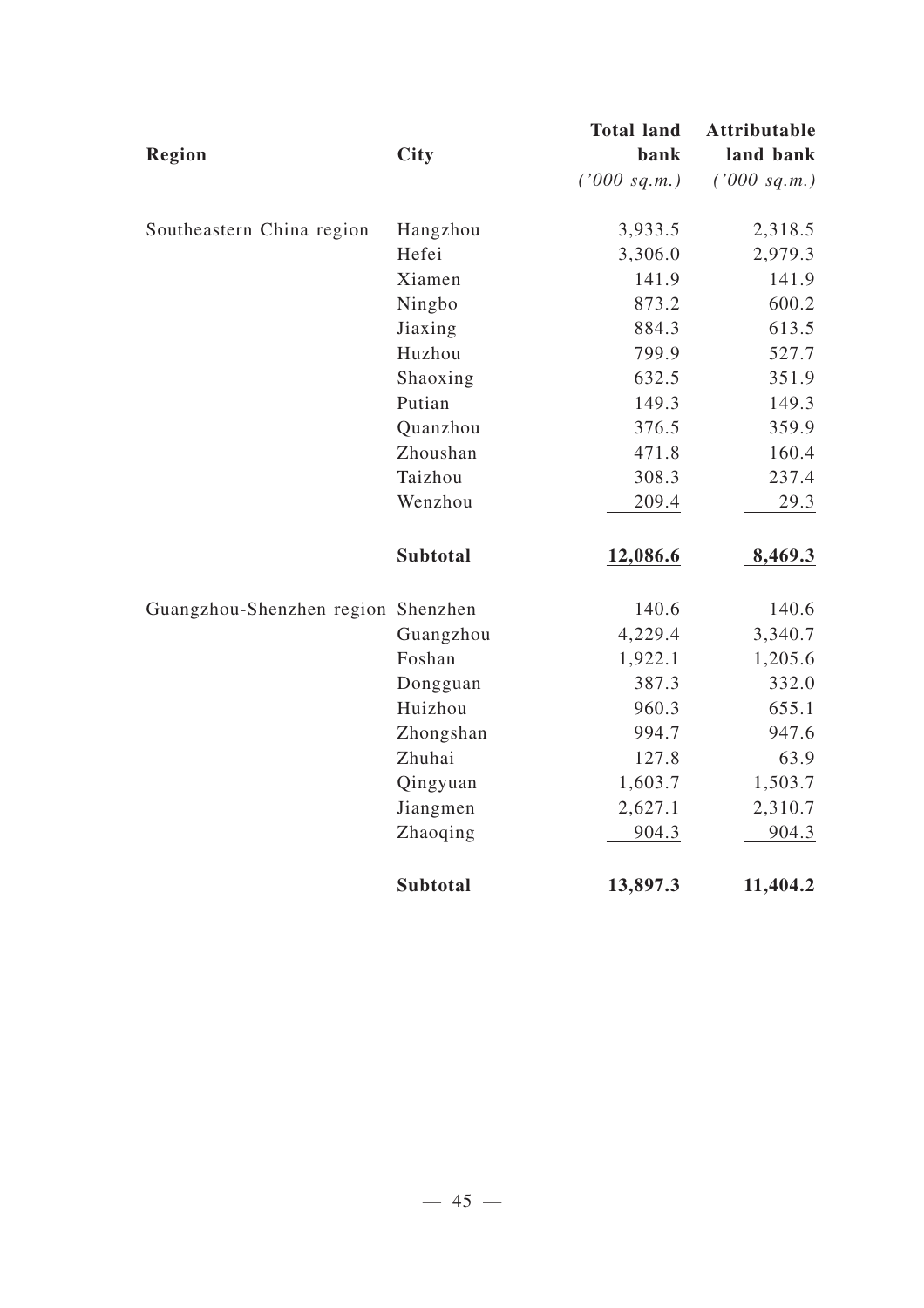| Region | City | Total land bank | Attributable land bank |
|---|---|---|---|
| | | *('000 sq.m.)* | *('000 sq.m.)* |
| Southeastern China region | Hangzhou | 3,933.5 | 2,318.5 |
| | Hefei | 3,306.0 | 2,979.3 |
| | Xiamen | 141.9 | 141.9 |
| | Ningbo | 873.2 | 600.2 |
| | Jiaxing | 884.3 | 613.5 |
| | Huzhou | 799.9 | 527.7 |
| | Shaoxing | 632.5 | 351.9 |
| | Putian | 149.3 | 149.3 |
| | Quanzhou | 376.5 | 359.9 |
| | Zhoushan | 471.8 | 160.4 |
| | Taizhou | 308.3 | 237.4 |
| | Wenzhou | 209.4 | 29.3 |
| | **Subtotal** | **12,086.6** | **8,469.3** |
| Guangzhou-Shenzhen region | Shenzhen | 140.6 | 140.6 |
| | Guangzhou | 4,229.4 | 3,340.7 |
| | Foshan | 1,922.1 | 1,205.6 |
| | Dongguan | 387.3 | 332.0 |
| | Huizhou | 960.3 | 655.1 |
| | Zhongshan | 994.7 | 947.6 |
| | Zhuhai | 127.8 | 63.9 |
| | Qingyuan | 1,603.7 | 1,503.7 |
| | Jiangmen | 2,627.1 | 2,310.7 |
| | Zhaoqing | 904.3 | 904.3 |
| | **Subtotal** | **13,897.3** | **11,404.2** |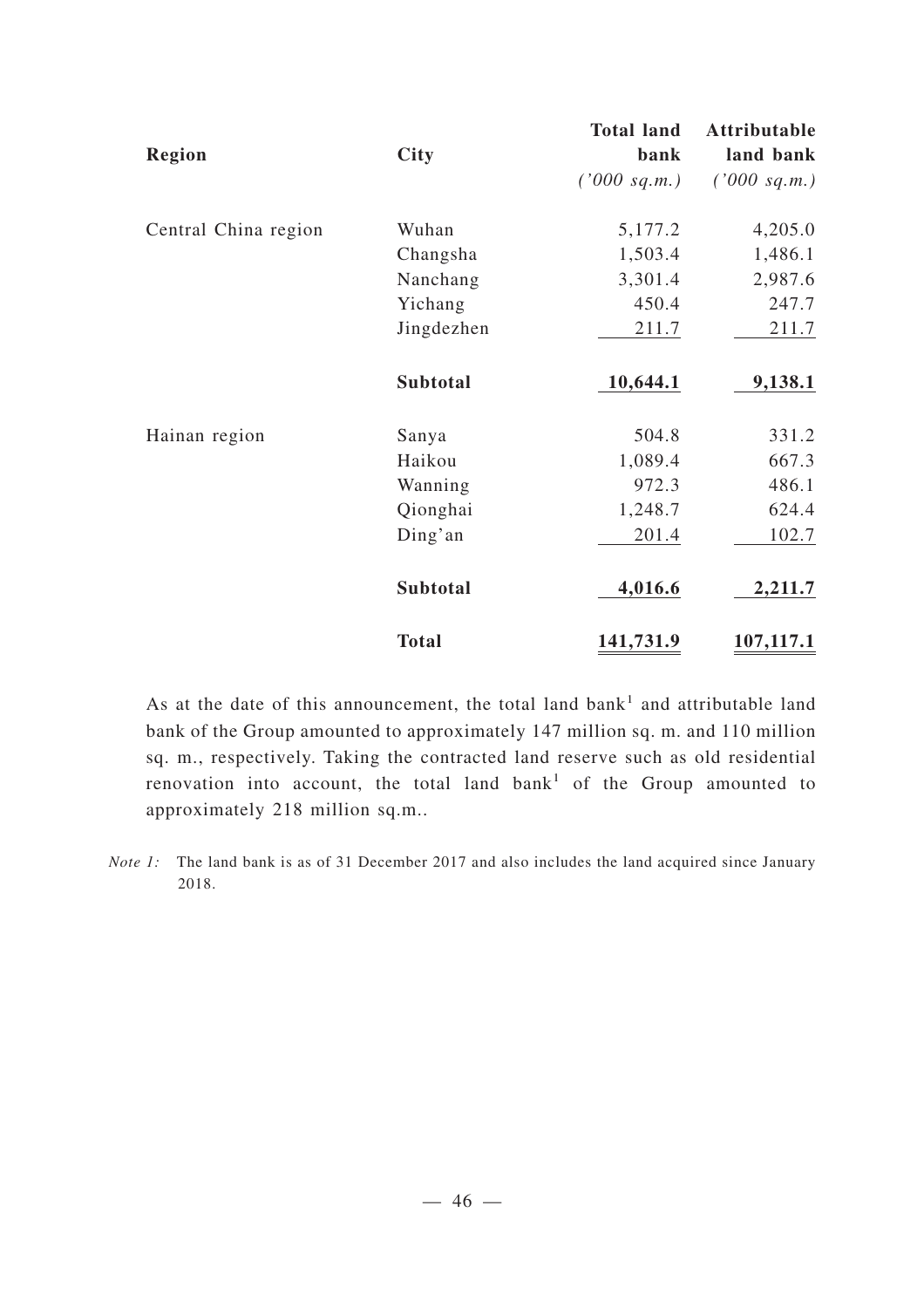| Region | City | Total land bank | Attributable land bank |
|---|---|---|---|
| | | *('000 sq.m.)* | *('000 sq.m.)* |
| Central China region | Wuhan | 5,177.2 | 4,205.0 |
| | Changsha | 1,503.4 | 1,486.1 |
| | Nanchang | 3,301.4 | 2,987.6 |
| | Yichang | 450.4 | 247.7 |
| | Jingdezhen | 211.7 | 211.7 |
| | **Subtotal** | **10,644.1** | **9,138.1** |
| Hainan region | Sanya | 504.8 | 331.2 |
| | Haikou | 1,089.4 | 667.3 |
| | Wanning | 972.3 | 486.1 |
| | Qionghai | 1,248.7 | 624.4 |
| | Ding'an | 201.4 | 102.7 |
| | **Subtotal** | **4,016.6** | **2,211.7** |
| | **Total** | **141,731.9** | **107,117.1** |

As at the date of this announcement, the total land bank[1] and attributable land bank of the Group amounted to approximately 147 million sq. m. and 110 million sq. m., respectively. Taking the contracted land reserve such as old residential renovation into account, the total land bank[1] of the Group amounted to approximately 218 million sq.m..

*Note 1:* The land bank is as of 31 December 2017 and also includes the land acquired since January 2018.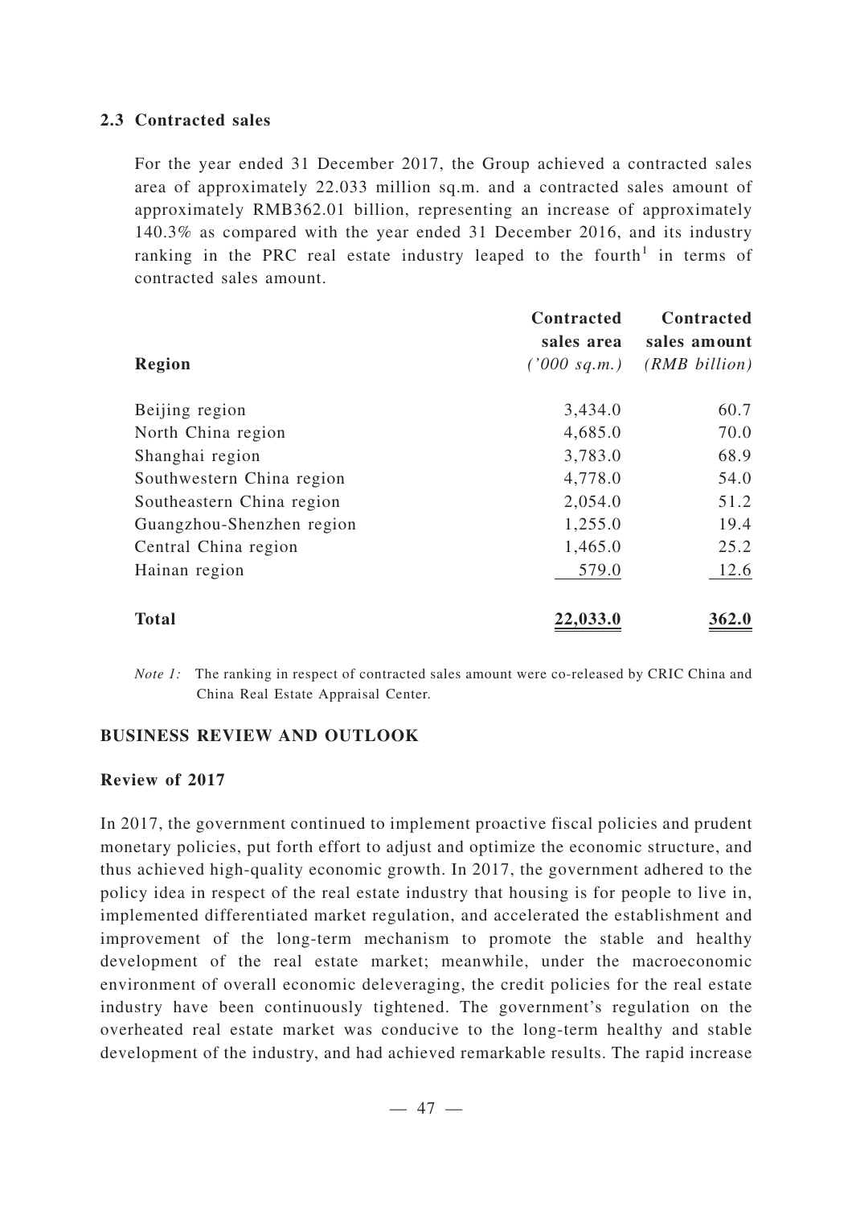### 2.3 Contracted sales

For the year ended 31 December 2017, the Group achieved a contracted sales area of approximately 22.033 million sq.m. and a contracted sales amount of approximately RMB362.01 billion, representing an increase of approximately 140.3% as compared with the year ended 31 December 2016, and its industry ranking in the PRC real estate industry leaped to the fourth[1] in terms of contracted sales amount.

| Region | Contracted sales area *('000 sq.m.)* | Contracted sales amount *(RMB billion)* |
|---|---:|---:|
| Beijing region | 3,434.0 | 60.7 |
| North China region | 4,685.0 | 70.0 |
| Shanghai region | 3,783.0 | 68.9 |
| Southwestern China region | 4,778.0 | 54.0 |
| Southeastern China region | 2,054.0 | 51.2 |
| Guangzhou-Shenzhen region | 1,255.0 | 19.4 |
| Central China region | 1,465.0 | 25.2 |
| Hainan region | 579.0 | 12.6 |
| **Total** | **22,033.0** | **362.0** |

*Note 1:* The ranking in respect of contracted sales amount were co-released by CRIC China and China Real Estate Appraisal Center.

## BUSINESS REVIEW AND OUTLOOK

### Review of 2017

In 2017, the government continued to implement proactive fiscal policies and prudent monetary policies, put forth effort to adjust and optimize the economic structure, and thus achieved high-quality economic growth. In 2017, the government adhered to the policy idea in respect of the real estate industry that housing is for people to live in, implemented differentiated market regulation, and accelerated the establishment and improvement of the long-term mechanism to promote the stable and healthy development of the real estate market; meanwhile, under the macroeconomic environment of overall economic deleveraging, the credit policies for the real estate industry have been continuously tightened. The government's regulation on the overheated real estate market was conducive to the long-term healthy and stable development of the industry, and had achieved remarkable results. The rapid increase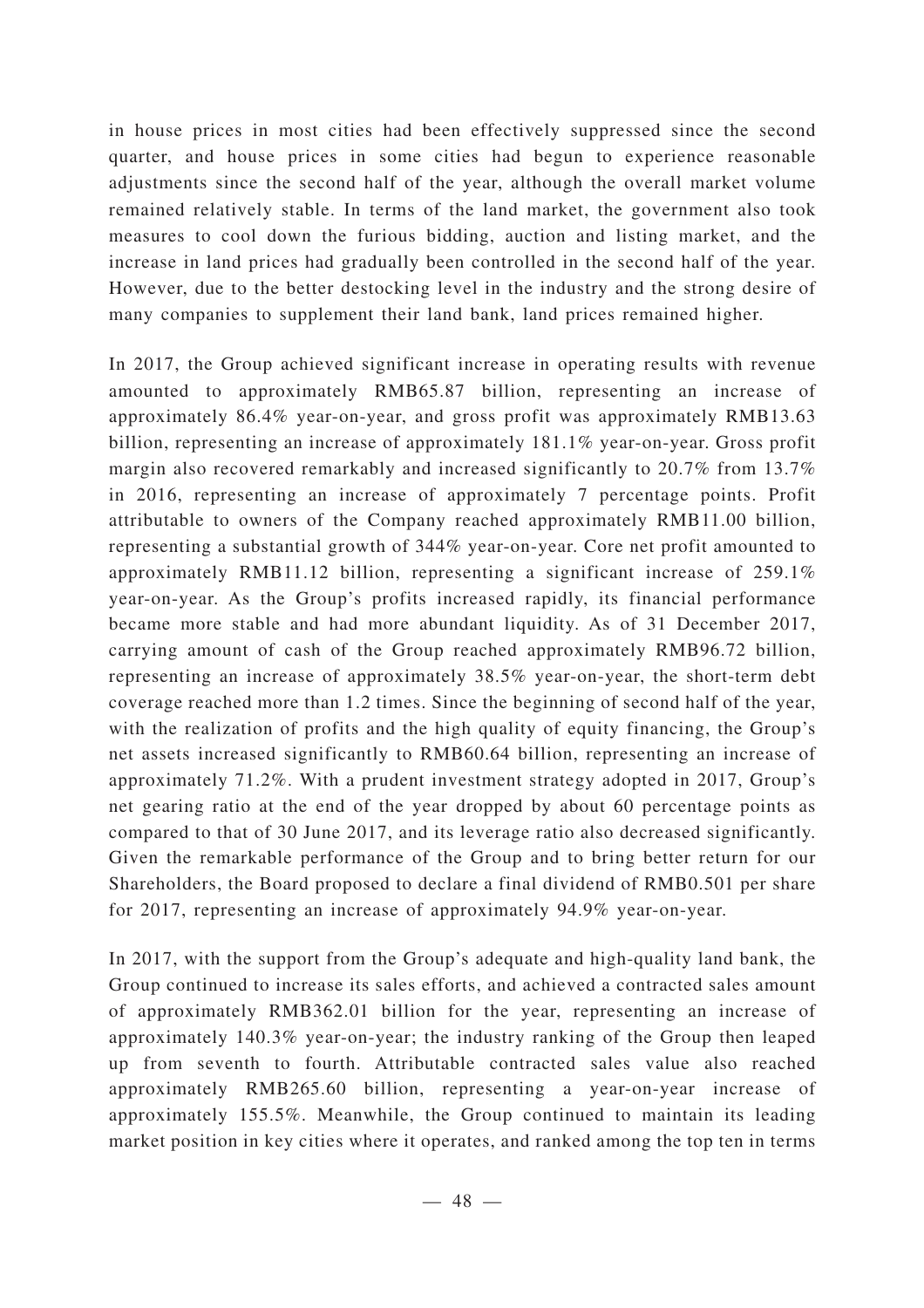in house prices in most cities had been effectively suppressed since the second quarter, and house prices in some cities had begun to experience reasonable adjustments since the second half of the year, although the overall market volume remained relatively stable. In terms of the land market, the government also took measures to cool down the furious bidding, auction and listing market, and the increase in land prices had gradually been controlled in the second half of the year. However, due to the better destocking level in the industry and the strong desire of many companies to supplement their land bank, land prices remained higher.

In 2017, the Group achieved significant increase in operating results with revenue amounted to approximately RMB65.87 billion, representing an increase of approximately 86.4% year-on-year, and gross profit was approximately RMB13.63 billion, representing an increase of approximately 181.1% year-on-year. Gross profit margin also recovered remarkably and increased significantly to 20.7% from 13.7% in 2016, representing an increase of approximately 7 percentage points. Profit attributable to owners of the Company reached approximately RMB11.00 billion, representing a substantial growth of 344% year-on-year. Core net profit amounted to approximately RMB11.12 billion, representing a significant increase of 259.1% year-on-year. As the Group's profits increased rapidly, its financial performance became more stable and had more abundant liquidity. As of 31 December 2017, carrying amount of cash of the Group reached approximately RMB96.72 billion, representing an increase of approximately 38.5% year-on-year, the short-term debt coverage reached more than 1.2 times. Since the beginning of second half of the year, with the realization of profits and the high quality of equity financing, the Group's net assets increased significantly to RMB60.64 billion, representing an increase of approximately 71.2%. With a prudent investment strategy adopted in 2017, Group's net gearing ratio at the end of the year dropped by about 60 percentage points as compared to that of 30 June 2017, and its leverage ratio also decreased significantly. Given the remarkable performance of the Group and to bring better return for our Shareholders, the Board proposed to declare a final dividend of RMB0.501 per share for 2017, representing an increase of approximately 94.9% year-on-year.

In 2017, with the support from the Group's adequate and high-quality land bank, the Group continued to increase its sales efforts, and achieved a contracted sales amount of approximately RMB362.01 billion for the year, representing an increase of approximately 140.3% year-on-year; the industry ranking of the Group then leaped up from seventh to fourth. Attributable contracted sales value also reached approximately RMB265.60 billion, representing a year-on-year increase of approximately 155.5%. Meanwhile, the Group continued to maintain its leading market position in key cities where it operates, and ranked among the top ten in terms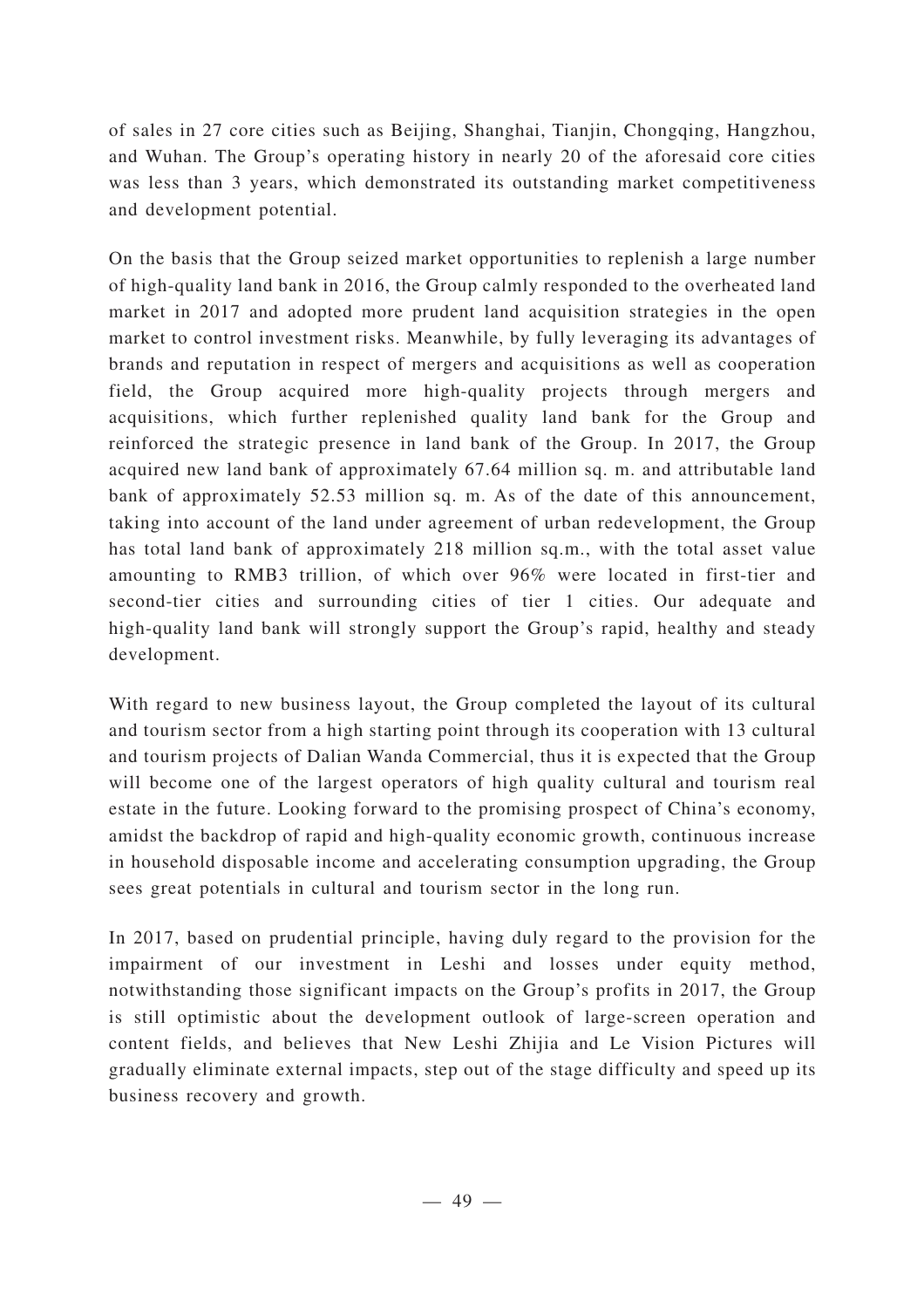of sales in 27 core cities such as Beijing, Shanghai, Tianjin, Chongqing, Hangzhou, and Wuhan. The Group's operating history in nearly 20 of the aforesaid core cities was less than 3 years, which demonstrated its outstanding market competitiveness and development potential.

On the basis that the Group seized market opportunities to replenish a large number of high-quality land bank in 2016, the Group calmly responded to the overheated land market in 2017 and adopted more prudent land acquisition strategies in the open market to control investment risks. Meanwhile, by fully leveraging its advantages of brands and reputation in respect of mergers and acquisitions as well as cooperation field, the Group acquired more high-quality projects through mergers and acquisitions, which further replenished quality land bank for the Group and reinforced the strategic presence in land bank of the Group. In 2017, the Group acquired new land bank of approximately 67.64 million sq. m. and attributable land bank of approximately 52.53 million sq. m. As of the date of this announcement, taking into account of the land under agreement of urban redevelopment, the Group has total land bank of approximately 218 million sq.m., with the total asset value amounting to RMB3 trillion, of which over 96% were located in first-tier and second-tier cities and surrounding cities of tier 1 cities. Our adequate and high-quality land bank will strongly support the Group's rapid, healthy and steady development.

With regard to new business layout, the Group completed the layout of its cultural and tourism sector from a high starting point through its cooperation with 13 cultural and tourism projects of Dalian Wanda Commercial, thus it is expected that the Group will become one of the largest operators of high quality cultural and tourism real estate in the future. Looking forward to the promising prospect of China's economy, amidst the backdrop of rapid and high-quality economic growth, continuous increase in household disposable income and accelerating consumption upgrading, the Group sees great potentials in cultural and tourism sector in the long run.

In 2017, based on prudential principle, having duly regard to the provision for the impairment of our investment in Leshi and losses under equity method, notwithstanding those significant impacts on the Group's profits in 2017, the Group is still optimistic about the development outlook of large-screen operation and content fields, and believes that New Leshi Zhijia and Le Vision Pictures will gradually eliminate external impacts, step out of the stage difficulty and speed up its business recovery and growth.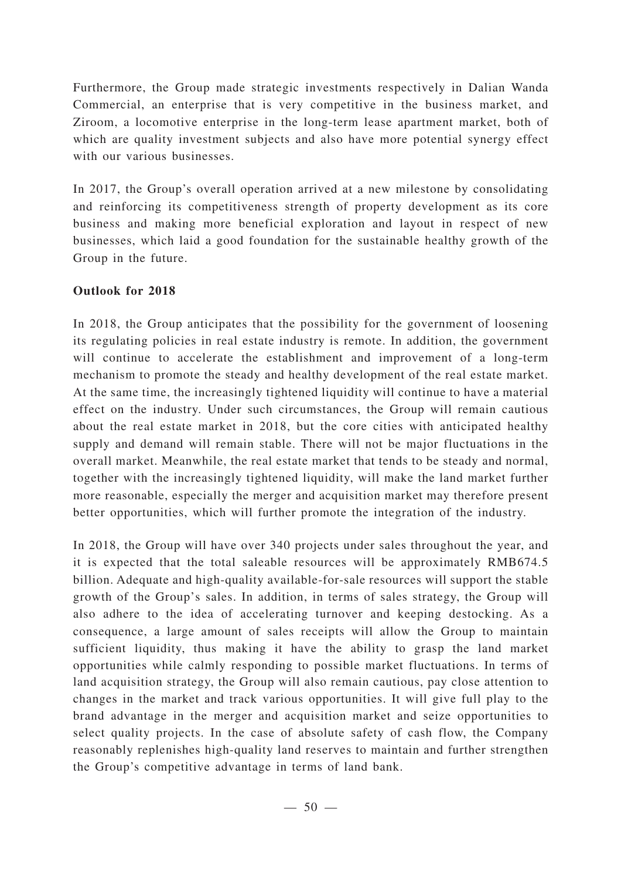Furthermore, the Group made strategic investments respectively in Dalian Wanda Commercial, an enterprise that is very competitive in the business market, and Ziroom, a locomotive enterprise in the long-term lease apartment market, both of which are quality investment subjects and also have more potential synergy effect with our various businesses.

In 2017, the Group's overall operation arrived at a new milestone by consolidating and reinforcing its competitiveness strength of property development as its core business and making more beneficial exploration and layout in respect of new businesses, which laid a good foundation for the sustainable healthy growth of the Group in the future.

**Outlook for 2018**

In 2018, the Group anticipates that the possibility for the government of loosening its regulating policies in real estate industry is remote. In addition, the government will continue to accelerate the establishment and improvement of a long-term mechanism to promote the steady and healthy development of the real estate market. At the same time, the increasingly tightened liquidity will continue to have a material effect on the industry. Under such circumstances, the Group will remain cautious about the real estate market in 2018, but the core cities with anticipated healthy supply and demand will remain stable. There will not be major fluctuations in the overall market. Meanwhile, the real estate market that tends to be steady and normal, together with the increasingly tightened liquidity, will make the land market further more reasonable, especially the merger and acquisition market may therefore present better opportunities, which will further promote the integration of the industry.

In 2018, the Group will have over 340 projects under sales throughout the year, and it is expected that the total saleable resources will be approximately RMB674.5 billion. Adequate and high-quality available-for-sale resources will support the stable growth of the Group's sales. In addition, in terms of sales strategy, the Group will also adhere to the idea of accelerating turnover and keeping destocking. As a consequence, a large amount of sales receipts will allow the Group to maintain sufficient liquidity, thus making it have the ability to grasp the land market opportunities while calmly responding to possible market fluctuations. In terms of land acquisition strategy, the Group will also remain cautious, pay close attention to changes in the market and track various opportunities. It will give full play to the brand advantage in the merger and acquisition market and seize opportunities to select quality projects. In the case of absolute safety of cash flow, the Company reasonably replenishes high-quality land reserves to maintain and further strengthen the Group's competitive advantage in terms of land bank.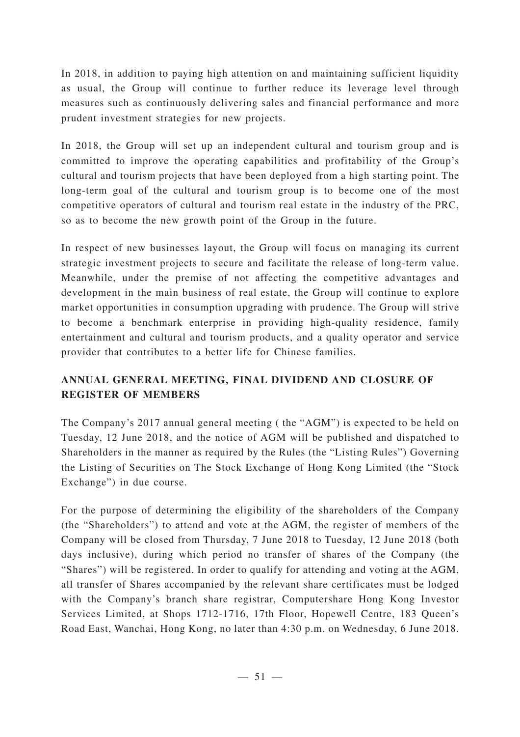In 2018, in addition to paying high attention on and maintaining sufficient liquidity as usual, the Group will continue to further reduce its leverage level through measures such as continuously delivering sales and financial performance and more prudent investment strategies for new projects.

In 2018, the Group will set up an independent cultural and tourism group and is committed to improve the operating capabilities and profitability of the Group's cultural and tourism projects that have been deployed from a high starting point. The long-term goal of the cultural and tourism group is to become one of the most competitive operators of cultural and tourism real estate in the industry of the PRC, so as to become the new growth point of the Group in the future.

In respect of new businesses layout, the Group will focus on managing its current strategic investment projects to secure and facilitate the release of long-term value. Meanwhile, under the premise of not affecting the competitive advantages and development in the main business of real estate, the Group will continue to explore market opportunities in consumption upgrading with prudence. The Group will strive to become a benchmark enterprise in providing high-quality residence, family entertainment and cultural and tourism products, and a quality operator and service provider that contributes to a better life for Chinese families.

## ANNUAL GENERAL MEETING, FINAL DIVIDEND AND CLOSURE OF REGISTER OF MEMBERS

The Company's 2017 annual general meeting ( the "AGM") is expected to be held on Tuesday, 12 June 2018, and the notice of AGM will be published and dispatched to Shareholders in the manner as required by the Rules (the "Listing Rules") Governing the Listing of Securities on The Stock Exchange of Hong Kong Limited (the "Stock Exchange") in due course.

For the purpose of determining the eligibility of the shareholders of the Company (the "Shareholders") to attend and vote at the AGM, the register of members of the Company will be closed from Thursday, 7 June 2018 to Tuesday, 12 June 2018 (both days inclusive), during which period no transfer of shares of the Company (the "Shares") will be registered. In order to qualify for attending and voting at the AGM, all transfer of Shares accompanied by the relevant share certificates must be lodged with the Company's branch share registrar, Computershare Hong Kong Investor Services Limited, at Shops 1712-1716, 17th Floor, Hopewell Centre, 183 Queen's Road East, Wanchai, Hong Kong, no later than 4:30 p.m. on Wednesday, 6 June 2018.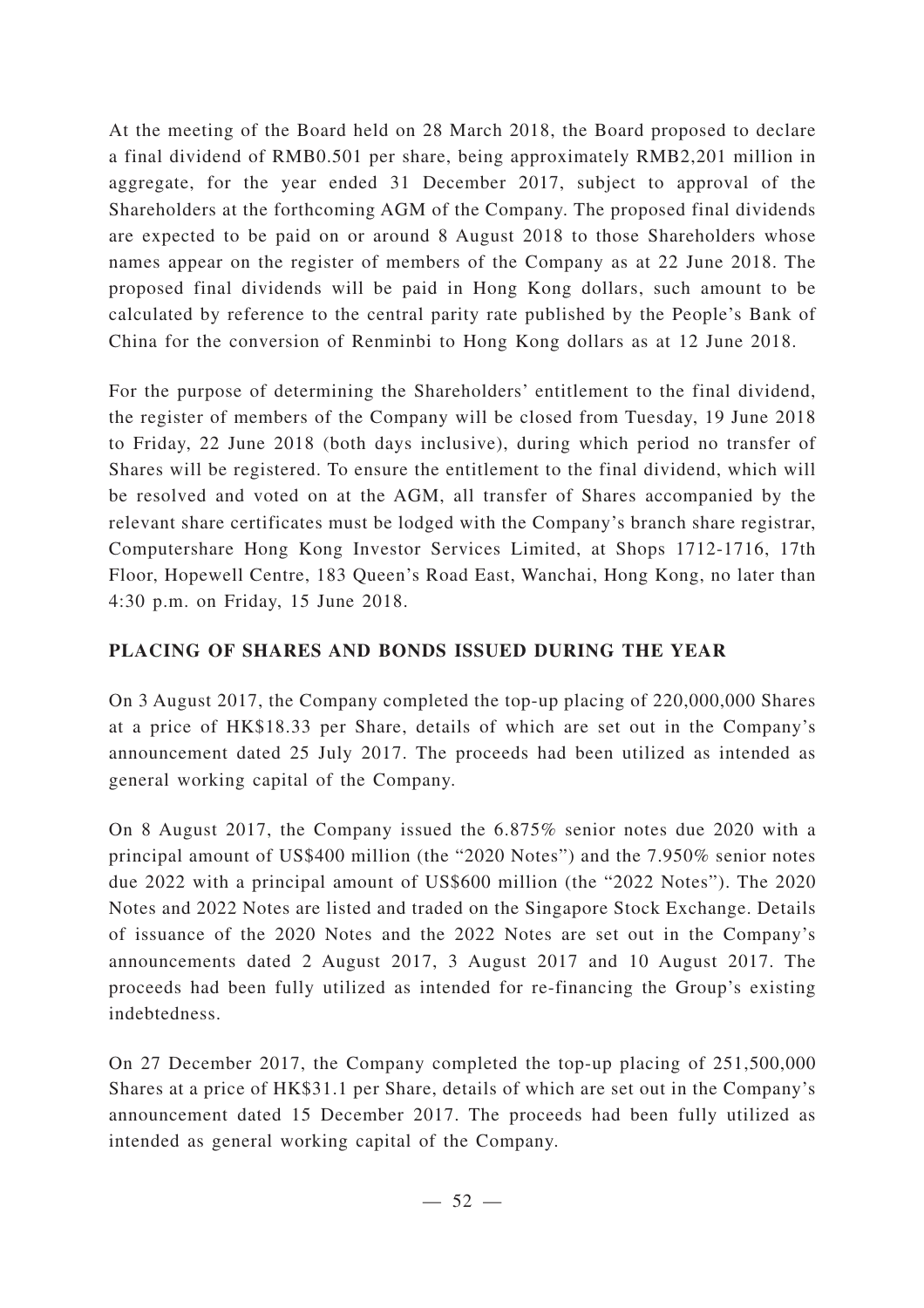At the meeting of the Board held on 28 March 2018, the Board proposed to declare a final dividend of RMB0.501 per share, being approximately RMB2,201 million in aggregate, for the year ended 31 December 2017, subject to approval of the Shareholders at the forthcoming AGM of the Company. The proposed final dividends are expected to be paid on or around 8 August 2018 to those Shareholders whose names appear on the register of members of the Company as at 22 June 2018. The proposed final dividends will be paid in Hong Kong dollars, such amount to be calculated by reference to the central parity rate published by the People's Bank of China for the conversion of Renminbi to Hong Kong dollars as at 12 June 2018.

For the purpose of determining the Shareholders' entitlement to the final dividend, the register of members of the Company will be closed from Tuesday, 19 June 2018 to Friday, 22 June 2018 (both days inclusive), during which period no transfer of Shares will be registered. To ensure the entitlement to the final dividend, which will be resolved and voted on at the AGM, all transfer of Shares accompanied by the relevant share certificates must be lodged with the Company's branch share registrar, Computershare Hong Kong Investor Services Limited, at Shops 1712-1716, 17th Floor, Hopewell Centre, 183 Queen's Road East, Wanchai, Hong Kong, no later than 4:30 p.m. on Friday, 15 June 2018.

## PLACING OF SHARES AND BONDS ISSUED DURING THE YEAR

On 3 August 2017, the Company completed the top-up placing of 220,000,000 Shares at a price of HK$18.33 per Share, details of which are set out in the Company's announcement dated 25 July 2017. The proceeds had been utilized as intended as general working capital of the Company.

On 8 August 2017, the Company issued the 6.875% senior notes due 2020 with a principal amount of US$400 million (the "2020 Notes") and the 7.950% senior notes due 2022 with a principal amount of US$600 million (the "2022 Notes"). The 2020 Notes and 2022 Notes are listed and traded on the Singapore Stock Exchange. Details of issuance of the 2020 Notes and the 2022 Notes are set out in the Company's announcements dated 2 August 2017, 3 August 2017 and 10 August 2017. The proceeds had been fully utilized as intended for re-financing the Group's existing indebtedness.

On 27 December 2017, the Company completed the top-up placing of 251,500,000 Shares at a price of HK$31.1 per Share, details of which are set out in the Company's announcement dated 15 December 2017. The proceeds had been fully utilized as intended as general working capital of the Company.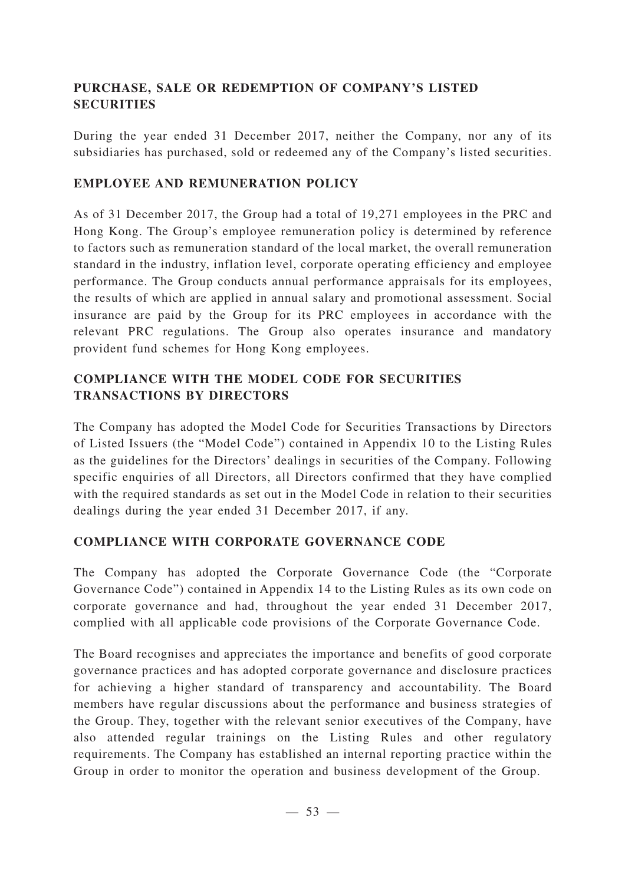## PURCHASE, SALE OR REDEMPTION OF COMPANY'S LISTED SECURITIES

During the year ended 31 December 2017, neither the Company, nor any of its subsidiaries has purchased, sold or redeemed any of the Company's listed securities.

## EMPLOYEE AND REMUNERATION POLICY

As of 31 December 2017, the Group had a total of 19,271 employees in the PRC and Hong Kong. The Group's employee remuneration policy is determined by reference to factors such as remuneration standard of the local market, the overall remuneration standard in the industry, inflation level, corporate operating efficiency and employee performance. The Group conducts annual performance appraisals for its employees, the results of which are applied in annual salary and promotional assessment. Social insurance are paid by the Group for its PRC employees in accordance with the relevant PRC regulations. The Group also operates insurance and mandatory provident fund schemes for Hong Kong employees.

## COMPLIANCE WITH THE MODEL CODE FOR SECURITIES TRANSACTIONS BY DIRECTORS

The Company has adopted the Model Code for Securities Transactions by Directors of Listed Issuers (the "Model Code") contained in Appendix 10 to the Listing Rules as the guidelines for the Directors' dealings in securities of the Company. Following specific enquiries of all Directors, all Directors confirmed that they have complied with the required standards as set out in the Model Code in relation to their securities dealings during the year ended 31 December 2017, if any.

## COMPLIANCE WITH CORPORATE GOVERNANCE CODE

The Company has adopted the Corporate Governance Code (the "Corporate Governance Code") contained in Appendix 14 to the Listing Rules as its own code on corporate governance and had, throughout the year ended 31 December 2017, complied with all applicable code provisions of the Corporate Governance Code.

The Board recognises and appreciates the importance and benefits of good corporate governance practices and has adopted corporate governance and disclosure practices for achieving a higher standard of transparency and accountability. The Board members have regular discussions about the performance and business strategies of the Group. They, together with the relevant senior executives of the Company, have also attended regular trainings on the Listing Rules and other regulatory requirements. The Company has established an internal reporting practice within the Group in order to monitor the operation and business development of the Group.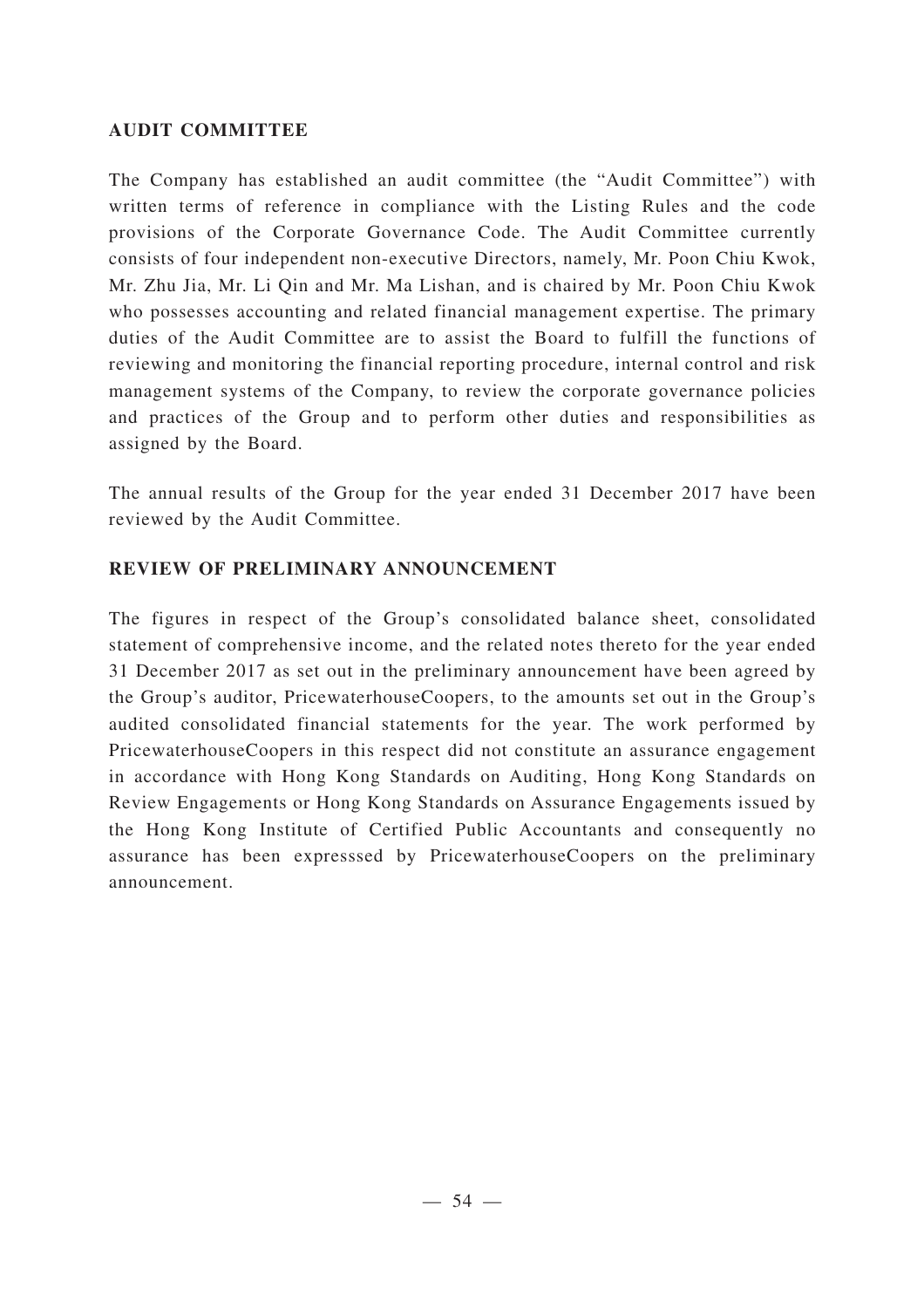## AUDIT COMMITTEE

The Company has established an audit committee (the "Audit Committee") with written terms of reference in compliance with the Listing Rules and the code provisions of the Corporate Governance Code. The Audit Committee currently consists of four independent non-executive Directors, namely, Mr. Poon Chiu Kwok, Mr. Zhu Jia, Mr. Li Qin and Mr. Ma Lishan, and is chaired by Mr. Poon Chiu Kwok who possesses accounting and related financial management expertise. The primary duties of the Audit Committee are to assist the Board to fulfill the functions of reviewing and monitoring the financial reporting procedure, internal control and risk management systems of the Company, to review the corporate governance policies and practices of the Group and to perform other duties and responsibilities as assigned by the Board.

The annual results of the Group for the year ended 31 December 2017 have been reviewed by the Audit Committee.

## REVIEW OF PRELIMINARY ANNOUNCEMENT

The figures in respect of the Group's consolidated balance sheet, consolidated statement of comprehensive income, and the related notes thereto for the year ended 31 December 2017 as set out in the preliminary announcement have been agreed by the Group's auditor, PricewaterhouseCoopers, to the amounts set out in the Group's audited consolidated financial statements for the year. The work performed by PricewaterhouseCoopers in this respect did not constitute an assurance engagement in accordance with Hong Kong Standards on Auditing, Hong Kong Standards on Review Engagements or Hong Kong Standards on Assurance Engagements issued by the Hong Kong Institute of Certified Public Accountants and consequently no assurance has been expresssed by PricewaterhouseCoopers on the preliminary announcement.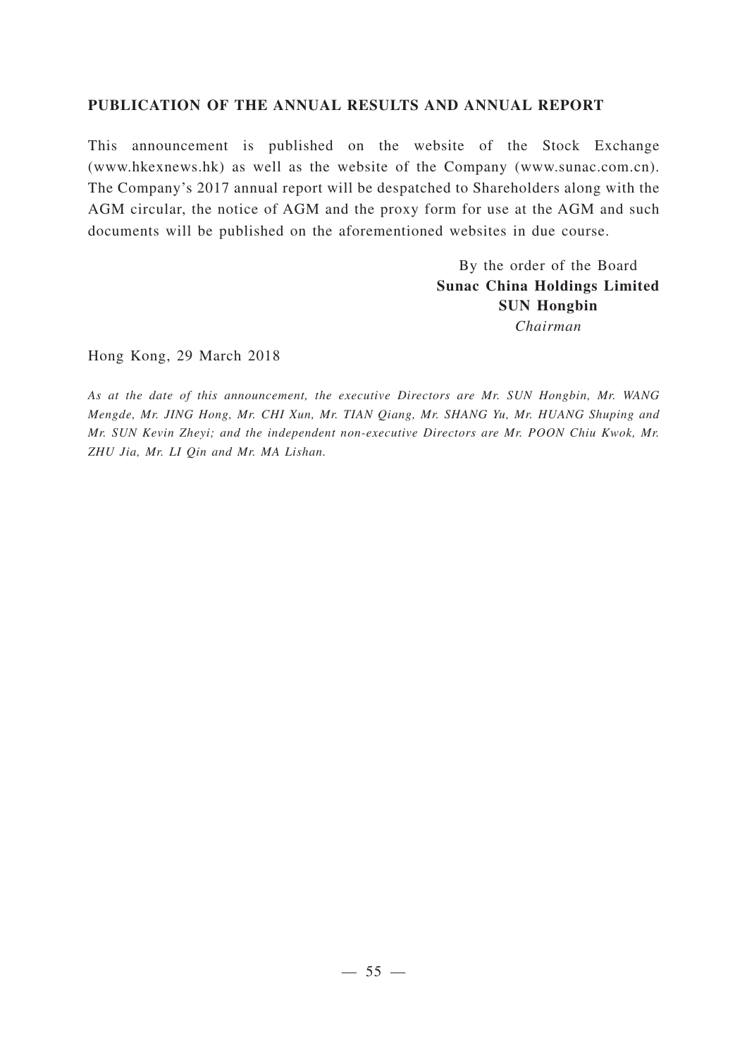**PUBLICATION OF THE ANNUAL RESULTS AND ANNUAL REPORT**

This announcement is published on the website of the Stock Exchange (www.hkexnews.hk) as well as the website of the Company (www.sunac.com.cn). The Company's 2017 annual report will be despatched to Shareholders along with the AGM circular, the notice of AGM and the proxy form for use at the AGM and such documents will be published on the aforementioned websites in due course.

By the order of the Board
**Sunac China Holdings Limited**
**SUN Hongbin**
*Chairman*

Hong Kong, 29 March 2018

*As at the date of this announcement, the executive Directors are Mr. SUN Hongbin, Mr. WANG Mengde, Mr. JING Hong, Mr. CHI Xun, Mr. TIAN Qiang, Mr. SHANG Yu, Mr. HUANG Shuping and Mr. SUN Kevin Zheyi; and the independent non-executive Directors are Mr. POON Chiu Kwok, Mr. ZHU Jia, Mr. LI Qin and Mr. MA Lishan.*